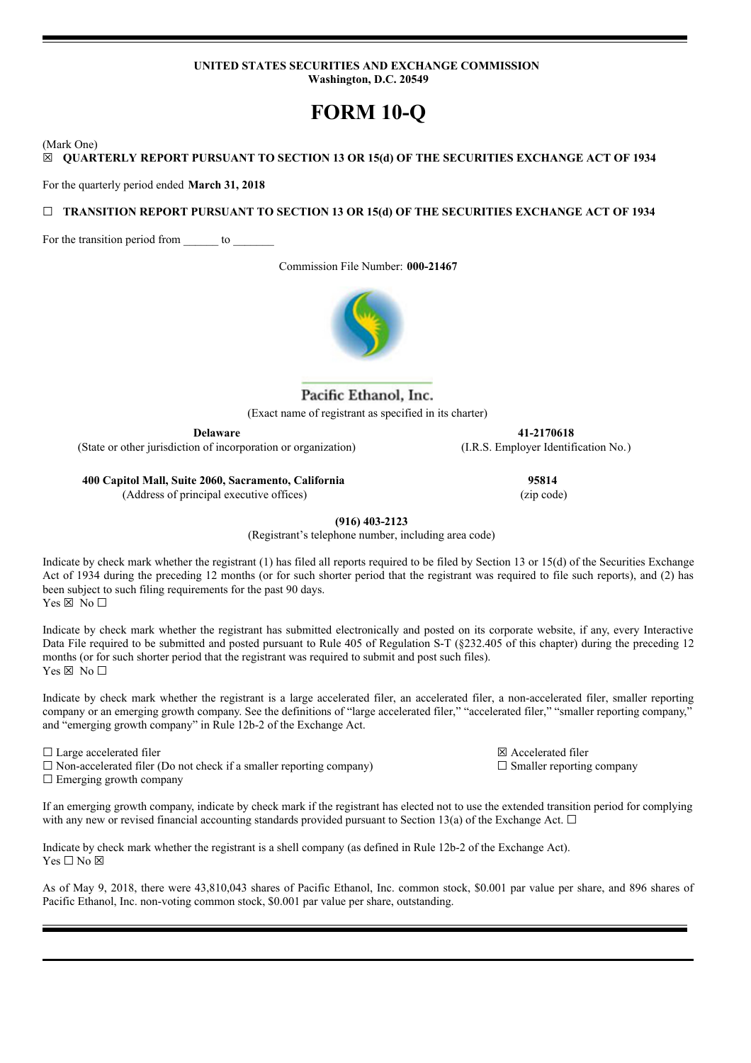**UNITED STATES SECURITIES AND EXCHANGE COMMISSION**
**Washington, D.C. 20549**

# FORM 10-Q

(Mark One)

☒ **QUARTERLY REPORT PURSUANT TO SECTION 13 OR 15(d) OF THE SECURITIES EXCHANGE ACT OF 1934**

For the quarterly period ended **March 31, 2018**

☐ **TRANSITION REPORT PURSUANT TO SECTION 13 OR 15(d) OF THE SECURITIES EXCHANGE ACT OF 1934**

For the transition period from ______ to _______

Commission File Number: **000-21467**

Pacific Ethanol, Inc.

(Exact name of registrant as specified in its charter)

| **Delaware** | **41-2170618** |
|---|---|
| (State or other jurisdiction of incorporation or organization) | (I.R.S. Employer Identification No.) |
| **400 Capitol Mall, Suite 2060, Sacramento, California** | **95814** |
| (Address of principal executive offices) | (zip code) |

**(916) 403-2123**

(Registrant's telephone number, including area code)

Indicate by check mark whether the registrant (1) has filed all reports required to be filed by Section 13 or 15(d) of the Securities Exchange Act of 1934 during the preceding 12 months (or for such shorter period that the registrant was required to file such reports), and (2) has been subject to such filing requirements for the past 90 days.
Yes ☒ No ☐

Indicate by check mark whether the registrant has submitted electronically and posted on its corporate website, if any, every Interactive Data File required to be submitted and posted pursuant to Rule 405 of Regulation S-T (§232.405 of this chapter) during the preceding 12 months (or for such shorter period that the registrant was required to submit and post such files).
Yes ☒ No ☐

Indicate by check mark whether the registrant is a large accelerated filer, an accelerated filer, a non-accelerated filer, smaller reporting company or an emerging growth company. See the definitions of "large accelerated filer," "accelerated filer," "smaller reporting company," and "emerging growth company" in Rule 12b-2 of the Exchange Act.

☐ Large accelerated filer
☒ Accelerated filer
☐ Non-accelerated filer (Do not check if a smaller reporting company)
☐ Smaller reporting company
☐ Emerging growth company

If an emerging growth company, indicate by check mark if the registrant has elected not to use the extended transition period for complying with any new or revised financial accounting standards provided pursuant to Section 13(a) of the Exchange Act. ☐

Indicate by check mark whether the registrant is a shell company (as defined in Rule 12b-2 of the Exchange Act).
Yes ☐ No ☒

As of May 9, 2018, there were 43,810,043 shares of Pacific Ethanol, Inc. common stock, $0.001 par value per share, and 896 shares of Pacific Ethanol, Inc. non-voting common stock, $0.001 par value per share, outstanding.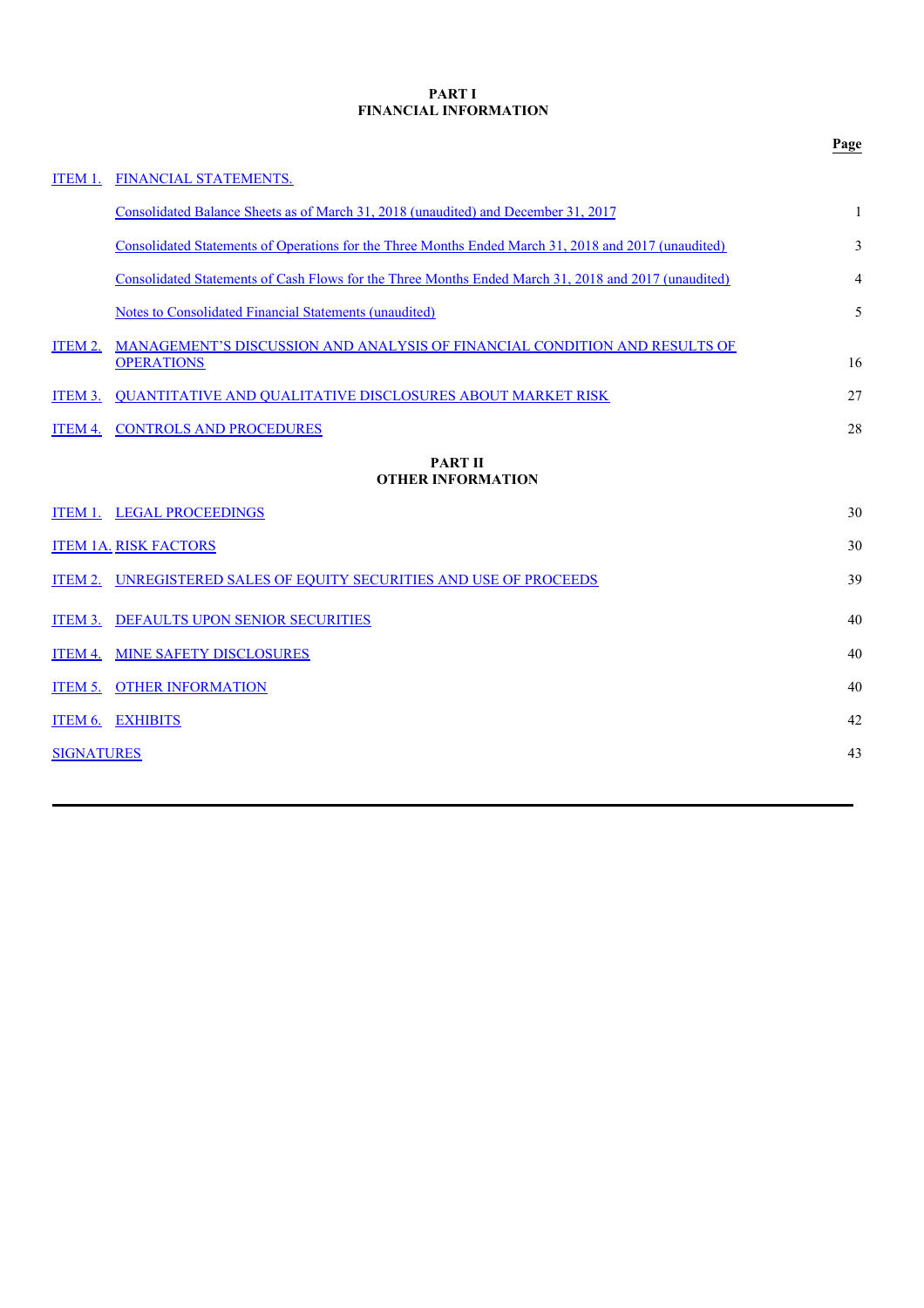# PART I
## FINANCIAL INFORMATION

| | | Page |
|---|---|---|
| ITEM 1. | FINANCIAL STATEMENTS. | |
| | Consolidated Balance Sheets as of March 31, 2018 (unaudited) and December 31, 2017 | 1 |
| | Consolidated Statements of Operations for the Three Months Ended March 31, 2018 and 2017 (unaudited) | 3 |
| | Consolidated Statements of Cash Flows for the Three Months Ended March 31, 2018 and 2017 (unaudited) | 4 |
| | Notes to Consolidated Financial Statements (unaudited) | 5 |
| ITEM 2. | MANAGEMENT'S DISCUSSION AND ANALYSIS OF FINANCIAL CONDITION AND RESULTS OF OPERATIONS | 16 |
| ITEM 3. | QUANTITATIVE AND QUALITATIVE DISCLOSURES ABOUT MARKET RISK | 27 |
| ITEM 4. | CONTROLS AND PROCEDURES | 28 |

# PART II
## OTHER INFORMATION

| | | |
|---|---|---|
| ITEM 1. | LEGAL PROCEEDINGS | 30 |
| ITEM 1A. | RISK FACTORS | 30 |
| ITEM 2. | UNREGISTERED SALES OF EQUITY SECURITIES AND USE OF PROCEEDS | 39 |
| ITEM 3. | DEFAULTS UPON SENIOR SECURITIES | 40 |
| ITEM 4. | MINE SAFETY DISCLOSURES | 40 |
| ITEM 5. | OTHER INFORMATION | 40 |
| ITEM 6. | EXHIBITS | 42 |
| SIGNATURES | | 43 |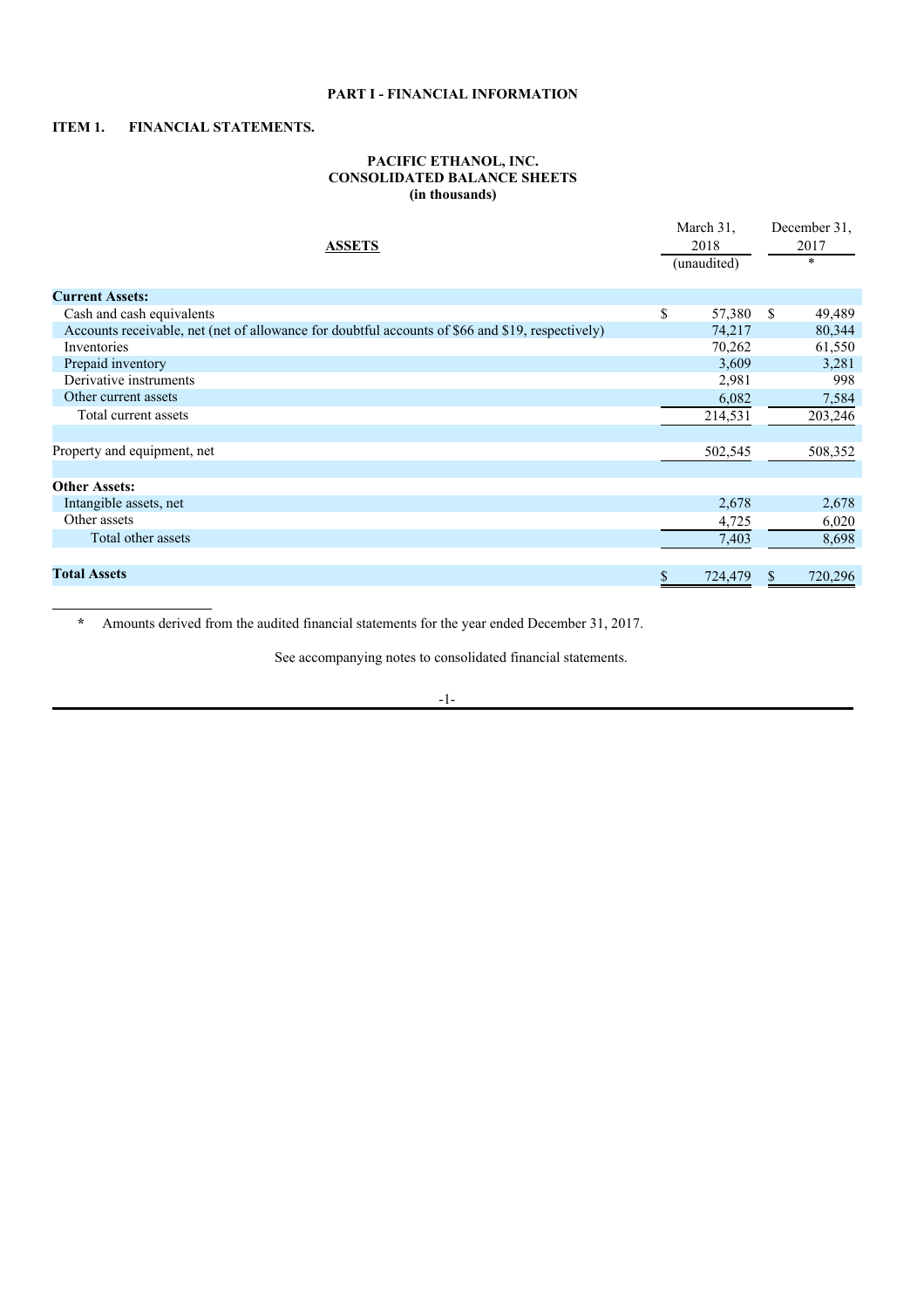## PART I - FINANCIAL INFORMATION

## ITEM 1. FINANCIAL STATEMENTS.

### PACIFIC ETHANOL, INC.
### CONSOLIDATED BALANCE SHEETS
### (in thousands)

| ASSETS | March 31, 2018 (unaudited) | December 31, 2017 * |
|---|---|---|
| **Current Assets:** | | |
| Cash and cash equivalents | $ 57,380 | $ 49,489 |
| Accounts receivable, net (net of allowance for doubtful accounts of $66 and $19, respectively) | 74,217 | 80,344 |
| Inventories | 70,262 | 61,550 |
| Prepaid inventory | 3,609 | 3,281 |
| Derivative instruments | 2,981 | 998 |
| Other current assets | 6,082 | 7,584 |
| Total current assets | 214,531 | 203,246 |
| | | |
| Property and equipment, net | 502,545 | 508,352 |
| | | |
| **Other Assets:** | | |
| Intangible assets, net | 2,678 | 2,678 |
| Other assets | 4,725 | 6,020 |
| Total other assets | 7,403 | 8,698 |
| | | |
| **Total Assets** | $ 724,479 | $ 720,296 |

\* Amounts derived from the audited financial statements for the year ended December 31, 2017.

See accompanying notes to consolidated financial statements.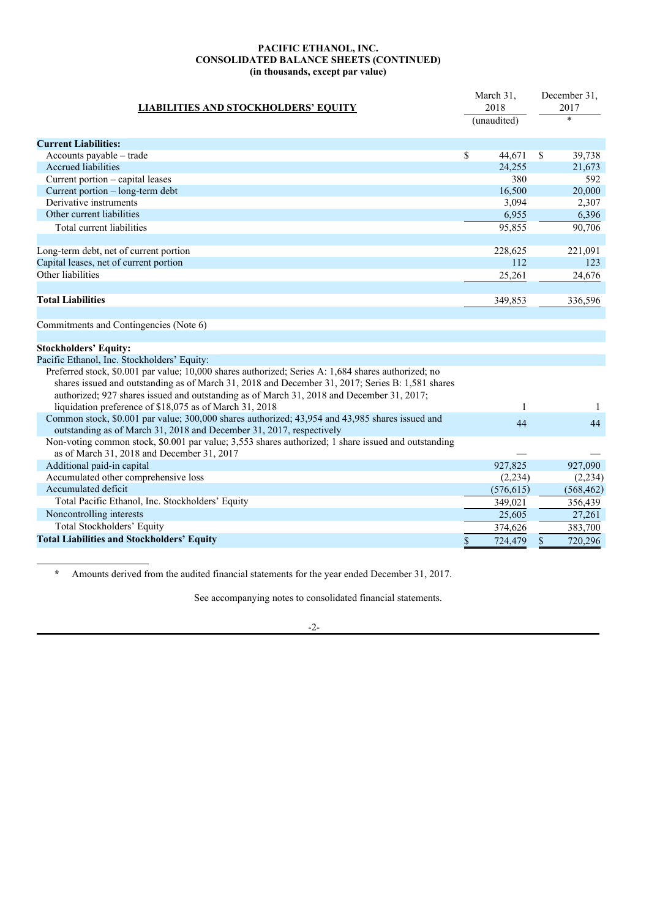**PACIFIC ETHANOL, INC.**
**CONSOLIDATED BALANCE SHEETS (CONTINUED)**
**(in thousands, except par value)**

| LIABILITIES AND STOCKHOLDERS' EQUITY | March 31, 2018 (unaudited) | December 31, 2017 * |
|---|---|---|
| **Current Liabilities:** | | |
| Accounts payable – trade | $ 44,671 | $ 39,738 |
| Accrued liabilities | 24,255 | 21,673 |
| Current portion – capital leases | 380 | 592 |
| Current portion – long-term debt | 16,500 | 20,000 |
| Derivative instruments | 3,094 | 2,307 |
| Other current liabilities | 6,955 | 6,396 |
| Total current liabilities | 95,855 | 90,706 |
| | | |
| Long-term debt, net of current portion | 228,625 | 221,091 |
| Capital leases, net of current portion | 112 | 123 |
| Other liabilities | 25,261 | 24,676 |
| | | |
| **Total Liabilities** | 349,853 | 336,596 |
| | | |
| Commitments and Contingencies (Note 6) | | |
| | | |
| **Stockholders' Equity:** | | |
| Pacific Ethanol, Inc. Stockholders' Equity: | | |
| Preferred stock, $0.001 par value; 10,000 shares authorized; Series A: 1,684 shares authorized; no shares issued and outstanding as of March 31, 2018 and December 31, 2017; Series B: 1,581 shares authorized; 927 shares issued and outstanding as of March 31, 2018 and December 31, 2017; liquidation preference of $18,075 as of March 31, 2018 | 1 | 1 |
| Common stock, $0.001 par value; 300,000 shares authorized; 43,954 and 43,985 shares issued and outstanding as of March 31, 2018 and December 31, 2017, respectively | 44 | 44 |
| Non-voting common stock, $0.001 par value; 3,553 shares authorized; 1 share issued and outstanding as of March 31, 2018 and December 31, 2017 | — | — |
| Additional paid-in capital | 927,825 | 927,090 |
| Accumulated other comprehensive loss | (2,234) | (2,234) |
| Accumulated deficit | (576,615) | (568,462) |
| Total Pacific Ethanol, Inc. Stockholders' Equity | 349,021 | 356,439 |
| Noncontrolling interests | 25,605 | 27,261 |
| Total Stockholders' Equity | 374,626 | 383,700 |
| **Total Liabilities and Stockholders' Equity** | $ 724,479 | $ 720,296 |

\* Amounts derived from the audited financial statements for the year ended December 31, 2017.

See accompanying notes to consolidated financial statements.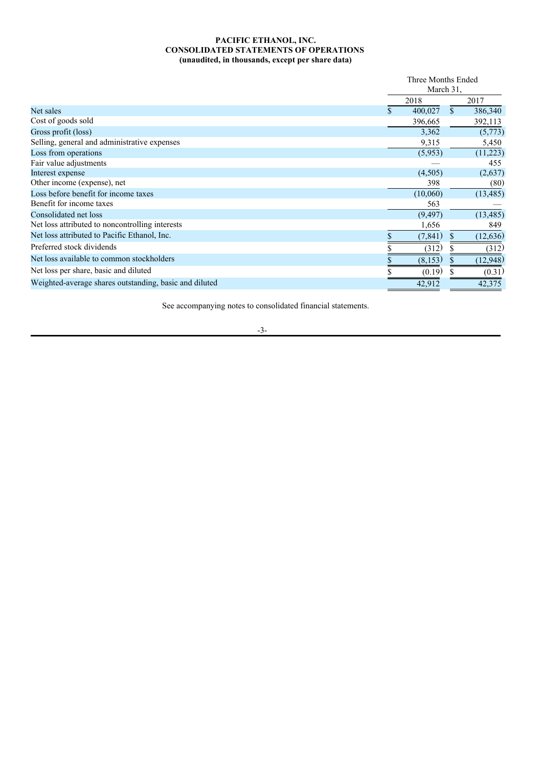**PACIFIC ETHANOL, INC.**
**CONSOLIDATED STATEMENTS OF OPERATIONS**
**(unaudited, in thousands, except per share data)**

| | Three Months Ended March 31, | |
|---|---|---|
| | 2018 | 2017 |
| Net sales | $ 400,027 | $ 386,340 |
| Cost of goods sold | 396,665 | 392,113 |
| Gross profit (loss) | 3,362 | (5,773) |
| Selling, general and administrative expenses | 9,315 | 5,450 |
| Loss from operations | (5,953) | (11,223) |
| Fair value adjustments | — | 455 |
| Interest expense | (4,505) | (2,637) |
| Other income (expense), net | 398 | (80) |
| Loss before benefit for income taxes | (10,060) | (13,485) |
| Benefit for income taxes | 563 | — |
| Consolidated net loss | (9,497) | (13,485) |
| Net loss attributed to noncontrolling interests | 1,656 | 849 |
| Net loss attributed to Pacific Ethanol, Inc. | $ (7,841) | $ (12,636) |
| Preferred stock dividends | $ (312) | $ (312) |
| Net loss available to common stockholders | $ (8,153) | $ (12,948) |
| Net loss per share, basic and diluted | $ (0.19) | $ (0.31) |
| Weighted-average shares outstanding, basic and diluted | 42,912 | 42,375 |

See accompanying notes to consolidated financial statements.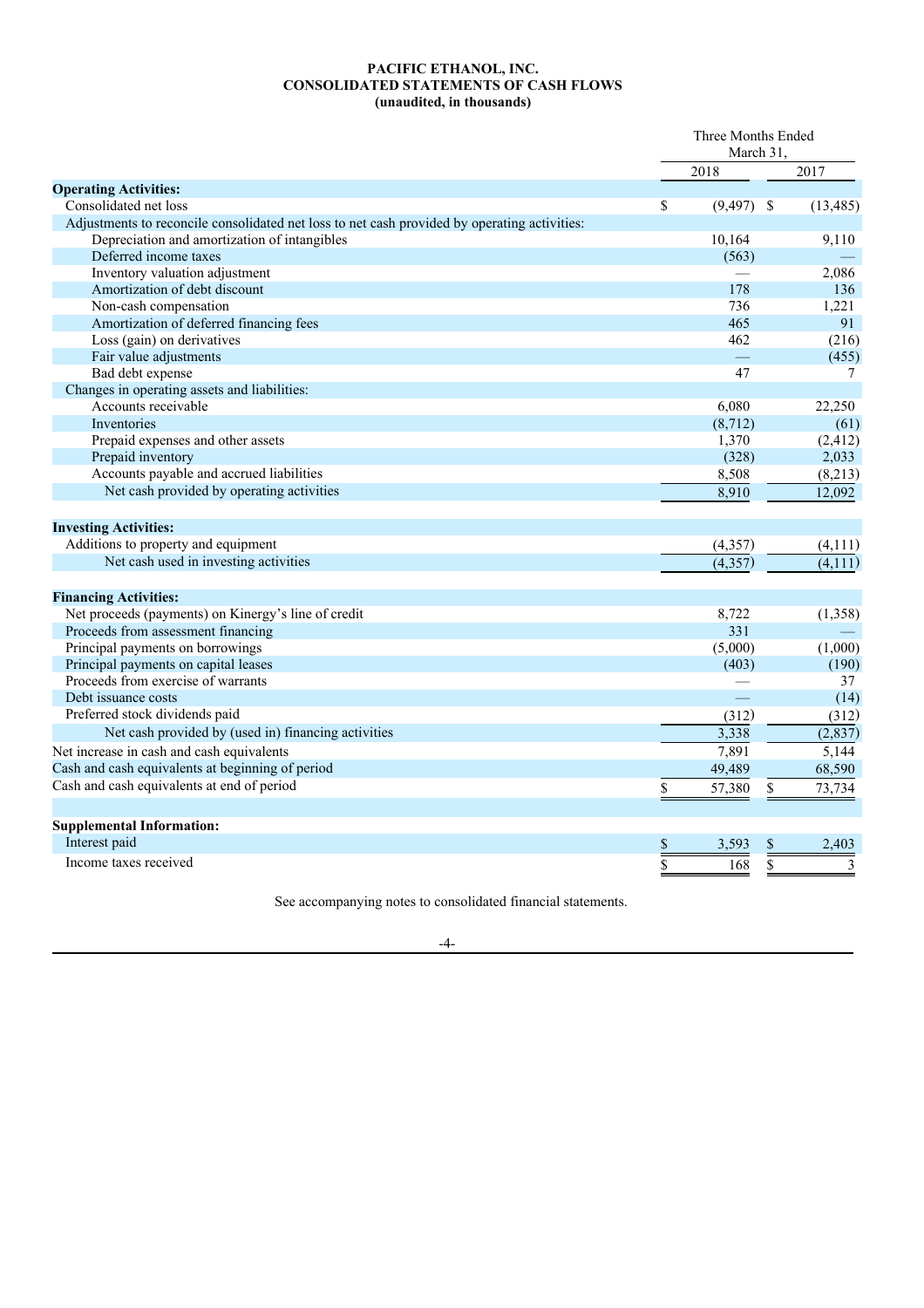**PACIFIC ETHANOL, INC.**
**CONSOLIDATED STATEMENTS OF CASH FLOWS**
**(unaudited, in thousands)**

| | Three Months Ended March 31, | |
|---|---|---|
| | 2018 | 2017 |
| **Operating Activities:** | | |
| Consolidated net loss | $ (9,497) | $ (13,485) |
| Adjustments to reconcile consolidated net loss to net cash provided by operating activities: | | |
| Depreciation and amortization of intangibles | 10,164 | 9,110 |
| Deferred income taxes | (563) | — |
| Inventory valuation adjustment | — | 2,086 |
| Amortization of debt discount | 178 | 136 |
| Non-cash compensation | 736 | 1,221 |
| Amortization of deferred financing fees | 465 | 91 |
| Loss (gain) on derivatives | 462 | (216) |
| Fair value adjustments | — | (455) |
| Bad debt expense | 47 | 7 |
| Changes in operating assets and liabilities: | | |
| Accounts receivable | 6,080 | 22,250 |
| Inventories | (8,712) | (61) |
| Prepaid expenses and other assets | 1,370 | (2,412) |
| Prepaid inventory | (328) | 2,033 |
| Accounts payable and accrued liabilities | 8,508 | (8,213) |
| Net cash provided by operating activities | 8,910 | 12,092 |
| **Investing Activities:** | | |
| Additions to property and equipment | (4,357) | (4,111) |
| Net cash used in investing activities | (4,357) | (4,111) |
| **Financing Activities:** | | |
| Net proceeds (payments) on Kinergy's line of credit | 8,722 | (1,358) |
| Proceeds from assessment financing | 331 | — |
| Principal payments on borrowings | (5,000) | (1,000) |
| Principal payments on capital leases | (403) | (190) |
| Proceeds from exercise of warrants | — | 37 |
| Debt issuance costs | — | (14) |
| Preferred stock dividends paid | (312) | (312) |
| Net cash provided by (used in) financing activities | 3,338 | (2,837) |
| Net increase in cash and cash equivalents | 7,891 | 5,144 |
| Cash and cash equivalents at beginning of period | 49,489 | 68,590 |
| Cash and cash equivalents at end of period | $ 57,380 | $ 73,734 |
| **Supplemental Information:** | | |
| Interest paid | $ 3,593 | $ 2,403 |
| Income taxes received | $ 168 | $ 3 |

See accompanying notes to consolidated financial statements.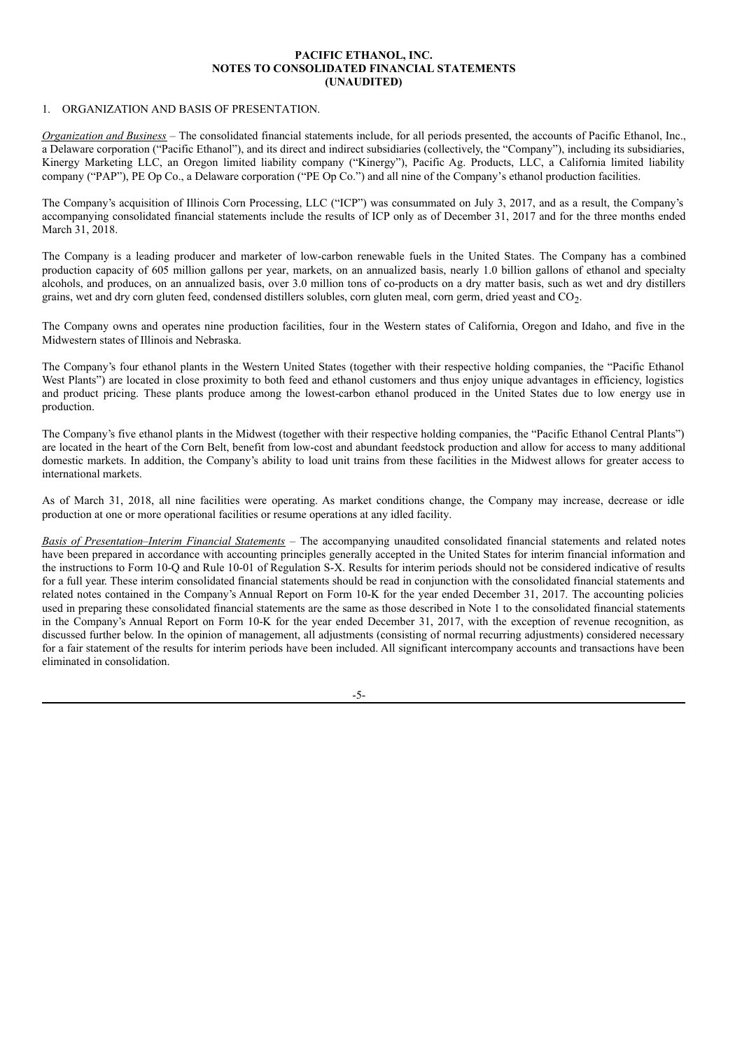**PACIFIC ETHANOL, INC.**
**NOTES TO CONSOLIDATED FINANCIAL STATEMENTS**
**(UNAUDITED)**

1. ORGANIZATION AND BASIS OF PRESENTATION.

*Organization and Business* – The consolidated financial statements include, for all periods presented, the accounts of Pacific Ethanol, Inc., a Delaware corporation ("Pacific Ethanol"), and its direct and indirect subsidiaries (collectively, the "Company"), including its subsidiaries, Kinergy Marketing LLC, an Oregon limited liability company ("Kinergy"), Pacific Ag. Products, LLC, a California limited liability company ("PAP"), PE Op Co., a Delaware corporation ("PE Op Co.") and all nine of the Company's ethanol production facilities.

The Company's acquisition of Illinois Corn Processing, LLC ("ICP") was consummated on July 3, 2017, and as a result, the Company's accompanying consolidated financial statements include the results of ICP only as of December 31, 2017 and for the three months ended March 31, 2018.

The Company is a leading producer and marketer of low-carbon renewable fuels in the United States. The Company has a combined production capacity of 605 million gallons per year, markets, on an annualized basis, nearly 1.0 billion gallons of ethanol and specialty alcohols, and produces, on an annualized basis, over 3.0 million tons of co-products on a dry matter basis, such as wet and dry distillers grains, wet and dry corn gluten feed, condensed distillers solubles, corn gluten meal, corn germ, dried yeast and $CO_2$.

The Company owns and operates nine production facilities, four in the Western states of California, Oregon and Idaho, and five in the Midwestern states of Illinois and Nebraska.

The Company's four ethanol plants in the Western United States (together with their respective holding companies, the "Pacific Ethanol West Plants") are located in close proximity to both feed and ethanol customers and thus enjoy unique advantages in efficiency, logistics and product pricing. These plants produce among the lowest-carbon ethanol produced in the United States due to low energy use in production.

The Company's five ethanol plants in the Midwest (together with their respective holding companies, the "Pacific Ethanol Central Plants") are located in the heart of the Corn Belt, benefit from low-cost and abundant feedstock production and allow for access to many additional domestic markets. In addition, the Company's ability to load unit trains from these facilities in the Midwest allows for greater access to international markets.

As of March 31, 2018, all nine facilities were operating. As market conditions change, the Company may increase, decrease or idle production at one or more operational facilities or resume operations at any idled facility.

*Basis of Presentation–Interim Financial Statements* – The accompanying unaudited consolidated financial statements and related notes have been prepared in accordance with accounting principles generally accepted in the United States for interim financial information and the instructions to Form 10-Q and Rule 10-01 of Regulation S-X. Results for interim periods should not be considered indicative of results for a full year. These interim consolidated financial statements should be read in conjunction with the consolidated financial statements and related notes contained in the Company's Annual Report on Form 10-K for the year ended December 31, 2017. The accounting policies used in preparing these consolidated financial statements are the same as those described in Note 1 to the consolidated financial statements in the Company's Annual Report on Form 10-K for the year ended December 31, 2017, with the exception of revenue recognition, as discussed further below. In the opinion of management, all adjustments (consisting of normal recurring adjustments) considered necessary for a fair statement of the results for interim periods have been included. All significant intercompany accounts and transactions have been eliminated in consolidation.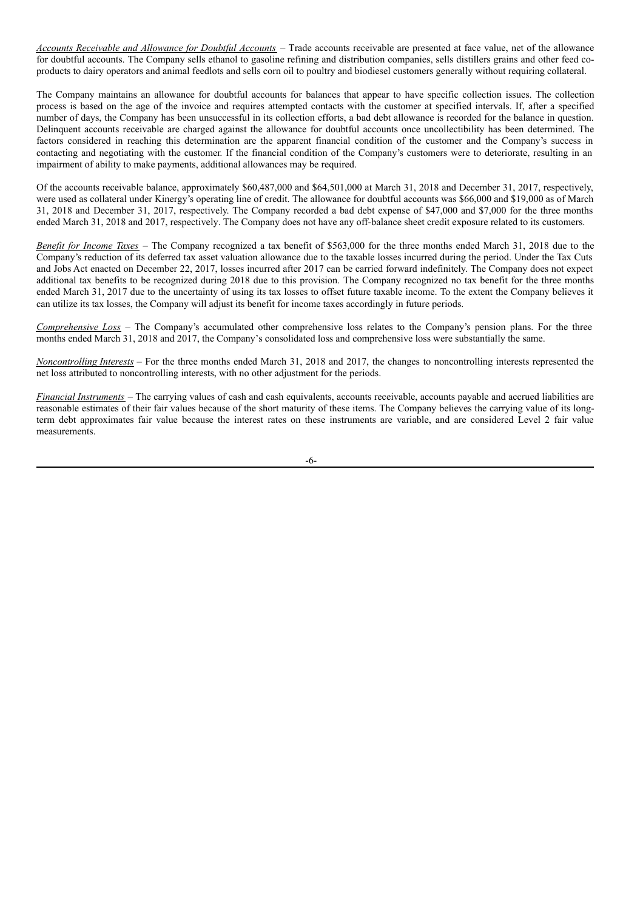*Accounts Receivable and Allowance for Doubtful Accounts* – Trade accounts receivable are presented at face value, net of the allowance for doubtful accounts. The Company sells ethanol to gasoline refining and distribution companies, sells distillers grains and other feed co-products to dairy operators and animal feedlots and sells corn oil to poultry and biodiesel customers generally without requiring collateral.

The Company maintains an allowance for doubtful accounts for balances that appear to have specific collection issues. The collection process is based on the age of the invoice and requires attempted contacts with the customer at specified intervals. If, after a specified number of days, the Company has been unsuccessful in its collection efforts, a bad debt allowance is recorded for the balance in question. Delinquent accounts receivable are charged against the allowance for doubtful accounts once uncollectibility has been determined. The factors considered in reaching this determination are the apparent financial condition of the customer and the Company's success in contacting and negotiating with the customer. If the financial condition of the Company's customers were to deteriorate, resulting in an impairment of ability to make payments, additional allowances may be required.

Of the accounts receivable balance, approximately \$60,487,000 and \$64,501,000 at March 31, 2018 and December 31, 2017, respectively, were used as collateral under Kinergy's operating line of credit. The allowance for doubtful accounts was \$66,000 and \$19,000 as of March 31, 2018 and December 31, 2017, respectively. The Company recorded a bad debt expense of \$47,000 and \$7,000 for the three months ended March 31, 2018 and 2017, respectively. The Company does not have any off-balance sheet credit exposure related to its customers.

*Benefit for Income Taxes* – The Company recognized a tax benefit of \$563,000 for the three months ended March 31, 2018 due to the Company's reduction of its deferred tax asset valuation allowance due to the taxable losses incurred during the period. Under the Tax Cuts and Jobs Act enacted on December 22, 2017, losses incurred after 2017 can be carried forward indefinitely. The Company does not expect additional tax benefits to be recognized during 2018 due to this provision. The Company recognized no tax benefit for the three months ended March 31, 2017 due to the uncertainty of using its tax losses to offset future taxable income. To the extent the Company believes it can utilize its tax losses, the Company will adjust its benefit for income taxes accordingly in future periods.

*Comprehensive Loss* – The Company's accumulated other comprehensive loss relates to the Company's pension plans. For the three months ended March 31, 2018 and 2017, the Company's consolidated loss and comprehensive loss were substantially the same.

*Noncontrolling Interests* – For the three months ended March 31, 2018 and 2017, the changes to noncontrolling interests represented the net loss attributed to noncontrolling interests, with no other adjustment for the periods.

*Financial Instruments* – The carrying values of cash and cash equivalents, accounts receivable, accounts payable and accrued liabilities are reasonable estimates of their fair values because of the short maturity of these items. The Company believes the carrying value of its long-term debt approximates fair value because the interest rates on these instruments are variable, and are considered Level 2 fair value measurements.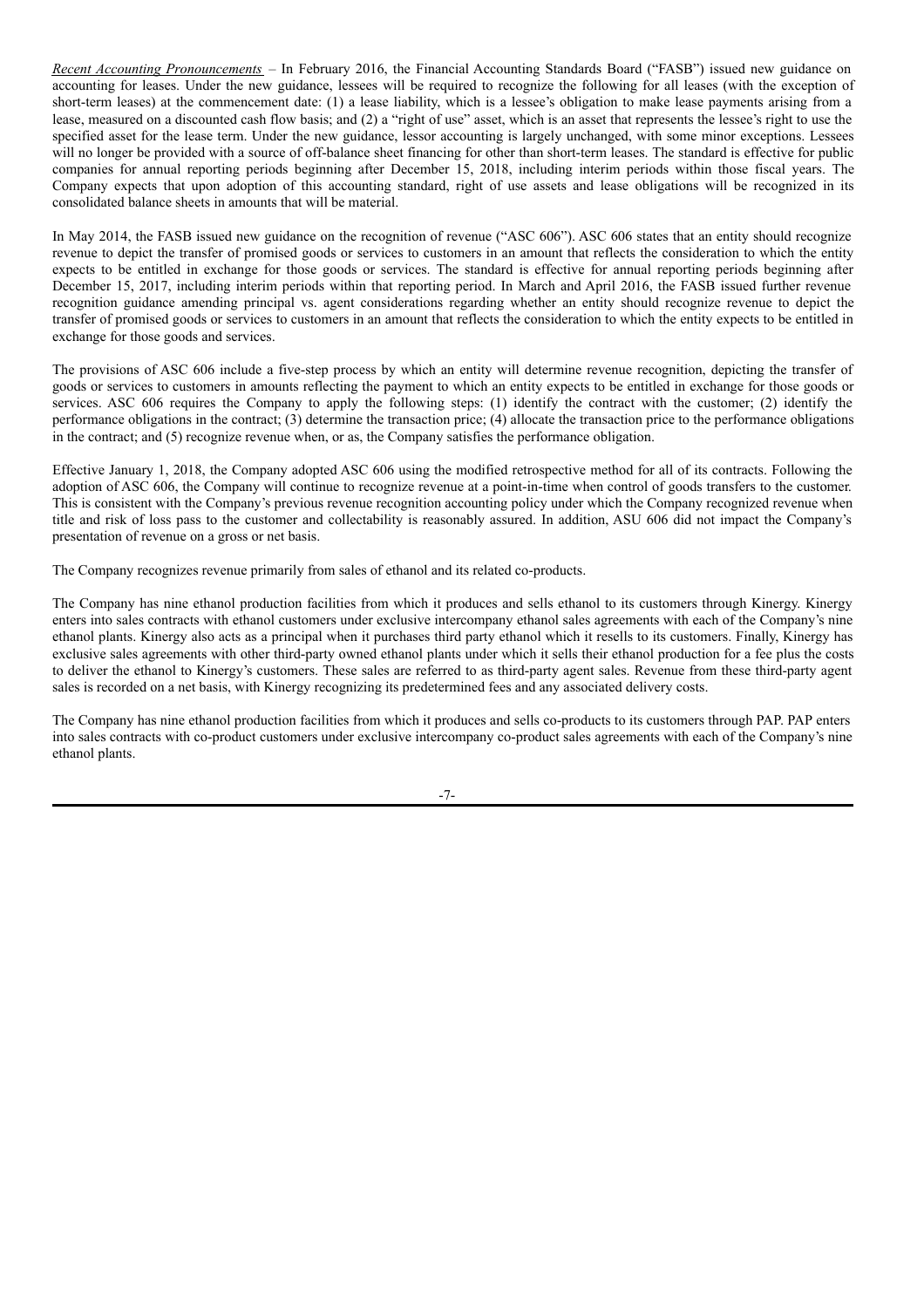*Recent Accounting Pronouncements* – In February 2016, the Financial Accounting Standards Board ("FASB") issued new guidance on accounting for leases. Under the new guidance, lessees will be required to recognize the following for all leases (with the exception of short-term leases) at the commencement date: (1) a lease liability, which is a lessee's obligation to make lease payments arising from a lease, measured on a discounted cash flow basis; and (2) a "right of use" asset, which is an asset that represents the lessee's right to use the specified asset for the lease term. Under the new guidance, lessor accounting is largely unchanged, with some minor exceptions. Lessees will no longer be provided with a source of off-balance sheet financing for other than short-term leases. The standard is effective for public companies for annual reporting periods beginning after December 15, 2018, including interim periods within those fiscal years. The Company expects that upon adoption of this accounting standard, right of use assets and lease obligations will be recognized in its consolidated balance sheets in amounts that will be material.

In May 2014, the FASB issued new guidance on the recognition of revenue ("ASC 606"). ASC 606 states that an entity should recognize revenue to depict the transfer of promised goods or services to customers in an amount that reflects the consideration to which the entity expects to be entitled in exchange for those goods or services. The standard is effective for annual reporting periods beginning after December 15, 2017, including interim periods within that reporting period. In March and April 2016, the FASB issued further revenue recognition guidance amending principal vs. agent considerations regarding whether an entity should recognize revenue to depict the transfer of promised goods or services to customers in an amount that reflects the consideration to which the entity expects to be entitled in exchange for those goods and services.

The provisions of ASC 606 include a five-step process by which an entity will determine revenue recognition, depicting the transfer of goods or services to customers in amounts reflecting the payment to which an entity expects to be entitled in exchange for those goods or services. ASC 606 requires the Company to apply the following steps: (1) identify the contract with the customer; (2) identify the performance obligations in the contract; (3) determine the transaction price; (4) allocate the transaction price to the performance obligations in the contract; and (5) recognize revenue when, or as, the Company satisfies the performance obligation.

Effective January 1, 2018, the Company adopted ASC 606 using the modified retrospective method for all of its contracts. Following the adoption of ASC 606, the Company will continue to recognize revenue at a point-in-time when control of goods transfers to the customer. This is consistent with the Company's previous revenue recognition accounting policy under which the Company recognized revenue when title and risk of loss pass to the customer and collectability is reasonably assured. In addition, ASU 606 did not impact the Company's presentation of revenue on a gross or net basis.

The Company recognizes revenue primarily from sales of ethanol and its related co-products.

The Company has nine ethanol production facilities from which it produces and sells ethanol to its customers through Kinergy. Kinergy enters into sales contracts with ethanol customers under exclusive intercompany ethanol sales agreements with each of the Company's nine ethanol plants. Kinergy also acts as a principal when it purchases third party ethanol which it resells to its customers. Finally, Kinergy has exclusive sales agreements with other third-party owned ethanol plants under which it sells their ethanol production for a fee plus the costs to deliver the ethanol to Kinergy's customers. These sales are referred to as third-party agent sales. Revenue from these third-party agent sales is recorded on a net basis, with Kinergy recognizing its predetermined fees and any associated delivery costs.

The Company has nine ethanol production facilities from which it produces and sells co-products to its customers through PAP. PAP enters into sales contracts with co-product customers under exclusive intercompany co-product sales agreements with each of the Company's nine ethanol plants.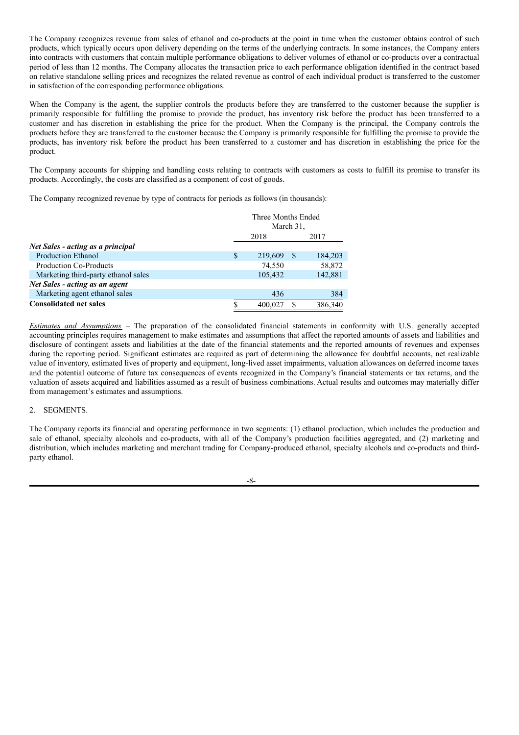The Company recognizes revenue from sales of ethanol and co-products at the point in time when the customer obtains control of such products, which typically occurs upon delivery depending on the terms of the underlying contracts. In some instances, the Company enters into contracts with customers that contain multiple performance obligations to deliver volumes of ethanol or co-products over a contractual period of less than 12 months. The Company allocates the transaction price to each performance obligation identified in the contract based on relative standalone selling prices and recognizes the related revenue as control of each individual product is transferred to the customer in satisfaction of the corresponding performance obligations.

When the Company is the agent, the supplier controls the products before they are transferred to the customer because the supplier is primarily responsible for fulfilling the promise to provide the product, has inventory risk before the product has been transferred to a customer and has discretion in establishing the price for the product. When the Company is the principal, the Company controls the products before they are transferred to the customer because the Company is primarily responsible for fulfilling the promise to provide the products, has inventory risk before the product has been transferred to a customer and has discretion in establishing the price for the product.

The Company accounts for shipping and handling costs relating to contracts with customers as costs to fulfill its promise to transfer its products. Accordingly, the costs are classified as a component of cost of goods.

The Company recognized revenue by type of contracts for periods as follows (in thousands):

| | Three Months Ended March 31, | |
|---|---|---|
| | 2018 | 2017 |
| ***Net Sales - acting as a principal*** | | |
| Production Ethanol | $ 219,609 | $ 184,203 |
| Production Co-Products | 74,550 | 58,872 |
| Marketing third-party ethanol sales | 105,432 | 142,881 |
| ***Net Sales - acting as an agent*** | | |
| Marketing agent ethanol sales | 436 | 384 |
| **Consolidated net sales** | $ 400,027 | $ 386,340 |

*Estimates and Assumptions* – The preparation of the consolidated financial statements in conformity with U.S. generally accepted accounting principles requires management to make estimates and assumptions that affect the reported amounts of assets and liabilities and disclosure of contingent assets and liabilities at the date of the financial statements and the reported amounts of revenues and expenses during the reporting period. Significant estimates are required as part of determining the allowance for doubtful accounts, net realizable value of inventory, estimated lives of property and equipment, long-lived asset impairments, valuation allowances on deferred income taxes and the potential outcome of future tax consequences of events recognized in the Company's financial statements or tax returns, and the valuation of assets acquired and liabilities assumed as a result of business combinations. Actual results and outcomes may materially differ from management's estimates and assumptions.

2. SEGMENTS.

The Company reports its financial and operating performance in two segments: (1) ethanol production, which includes the production and sale of ethanol, specialty alcohols and co-products, with all of the Company's production facilities aggregated, and (2) marketing and distribution, which includes marketing and merchant trading for Company-produced ethanol, specialty alcohols and co-products and third-party ethanol.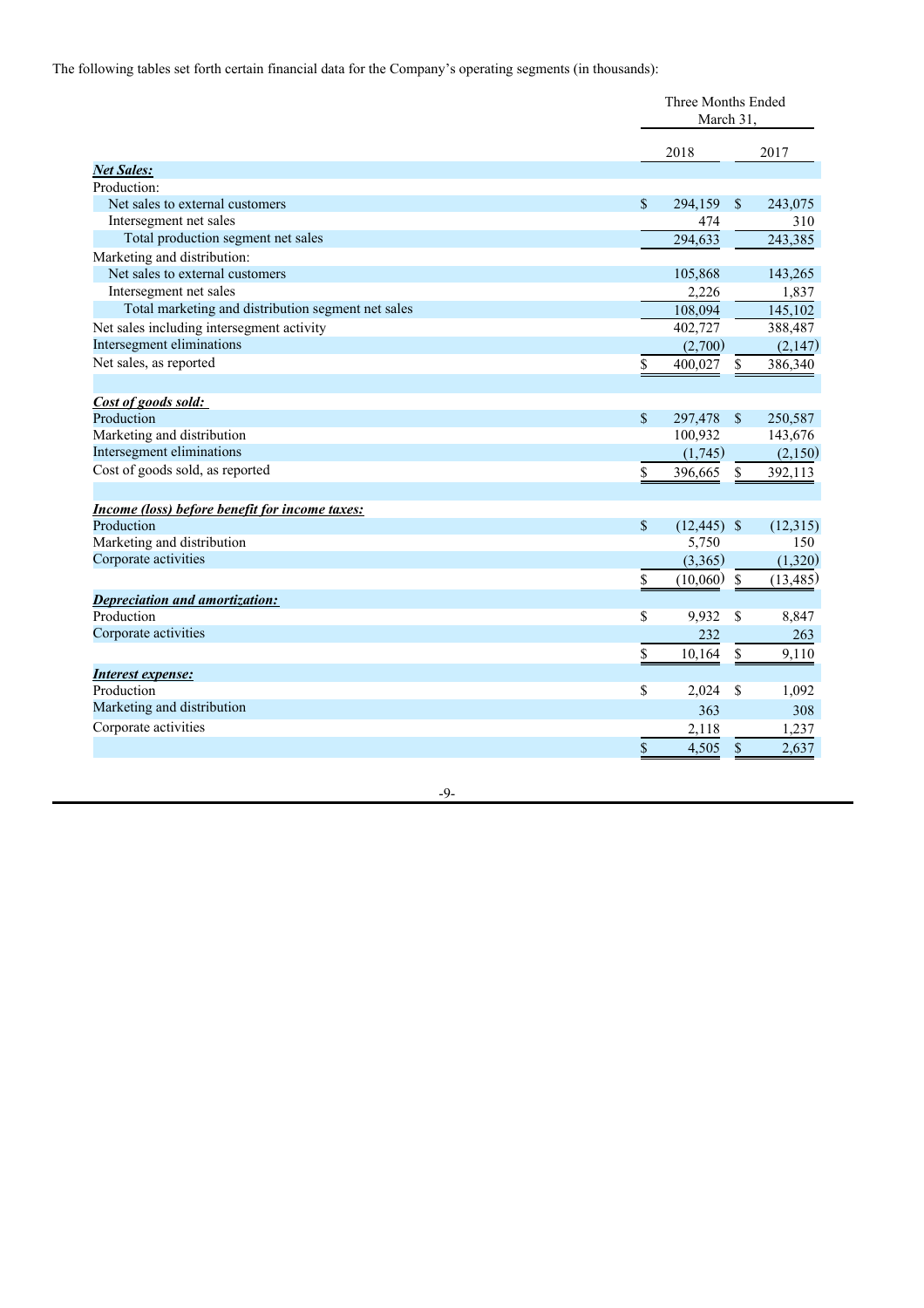The following tables set forth certain financial data for the Company's operating segments (in thousands):

| | Three Months Ended March 31, | |
|---|---|---|
| | 2018 | 2017 |
| ***Net Sales:*** | | |
| Production: | | |
| Net sales to external customers | $ 294,159 | $ 243,075 |
| Intersegment net sales | 474 | 310 |
| Total production segment net sales | 294,633 | 243,385 |
| Marketing and distribution: | | |
| Net sales to external customers | 105,868 | 143,265 |
| Intersegment net sales | 2,226 | 1,837 |
| Total marketing and distribution segment net sales | 108,094 | 145,102 |
| Net sales including intersegment activity | 402,727 | 388,487 |
| Intersegment eliminations | (2,700) | (2,147) |
| Net sales, as reported | $ 400,027 | $ 386,340 |
| | | |
| ***Cost of goods sold:*** | | |
| Production | $ 297,478 | $ 250,587 |
| Marketing and distribution | 100,932 | 143,676 |
| Intersegment eliminations | (1,745) | (2,150) |
| Cost of goods sold, as reported | $ 396,665 | $ 392,113 |
| | | |
| ***Income (loss) before benefit for income taxes:*** | | |
| Production | $ (12,445) | $ (12,315) |
| Marketing and distribution | 5,750 | 150 |
| Corporate activities | (3,365) | (1,320) |
| | $ (10,060) | $ (13,485) |
| ***Depreciation and amortization:*** | | |
| Production | $ 9,932 | $ 8,847 |
| Corporate activities | 232 | 263 |
| | $ 10,164 | $ 9,110 |
| ***Interest expense:*** | | |
| Production | $ 2,024 | $ 1,092 |
| Marketing and distribution | 363 | 308 |
| Corporate activities | 2,118 | 1,237 |
| | $ 4,505 | $ 2,637 |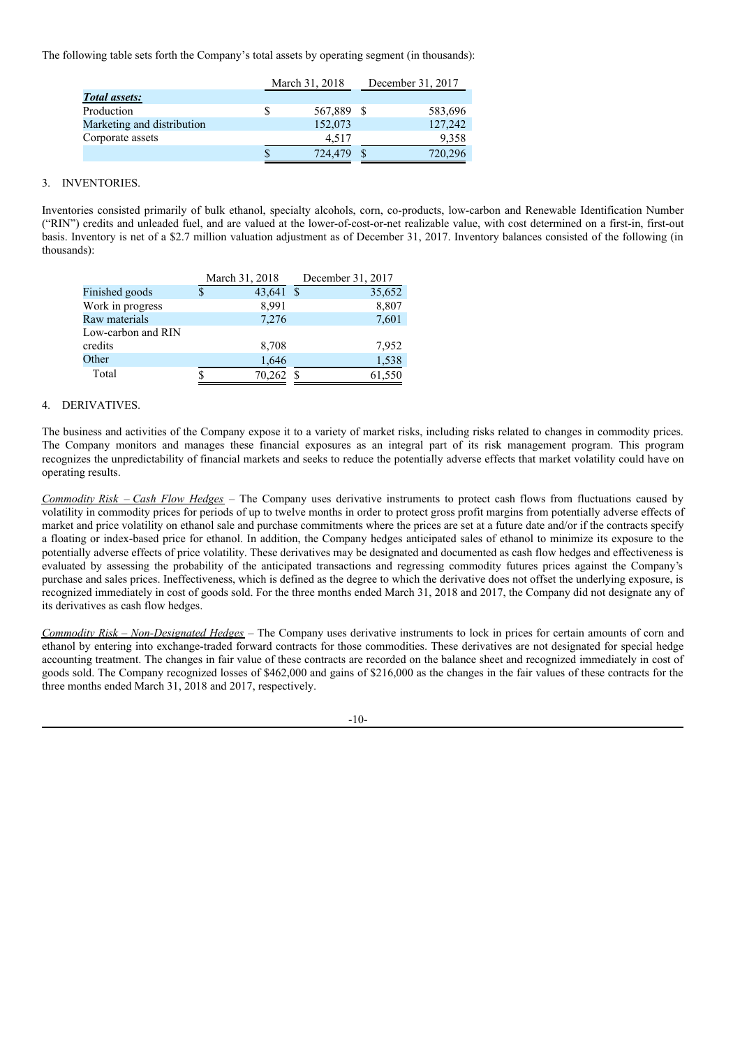The following table sets forth the Company's total assets by operating segment (in thousands):

| | March 31, 2018 | December 31, 2017 |
|---|---|---|
| ***Total assets:*** | | |
| Production | $ 567,889 | $ 583,696 |
| Marketing and distribution | 152,073 | 127,242 |
| Corporate assets | 4,517 | 9,358 |
| | $ 724,479 | $ 720,296 |

3. INVENTORIES.

Inventories consisted primarily of bulk ethanol, specialty alcohols, corn, co-products, low-carbon and Renewable Identification Number ("RIN") credits and unleaded fuel, and are valued at the lower-of-cost-or-net realizable value, with cost determined on a first-in, first-out basis. Inventory is net of a $2.7 million valuation adjustment as of December 31, 2017. Inventory balances consisted of the following (in thousands):

| | March 31, 2018 | December 31, 2017 |
|---|---|---|
| Finished goods | $ 43,641 | $ 35,652 |
| Work in progress | 8,991 | 8,807 |
| Raw materials | 7,276 | 7,601 |
| Low-carbon and RIN credits | 8,708 | 7,952 |
| Other | 1,646 | 1,538 |
| Total | $ 70,262 | $ 61,550 |

4. DERIVATIVES.

The business and activities of the Company expose it to a variety of market risks, including risks related to changes in commodity prices. The Company monitors and manages these financial exposures as an integral part of its risk management program. This program recognizes the unpredictability of financial markets and seeks to reduce the potentially adverse effects that market volatility could have on operating results.

*Commodity Risk – Cash Flow Hedges* – The Company uses derivative instruments to protect cash flows from fluctuations caused by volatility in commodity prices for periods of up to twelve months in order to protect gross profit margins from potentially adverse effects of market and price volatility on ethanol sale and purchase commitments where the prices are set at a future date and/or if the contracts specify a floating or index-based price for ethanol. In addition, the Company hedges anticipated sales of ethanol to minimize its exposure to the potentially adverse effects of price volatility. These derivatives may be designated and documented as cash flow hedges and effectiveness is evaluated by assessing the probability of the anticipated transactions and regressing commodity futures prices against the Company's purchase and sales prices. Ineffectiveness, which is defined as the degree to which the derivative does not offset the underlying exposure, is recognized immediately in cost of goods sold. For the three months ended March 31, 2018 and 2017, the Company did not designate any of its derivatives as cash flow hedges.

*Commodity Risk – Non-Designated Hedges* – The Company uses derivative instruments to lock in prices for certain amounts of corn and ethanol by entering into exchange-traded forward contracts for those commodities. These derivatives are not designated for special hedge accounting treatment. The changes in fair value of these contracts are recorded on the balance sheet and recognized immediately in cost of goods sold. The Company recognized losses of $462,000 and gains of $216,000 as the changes in the fair values of these contracts for the three months ended March 31, 2018 and 2017, respectively.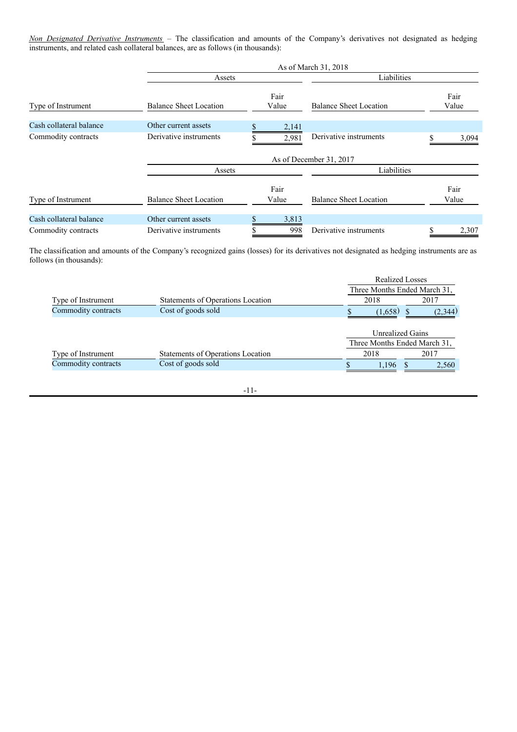*Non Designated Derivative Instruments* – The classification and amounts of the Company's derivatives not designated as hedging instruments, and related cash collateral balances, are as follows (in thousands):

| | As of March 31, 2018 | | | |
|---|---|---|---|---|
| | Assets | | Liabilities | |
| Type of Instrument | Balance Sheet Location | Fair Value | Balance Sheet Location | Fair Value |
| Cash collateral balance | Other current assets | $ 2,141 | | |
| Commodity contracts | Derivative instruments | $ 2,981 | Derivative instruments | $ 3,094 |

| | As of December 31, 2017 | | | |
|---|---|---|---|---|
| | Assets | | Liabilities | |
| Type of Instrument | Balance Sheet Location | Fair Value | Balance Sheet Location | Fair Value |
| Cash collateral balance | Other current assets | $ 3,813 | | |
| Commodity contracts | Derivative instruments | $ 998 | Derivative instruments | $ 2,307 |

The classification and amounts of the Company's recognized gains (losses) for its derivatives not designated as hedging instruments are as follows (in thousands):

| | | Realized Losses | |
|---|---|---|---|
| | | Three Months Ended March 31, | |
| Type of Instrument | Statements of Operations Location | 2018 | 2017 |
| Commodity contracts | Cost of goods sold | $ (1,658) | $ (2,344) |

| | | Unrealized Gains | |
|---|---|---|---|
| | | Three Months Ended March 31, | |
| Type of Instrument | Statements of Operations Location | 2018 | 2017 |
| Commodity contracts | Cost of goods sold | $ 1,196 | $ 2,560 |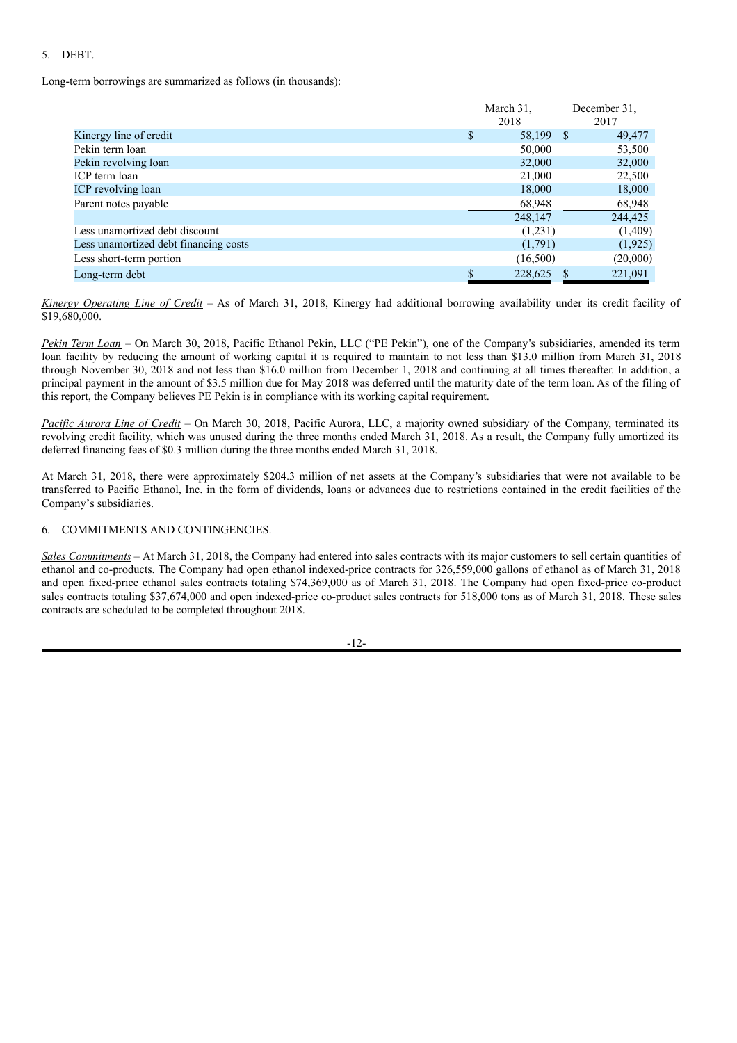5. DEBT.

Long-term borrowings are summarized as follows (in thousands):

| | March 31, 2018 | December 31, 2017 |
|---|---|---|
| Kinergy line of credit | $ 58,199 | $ 49,477 |
| Pekin term loan | 50,000 | 53,500 |
| Pekin revolving loan | 32,000 | 32,000 |
| ICP term loan | 21,000 | 22,500 |
| ICP revolving loan | 18,000 | 18,000 |
| Parent notes payable | 68,948 | 68,948 |
| | 248,147 | 244,425 |
| Less unamortized debt discount | (1,231) | (1,409) |
| Less unamortized debt financing costs | (1,791) | (1,925) |
| Less short-term portion | (16,500) | (20,000) |
| Long-term debt | $ 228,625 | $ 221,091 |

*Kinergy Operating Line of Credit* – As of March 31, 2018, Kinergy had additional borrowing availability under its credit facility of $19,680,000.

*Pekin Term Loan* – On March 30, 2018, Pacific Ethanol Pekin, LLC ("PE Pekin"), one of the Company's subsidiaries, amended its term loan facility by reducing the amount of working capital it is required to maintain to not less than $13.0 million from March 31, 2018 through November 30, 2018 and not less than $16.0 million from December 1, 2018 and continuing at all times thereafter. In addition, a principal payment in the amount of $3.5 million due for May 2018 was deferred until the maturity date of the term loan. As of the filing of this report, the Company believes PE Pekin is in compliance with its working capital requirement.

*Pacific Aurora Line of Credit* – On March 30, 2018, Pacific Aurora, LLC, a majority owned subsidiary of the Company, terminated its revolving credit facility, which was unused during the three months ended March 31, 2018. As a result, the Company fully amortized its deferred financing fees of $0.3 million during the three months ended March 31, 2018.

At March 31, 2018, there were approximately $204.3 million of net assets at the Company's subsidiaries that were not available to be transferred to Pacific Ethanol, Inc. in the form of dividends, loans or advances due to restrictions contained in the credit facilities of the Company's subsidiaries.

6. COMMITMENTS AND CONTINGENCIES.

*Sales Commitments* – At March 31, 2018, the Company had entered into sales contracts with its major customers to sell certain quantities of ethanol and co-products. The Company had open ethanol indexed-price contracts for 326,559,000 gallons of ethanol as of March 31, 2018 and open fixed-price ethanol sales contracts totaling $74,369,000 as of March 31, 2018. The Company had open fixed-price co-product sales contracts totaling $37,674,000 and open indexed-price co-product sales contracts for 518,000 tons as of March 31, 2018. These sales contracts are scheduled to be completed throughout 2018.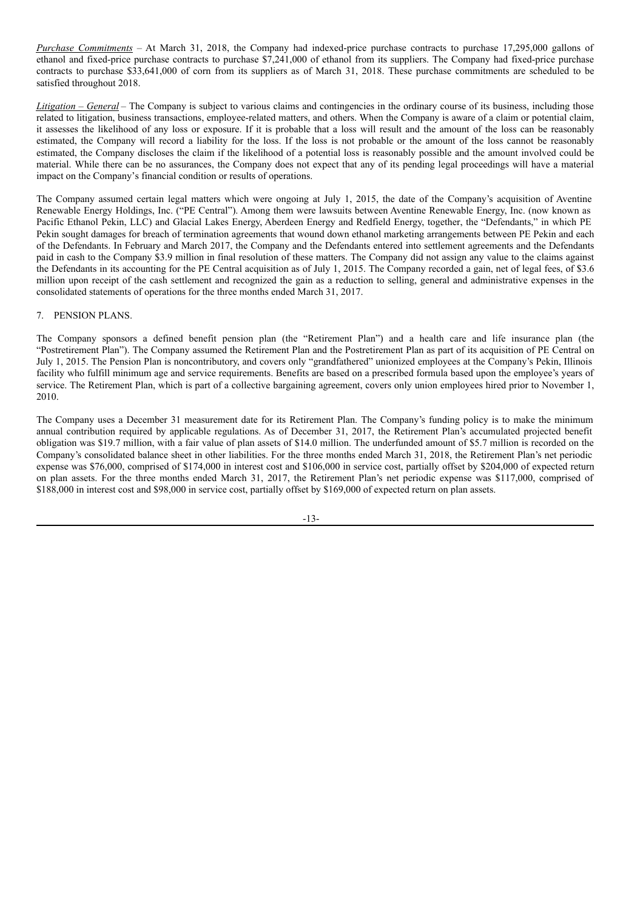*Purchase Commitments* – At March 31, 2018, the Company had indexed-price purchase contracts to purchase 17,295,000 gallons of ethanol and fixed-price purchase contracts to purchase $7,241,000 of ethanol from its suppliers. The Company had fixed-price purchase contracts to purchase $33,641,000 of corn from its suppliers as of March 31, 2018. These purchase commitments are scheduled to be satisfied throughout 2018.

*Litigation – General* – The Company is subject to various claims and contingencies in the ordinary course of its business, including those related to litigation, business transactions, employee-related matters, and others. When the Company is aware of a claim or potential claim, it assesses the likelihood of any loss or exposure. If it is probable that a loss will result and the amount of the loss can be reasonably estimated, the Company will record a liability for the loss. If the loss is not probable or the amount of the loss cannot be reasonably estimated, the Company discloses the claim if the likelihood of a potential loss is reasonably possible and the amount involved could be material. While there can be no assurances, the Company does not expect that any of its pending legal proceedings will have a material impact on the Company's financial condition or results of operations.

The Company assumed certain legal matters which were ongoing at July 1, 2015, the date of the Company's acquisition of Aventine Renewable Energy Holdings, Inc. ("PE Central"). Among them were lawsuits between Aventine Renewable Energy, Inc. (now known as Pacific Ethanol Pekin, LLC) and Glacial Lakes Energy, Aberdeen Energy and Redfield Energy, together, the "Defendants," in which PE Pekin sought damages for breach of termination agreements that wound down ethanol marketing arrangements between PE Pekin and each of the Defendants. In February and March 2017, the Company and the Defendants entered into settlement agreements and the Defendants paid in cash to the Company $3.9 million in final resolution of these matters. The Company did not assign any value to the claims against the Defendants in its accounting for the PE Central acquisition as of July 1, 2015. The Company recorded a gain, net of legal fees, of $3.6 million upon receipt of the cash settlement and recognized the gain as a reduction to selling, general and administrative expenses in the consolidated statements of operations for the three months ended March 31, 2017.

7. PENSION PLANS.

The Company sponsors a defined benefit pension plan (the "Retirement Plan") and a health care and life insurance plan (the "Postretirement Plan"). The Company assumed the Retirement Plan and the Postretirement Plan as part of its acquisition of PE Central on July 1, 2015. The Pension Plan is noncontributory, and covers only "grandfathered" unionized employees at the Company's Pekin, Illinois facility who fulfill minimum age and service requirements. Benefits are based on a prescribed formula based upon the employee's years of service. The Retirement Plan, which is part of a collective bargaining agreement, covers only union employees hired prior to November 1, 2010.

The Company uses a December 31 measurement date for its Retirement Plan. The Company's funding policy is to make the minimum annual contribution required by applicable regulations. As of December 31, 2017, the Retirement Plan's accumulated projected benefit obligation was $19.7 million, with a fair value of plan assets of $14.0 million. The underfunded amount of $5.7 million is recorded on the Company's consolidated balance sheet in other liabilities. For the three months ended March 31, 2018, the Retirement Plan's net periodic expense was $76,000, comprised of $174,000 in interest cost and $106,000 in service cost, partially offset by $204,000 of expected return on plan assets. For the three months ended March 31, 2017, the Retirement Plan's net periodic expense was $117,000, comprised of $188,000 in interest cost and $98,000 in service cost, partially offset by $169,000 of expected return on plan assets.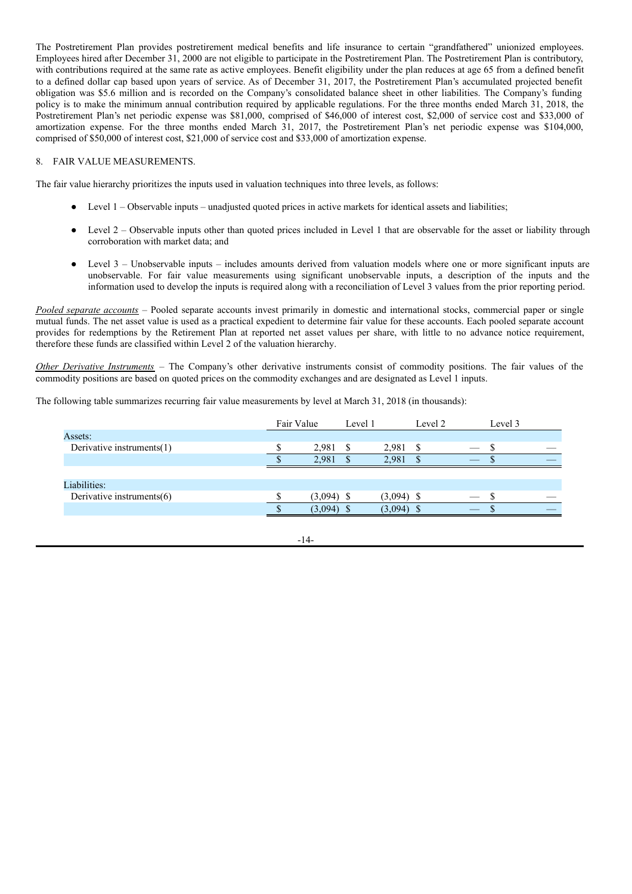The Postretirement Plan provides postretirement medical benefits and life insurance to certain "grandfathered" unionized employees. Employees hired after December 31, 2000 are not eligible to participate in the Postretirement Plan. The Postretirement Plan is contributory, with contributions required at the same rate as active employees. Benefit eligibility under the plan reduces at age 65 from a defined benefit to a defined dollar cap based upon years of service. As of December 31, 2017, the Postretirement Plan's accumulated projected benefit obligation was $5.6 million and is recorded on the Company's consolidated balance sheet in other liabilities. The Company's funding policy is to make the minimum annual contribution required by applicable regulations. For the three months ended March 31, 2018, the Postretirement Plan's net periodic expense was $81,000, comprised of $46,000 of interest cost, $2,000 of service cost and $33,000 of amortization expense. For the three months ended March 31, 2017, the Postretirement Plan's net periodic expense was $104,000, comprised of $50,000 of interest cost, $21,000 of service cost and $33,000 of amortization expense.

## 8. FAIR VALUE MEASUREMENTS.

The fair value hierarchy prioritizes the inputs used in valuation techniques into three levels, as follows:

- Level 1 – Observable inputs – unadjusted quoted prices in active markets for identical assets and liabilities;
- Level 2 – Observable inputs other than quoted prices included in Level 1 that are observable for the asset or liability through corroboration with market data; and
- Level 3 – Unobservable inputs – includes amounts derived from valuation models where one or more significant inputs are unobservable. For fair value measurements using significant unobservable inputs, a description of the inputs and the information used to develop the inputs is required along with a reconciliation of Level 3 values from the prior reporting period.

*Pooled separate accounts* – Pooled separate accounts invest primarily in domestic and international stocks, commercial paper or single mutual funds. The net asset value is used as a practical expedient to determine fair value for these accounts. Each pooled separate account provides for redemptions by the Retirement Plan at reported net asset values per share, with little to no advance notice requirement, therefore these funds are classified within Level 2 of the valuation hierarchy.

*Other Derivative Instruments* – The Company's other derivative instruments consist of commodity positions. The fair values of the commodity positions are based on quoted prices on the commodity exchanges and are designated as Level 1 inputs.

The following table summarizes recurring fair value measurements by level at March 31, 2018 (in thousands):

| | Fair Value | Level 1 | Level 2 | Level 3 |
|---|---|---|---|---|
| Assets: | | | | |
| Derivative instruments(1) | $ 2,981 | $ 2,981 | $ — | $ — |
| | $ 2,981 | $ 2,981 | $ — | $ — |
| Liabilities: | | | | |
| Derivative instruments(6) | $ (3,094) | $ (3,094) | $ — | $ — |
| | $ (3,094) | $ (3,094) | $ — | $ — |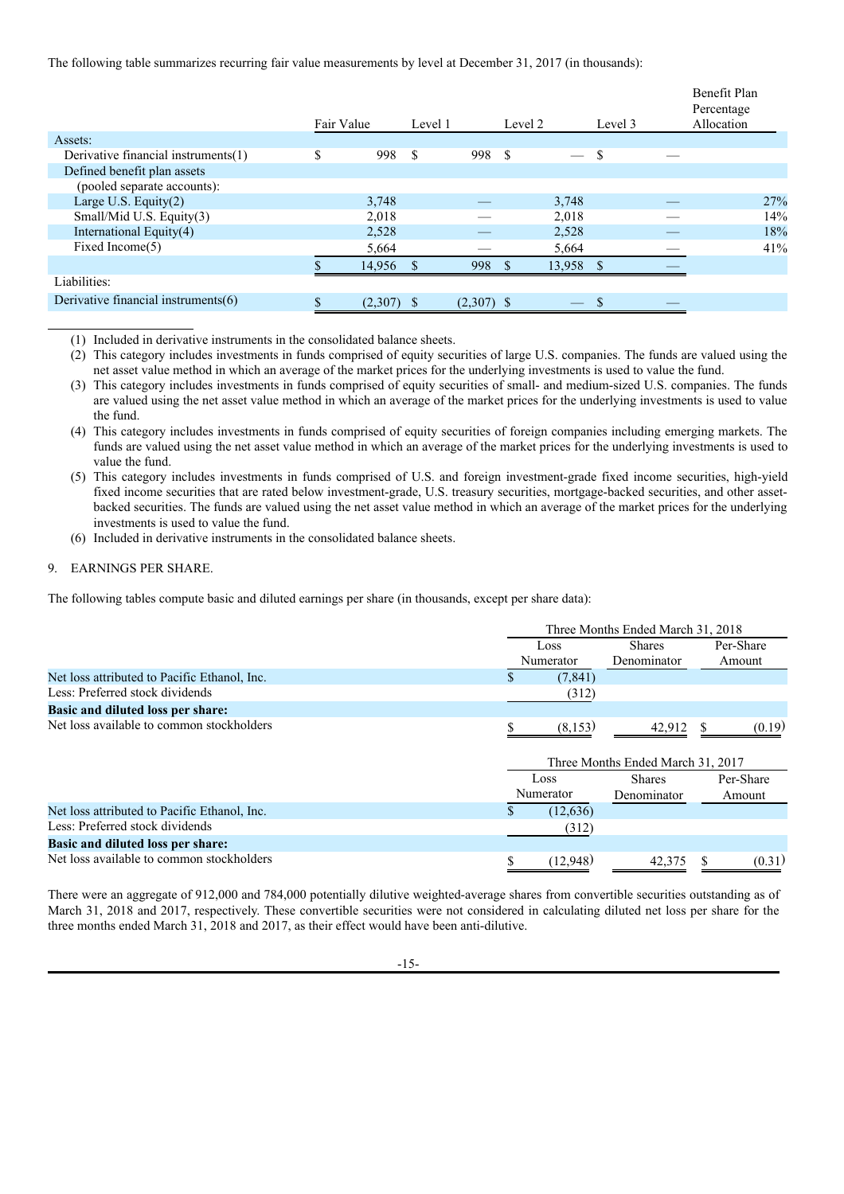The following table summarizes recurring fair value measurements by level at December 31, 2017 (in thousands):

| | Fair Value | Level 1 | Level 2 | Level 3 | Benefit Plan Percentage Allocation |
|---|---|---|---|---|---|
| Assets: | | | | | |
| Derivative financial instruments(1) | $ 998 | $ 998 | $ — | $ — | |
| Defined benefit plan assets (pooled separate accounts): | | | | | |
| Large U.S. Equity(2) | 3,748 | — | 3,748 | — | 27% |
| Small/Mid U.S. Equity(3) | 2,018 | — | 2,018 | — | 14% |
| International Equity(4) | 2,528 | — | 2,528 | — | 18% |
| Fixed Income(5) | 5,664 | — | 5,664 | — | 41% |
| | $ 14,956 | $ 998 | $ 13,958 | $ — | |
| Liabilities: | | | | | |
| Derivative financial instruments(6) | $ (2,307) | $ (2,307) | $ — | $ — | |

(1) Included in derivative instruments in the consolidated balance sheets.

(2) This category includes investments in funds comprised of equity securities of large U.S. companies. The funds are valued using the net asset value method in which an average of the market prices for the underlying investments is used to value the fund.

(3) This category includes investments in funds comprised of equity securities of small- and medium-sized U.S. companies. The funds are valued using the net asset value method in which an average of the market prices for the underlying investments is used to value the fund.

(4) This category includes investments in funds comprised of equity securities of foreign companies including emerging markets. The funds are valued using the net asset value method in which an average of the market prices for the underlying investments is used to value the fund.

(5) This category includes investments in funds comprised of U.S. and foreign investment-grade fixed income securities, high-yield fixed income securities that are rated below investment-grade, U.S. treasury securities, mortgage-backed securities, and other asset-backed securities. The funds are valued using the net asset value method in which an average of the market prices for the underlying investments is used to value the fund.

(6) Included in derivative instruments in the consolidated balance sheets.

## 9. EARNINGS PER SHARE.

The following tables compute basic and diluted earnings per share (in thousands, except per share data):

| | Three Months Ended March 31, 2018 | | |
|---|---|---|---|
| | Loss Numerator | Shares Denominator | Per-Share Amount |
| Net loss attributed to Pacific Ethanol, Inc. | $ (7,841) | | |
| Less: Preferred stock dividends | (312) | | |
| **Basic and diluted loss per share:** | | | |
| Net loss available to common stockholders | $ (8,153) | 42,912 | $ (0.19) |

| | Three Months Ended March 31, 2017 | | |
|---|---|---|---|
| | Loss Numerator | Shares Denominator | Per-Share Amount |
| Net loss attributed to Pacific Ethanol, Inc. | $ (12,636) | | |
| Less: Preferred stock dividends | (312) | | |
| **Basic and diluted loss per share:** | | | |
| Net loss available to common stockholders | $ (12,948) | 42,375 | $ (0.31) |

There were an aggregate of 912,000 and 784,000 potentially dilutive weighted-average shares from convertible securities outstanding as of March 31, 2018 and 2017, respectively. These convertible securities were not considered in calculating diluted net loss per share for the three months ended March 31, 2018 and 2017, as their effect would have been anti-dilutive.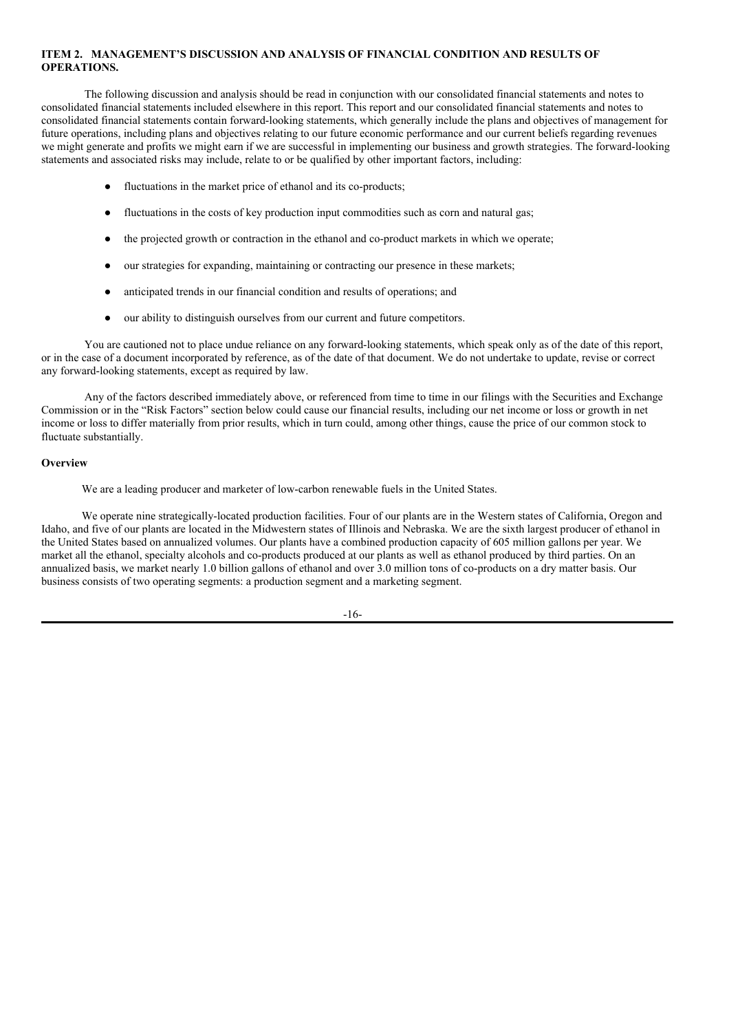## ITEM 2. MANAGEMENT'S DISCUSSION AND ANALYSIS OF FINANCIAL CONDITION AND RESULTS OF OPERATIONS.

The following discussion and analysis should be read in conjunction with our consolidated financial statements and notes to consolidated financial statements included elsewhere in this report. This report and our consolidated financial statements and notes to consolidated financial statements contain forward-looking statements, which generally include the plans and objectives of management for future operations, including plans and objectives relating to our future economic performance and our current beliefs regarding revenues we might generate and profits we might earn if we are successful in implementing our business and growth strategies. The forward-looking statements and associated risks may include, relate to or be qualified by other important factors, including:

- fluctuations in the market price of ethanol and its co-products;
- fluctuations in the costs of key production input commodities such as corn and natural gas;
- the projected growth or contraction in the ethanol and co-product markets in which we operate;
- our strategies for expanding, maintaining or contracting our presence in these markets;
- anticipated trends in our financial condition and results of operations; and
- our ability to distinguish ourselves from our current and future competitors.

You are cautioned not to place undue reliance on any forward-looking statements, which speak only as of the date of this report, or in the case of a document incorporated by reference, as of the date of that document. We do not undertake to update, revise or correct any forward-looking statements, except as required by law.

Any of the factors described immediately above, or referenced from time to time in our filings with the Securities and Exchange Commission or in the "Risk Factors" section below could cause our financial results, including our net income or loss or growth in net income or loss to differ materially from prior results, which in turn could, among other things, cause the price of our common stock to fluctuate substantially.

**Overview**

We are a leading producer and marketer of low-carbon renewable fuels in the United States.

We operate nine strategically-located production facilities. Four of our plants are in the Western states of California, Oregon and Idaho, and five of our plants are located in the Midwestern states of Illinois and Nebraska. We are the sixth largest producer of ethanol in the United States based on annualized volumes. Our plants have a combined production capacity of 605 million gallons per year. We market all the ethanol, specialty alcohols and co-products produced at our plants as well as ethanol produced by third parties. On an annualized basis, we market nearly 1.0 billion gallons of ethanol and over 3.0 million tons of co-products on a dry matter basis. Our business consists of two operating segments: a production segment and a marketing segment.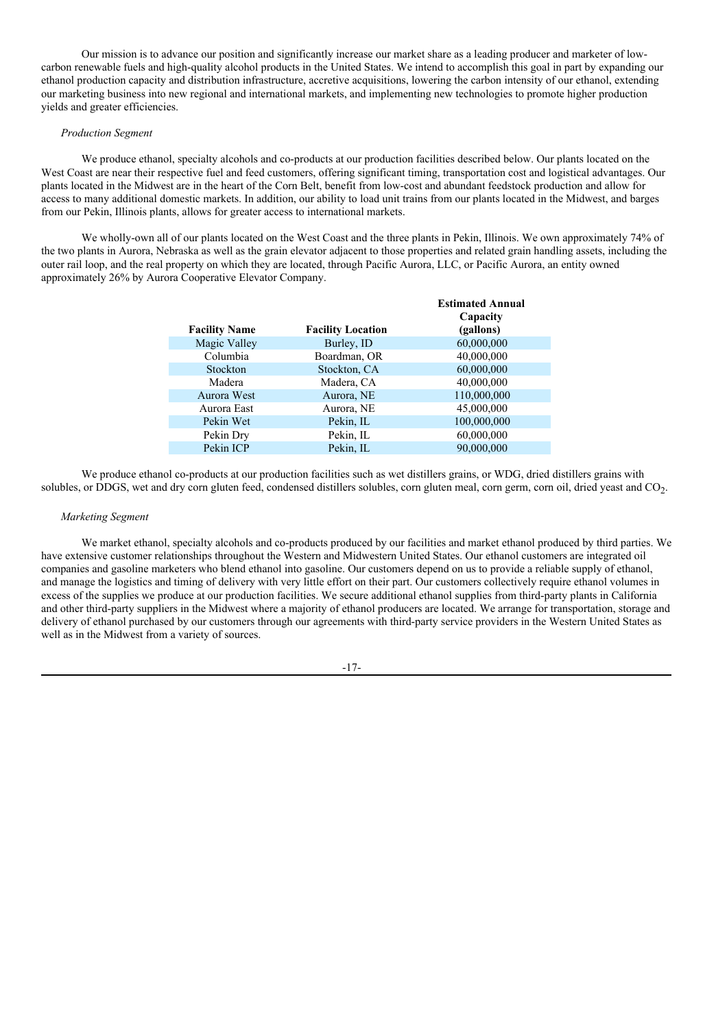Our mission is to advance our position and significantly increase our market share as a leading producer and marketer of low-carbon renewable fuels and high-quality alcohol products in the United States. We intend to accomplish this goal in part by expanding our ethanol production capacity and distribution infrastructure, accretive acquisitions, lowering the carbon intensity of our ethanol, extending our marketing business into new regional and international markets, and implementing new technologies to promote higher production yields and greater efficiencies.

*Production Segment*

We produce ethanol, specialty alcohols and co-products at our production facilities described below. Our plants located on the West Coast are near their respective fuel and feed customers, offering significant timing, transportation cost and logistical advantages. Our plants located in the Midwest are in the heart of the Corn Belt, benefit from low-cost and abundant feedstock production and allow for access to many additional domestic markets. In addition, our ability to load unit trains from our plants located in the Midwest, and barges from our Pekin, Illinois plants, allows for greater access to international markets.

We wholly-own all of our plants located on the West Coast and the three plants in Pekin, Illinois. We own approximately 74% of the two plants in Aurora, Nebraska as well as the grain elevator adjacent to those properties and related grain handling assets, including the outer rail loop, and the real property on which they are located, through Pacific Aurora, LLC, or Pacific Aurora, an entity owned approximately 26% by Aurora Cooperative Elevator Company.

| Facility Name | Facility Location | Estimated Annual Capacity (gallons) |
|---|---|---|
| Magic Valley | Burley, ID | 60,000,000 |
| Columbia | Boardman, OR | 40,000,000 |
| Stockton | Stockton, CA | 60,000,000 |
| Madera | Madera, CA | 40,000,000 |
| Aurora West | Aurora, NE | 110,000,000 |
| Aurora East | Aurora, NE | 45,000,000 |
| Pekin Wet | Pekin, IL | 100,000,000 |
| Pekin Dry | Pekin, IL | 60,000,000 |
| Pekin ICP | Pekin, IL | 90,000,000 |

We produce ethanol co-products at our production facilities such as wet distillers grains, or WDG, dried distillers grains with solubles, or DDGS, wet and dry corn gluten feed, condensed distillers solubles, corn gluten meal, corn germ, corn oil, dried yeast and $CO_2$.

*Marketing Segment*

We market ethanol, specialty alcohols and co-products produced by our facilities and market ethanol produced by third parties. We have extensive customer relationships throughout the Western and Midwestern United States. Our ethanol customers are integrated oil companies and gasoline marketers who blend ethanol into gasoline. Our customers depend on us to provide a reliable supply of ethanol, and manage the logistics and timing of delivery with very little effort on their part. Our customers collectively require ethanol volumes in excess of the supplies we produce at our production facilities. We secure additional ethanol supplies from third-party plants in California and other third-party suppliers in the Midwest where a majority of ethanol producers are located. We arrange for transportation, storage and delivery of ethanol purchased by our customers through our agreements with third-party service providers in the Western United States as well as in the Midwest from a variety of sources.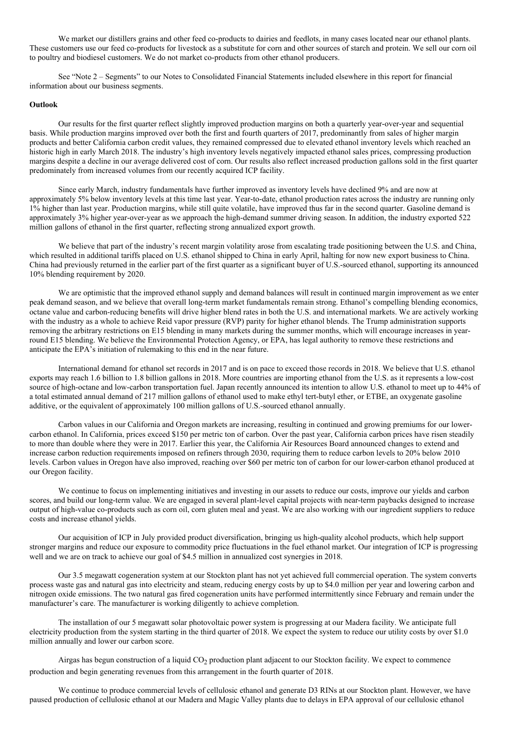We market our distillers grains and other feed co-products to dairies and feedlots, in many cases located near our ethanol plants. These customers use our feed co-products for livestock as a substitute for corn and other sources of starch and protein. We sell our corn oil to poultry and biodiesel customers. We do not market co-products from other ethanol producers.

See "Note 2 – Segments" to our Notes to Consolidated Financial Statements included elsewhere in this report for financial information about our business segments.

**Outlook**

Our results for the first quarter reflect slightly improved production margins on both a quarterly year-over-year and sequential basis. While production margins improved over both the first and fourth quarters of 2017, predominantly from sales of higher margin products and better California carbon credit values, they remained compressed due to elevated ethanol inventory levels which reached an historic high in early March 2018. The industry's high inventory levels negatively impacted ethanol sales prices, compressing production margins despite a decline in our average delivered cost of corn. Our results also reflect increased production gallons sold in the first quarter predominately from increased volumes from our recently acquired ICP facility.

Since early March, industry fundamentals have further improved as inventory levels have declined 9% and are now at approximately 5% below inventory levels at this time last year. Year-to-date, ethanol production rates across the industry are running only 1% higher than last year. Production margins, while still quite volatile, have improved thus far in the second quarter. Gasoline demand is approximately 3% higher year-over-year as we approach the high-demand summer driving season. In addition, the industry exported 522 million gallons of ethanol in the first quarter, reflecting strong annualized export growth.

We believe that part of the industry's recent margin volatility arose from escalating trade positioning between the U.S. and China, which resulted in additional tariffs placed on U.S. ethanol shipped to China in early April, halting for now new export business to China. China had previously returned in the earlier part of the first quarter as a significant buyer of U.S.-sourced ethanol, supporting its announced 10% blending requirement by 2020.

We are optimistic that the improved ethanol supply and demand balances will result in continued margin improvement as we enter peak demand season, and we believe that overall long-term market fundamentals remain strong. Ethanol's compelling blending economics, octane value and carbon-reducing benefits will drive higher blend rates in both the U.S. and international markets. We are actively working with the industry as a whole to achieve Reid vapor pressure (RVP) parity for higher ethanol blends. The Trump administration supports removing the arbitrary restrictions on E15 blending in many markets during the summer months, which will encourage increases in year-round E15 blending. We believe the Environmental Protection Agency, or EPA, has legal authority to remove these restrictions and anticipate the EPA's initiation of rulemaking to this end in the near future.

International demand for ethanol set records in 2017 and is on pace to exceed those records in 2018. We believe that U.S. ethanol exports may reach 1.6 billion to 1.8 billion gallons in 2018. More countries are importing ethanol from the U.S. as it represents a low-cost source of high-octane and low-carbon transportation fuel. Japan recently announced its intention to allow U.S. ethanol to meet up to 44% of a total estimated annual demand of 217 million gallons of ethanol used to make ethyl tert-butyl ether, or ETBE, an oxygenate gasoline additive, or the equivalent of approximately 100 million gallons of U.S.-sourced ethanol annually.

Carbon values in our California and Oregon markets are increasing, resulting in continued and growing premiums for our lower-carbon ethanol. In California, prices exceed $150 per metric ton of carbon. Over the past year, California carbon prices have risen steadily to more than double where they were in 2017. Earlier this year, the California Air Resources Board announced changes to extend and increase carbon reduction requirements imposed on refiners through 2030, requiring them to reduce carbon levels to 20% below 2010 levels. Carbon values in Oregon have also improved, reaching over $60 per metric ton of carbon for our lower-carbon ethanol produced at our Oregon facility.

We continue to focus on implementing initiatives and investing in our assets to reduce our costs, improve our yields and carbon scores, and build our long-term value. We are engaged in several plant-level capital projects with near-term paybacks designed to increase output of high-value co-products such as corn oil, corn gluten meal and yeast. We are also working with our ingredient suppliers to reduce costs and increase ethanol yields.

Our acquisition of ICP in July provided product diversification, bringing us high-quality alcohol products, which help support stronger margins and reduce our exposure to commodity price fluctuations in the fuel ethanol market. Our integration of ICP is progressing well and we are on track to achieve our goal of $4.5 million in annualized cost synergies in 2018.

Our 3.5 megawatt cogeneration system at our Stockton plant has not yet achieved full commercial operation. The system converts process waste gas and natural gas into electricity and steam, reducing energy costs by up to $4.0 million per year and lowering carbon and nitrogen oxide emissions. The two natural gas fired cogeneration units have performed intermittently since February and remain under the manufacturer's care. The manufacturer is working diligently to achieve completion.

The installation of our 5 megawatt solar photovoltaic power system is progressing at our Madera facility. We anticipate full electricity production from the system starting in the third quarter of 2018. We expect the system to reduce our utility costs by over $1.0 million annually and lower our carbon score.

Airgas has begun construction of a liquid $CO_2$ production plant adjacent to our Stockton facility. We expect to commence production and begin generating revenues from this arrangement in the fourth quarter of 2018.

We continue to produce commercial levels of cellulosic ethanol and generate D3 RINs at our Stockton plant. However, we have paused production of cellulosic ethanol at our Madera and Magic Valley plants due to delays in EPA approval of our cellulosic ethanol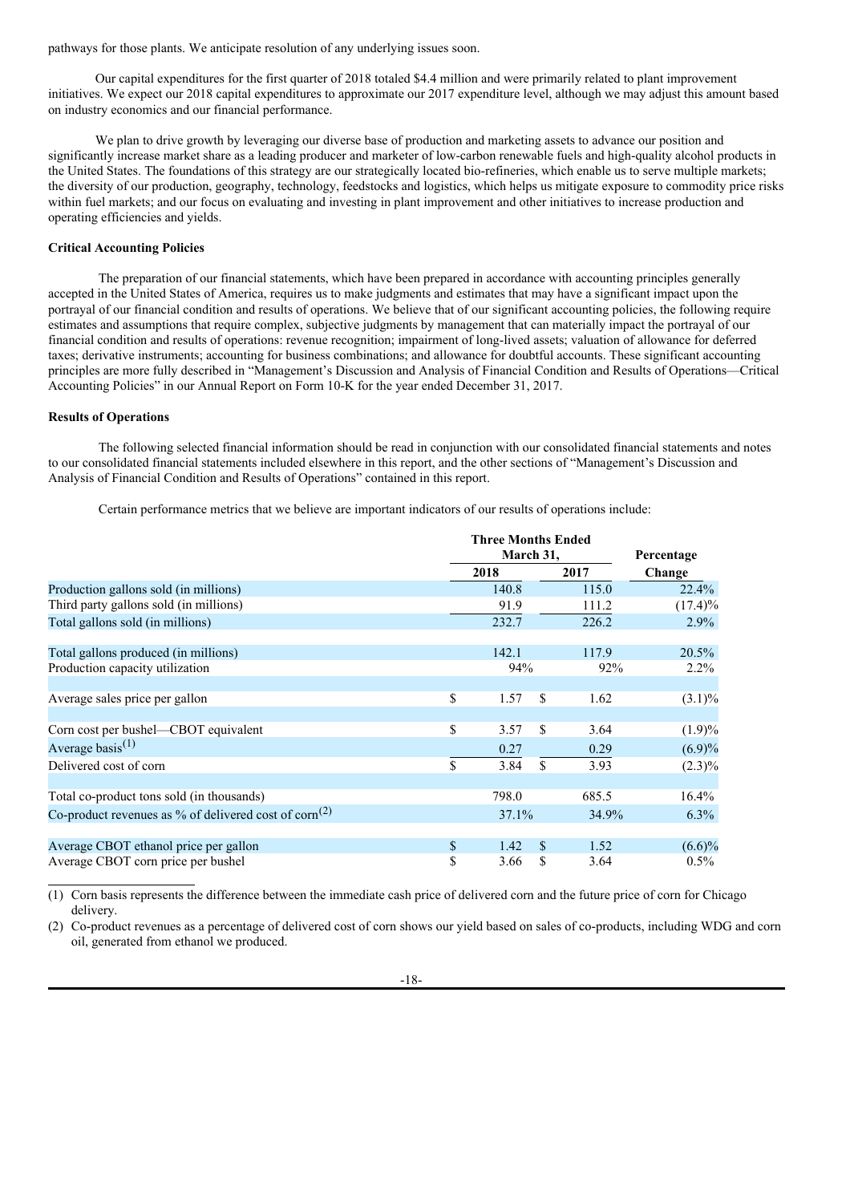pathways for those plants. We anticipate resolution of any underlying issues soon.

Our capital expenditures for the first quarter of 2018 totaled $4.4 million and were primarily related to plant improvement initiatives. We expect our 2018 capital expenditures to approximate our 2017 expenditure level, although we may adjust this amount based on industry economics and our financial performance.

We plan to drive growth by leveraging our diverse base of production and marketing assets to advance our position and significantly increase market share as a leading producer and marketer of low-carbon renewable fuels and high-quality alcohol products in the United States. The foundations of this strategy are our strategically located bio-refineries, which enable us to serve multiple markets; the diversity of our production, geography, technology, feedstocks and logistics, which helps us mitigate exposure to commodity price risks within fuel markets; and our focus on evaluating and investing in plant improvement and other initiatives to increase production and operating efficiencies and yields.

**Critical Accounting Policies**

The preparation of our financial statements, which have been prepared in accordance with accounting principles generally accepted in the United States of America, requires us to make judgments and estimates that may have a significant impact upon the portrayal of our financial condition and results of operations. We believe that of our significant accounting policies, the following require estimates and assumptions that require complex, subjective judgments by management that can materially impact the portrayal of our financial condition and results of operations: revenue recognition; impairment of long-lived assets; valuation of allowance for deferred taxes; derivative instruments; accounting for business combinations; and allowance for doubtful accounts. These significant accounting principles are more fully described in "Management's Discussion and Analysis of Financial Condition and Results of Operations—Critical Accounting Policies" in our Annual Report on Form 10-K for the year ended December 31, 2017.

**Results of Operations**

The following selected financial information should be read in conjunction with our consolidated financial statements and notes to our consolidated financial statements included elsewhere in this report, and the other sections of "Management's Discussion and Analysis of Financial Condition and Results of Operations" contained in this report.

Certain performance metrics that we believe are important indicators of our results of operations include:

| | Three Months Ended March 31, | | Percentage |
|---|---|---|---|
| | 2018 | 2017 | Change |
| Production gallons sold (in millions) | 140.8 | 115.0 | 22.4% |
| Third party gallons sold (in millions) | 91.9 | 111.2 | (17.4)% |
| Total gallons sold (in millions) | 232.7 | 226.2 | 2.9% |
| | | | |
| Total gallons produced (in millions) | 142.1 | 117.9 | 20.5% |
| Production capacity utilization | 94% | 92% | 2.2% |
| | | | |
| Average sales price per gallon | $ 1.57 | $ 1.62 | (3.1)% |
| | | | |
| Corn cost per bushel—CBOT equivalent | $ 3.57 | $ 3.64 | (1.9)% |
| Average basis(1) | 0.27 | 0.29 | (6.9)% |
| Delivered cost of corn | $ 3.84 | $ 3.93 | (2.3)% |
| | | | |
| Total co-product tons sold (in thousands) | 798.0 | 685.5 | 16.4% |
| Co-product revenues as % of delivered cost of corn(2) | 37.1% | 34.9% | 6.3% |
| | | | |
| Average CBOT ethanol price per gallon | $ 1.42 | $ 1.52 | (6.6)% |
| Average CBOT corn price per bushel | $ 3.66 | $ 3.64 | 0.5% |

(1) Corn basis represents the difference between the immediate cash price of delivered corn and the future price of corn for Chicago delivery.

(2) Co-product revenues as a percentage of delivered cost of corn shows our yield based on sales of co-products, including WDG and corn oil, generated from ethanol we produced.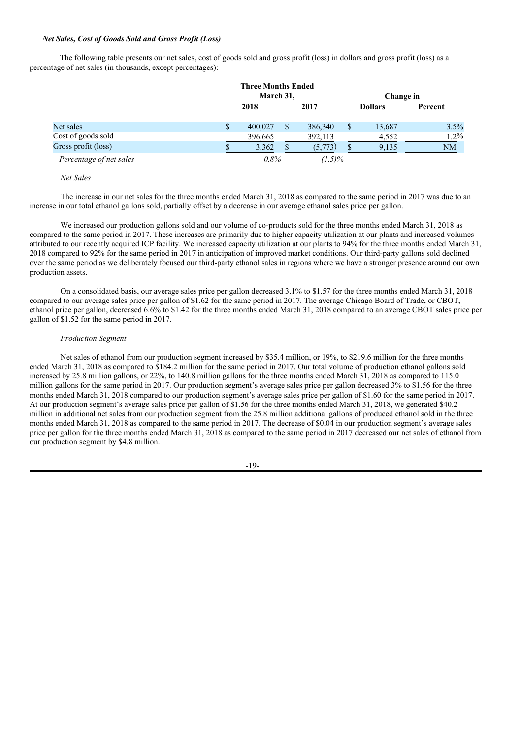### *Net Sales, Cost of Goods Sold and Gross Profit (Loss)*

The following table presents our net sales, cost of goods sold and gross profit (loss) in dollars and gross profit (loss) as a percentage of net sales (in thousands, except percentages):

| | Three Months Ended March 31, | | Change in | |
|---|---|---|---|---|
| | 2018 | 2017 | Dollars | Percent |
| Net sales | $ 400,027 | $ 386,340 | $ 13,687 | 3.5% |
| Cost of goods sold | 396,665 | 392,113 | 4,552 | 1.2% |
| Gross profit (loss) | $ 3,362 | $ (5,773) | $ 9,135 | NM |
| *Percentage of net sales* | *0.8%* | *(1.5)%* | | |

*Net Sales*

The increase in our net sales for the three months ended March 31, 2018 as compared to the same period in 2017 was due to an increase in our total ethanol gallons sold, partially offset by a decrease in our average ethanol sales price per gallon.

We increased our production gallons sold and our volume of co-products sold for the three months ended March 31, 2018 as compared to the same period in 2017. These increases are primarily due to higher capacity utilization at our plants and increased volumes attributed to our recently acquired ICP facility. We increased capacity utilization at our plants to 94% for the three months ended March 31, 2018 compared to 92% for the same period in 2017 in anticipation of improved market conditions. Our third-party gallons sold declined over the same period as we deliberately focused our third-party ethanol sales in regions where we have a stronger presence around our own production assets.

On a consolidated basis, our average sales price per gallon decreased 3.1% to $1.57 for the three months ended March 31, 2018 compared to our average sales price per gallon of $1.62 for the same period in 2017. The average Chicago Board of Trade, or CBOT, ethanol price per gallon, decreased 6.6% to $1.42 for the three months ended March 31, 2018 compared to an average CBOT sales price per gallon of $1.52 for the same period in 2017.

*Production Segment*

Net sales of ethanol from our production segment increased by $35.4 million, or 19%, to $219.6 million for the three months ended March 31, 2018 as compared to $184.2 million for the same period in 2017. Our total volume of production ethanol gallons sold increased by 25.8 million gallons, or 22%, to 140.8 million gallons for the three months ended March 31, 2018 as compared to 115.0 million gallons for the same period in 2017. Our production segment's average sales price per gallon decreased 3% to $1.56 for the three months ended March 31, 2018 compared to our production segment's average sales price per gallon of $1.60 for the same period in 2017. At our production segment's average sales price per gallon of $1.56 for the three months ended March 31, 2018, we generated $40.2 million in additional net sales from our production segment from the 25.8 million additional gallons of produced ethanol sold in the three months ended March 31, 2018 as compared to the same period in 2017. The decrease of $0.04 in our production segment's average sales price per gallon for the three months ended March 31, 2018 as compared to the same period in 2017 decreased our net sales of ethanol from our production segment by $4.8 million.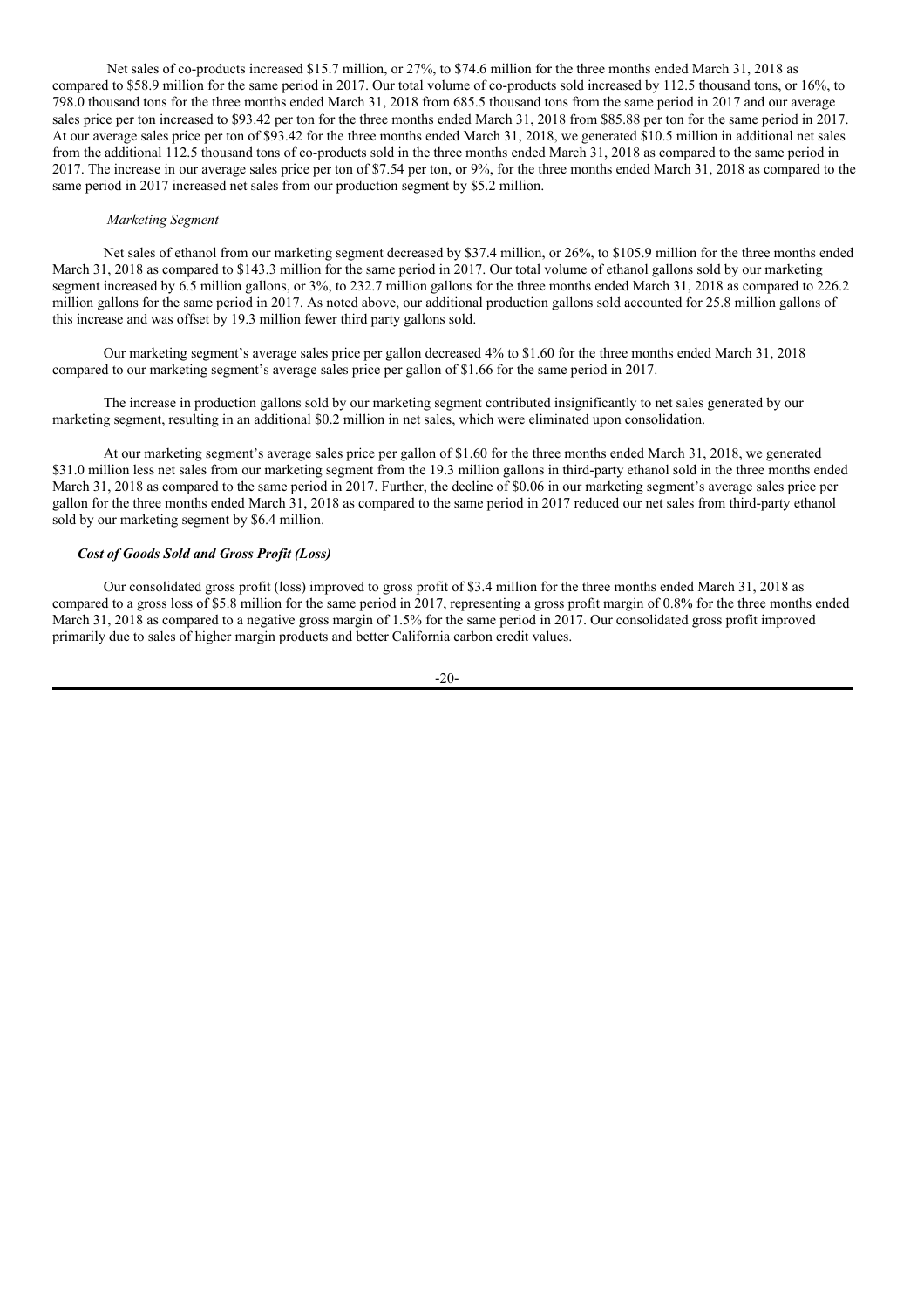Net sales of co-products increased $15.7 million, or 27%, to $74.6 million for the three months ended March 31, 2018 as compared to $58.9 million for the same period in 2017. Our total volume of co-products sold increased by 112.5 thousand tons, or 16%, to 798.0 thousand tons for the three months ended March 31, 2018 from 685.5 thousand tons from the same period in 2017 and our average sales price per ton increased to $93.42 per ton for the three months ended March 31, 2018 from $85.88 per ton for the same period in 2017. At our average sales price per ton of $93.42 for the three months ended March 31, 2018, we generated $10.5 million in additional net sales from the additional 112.5 thousand tons of co-products sold in the three months ended March 31, 2018 as compared to the same period in 2017. The increase in our average sales price per ton of $7.54 per ton, or 9%, for the three months ended March 31, 2018 as compared to the same period in 2017 increased net sales from our production segment by $5.2 million.

*Marketing Segment*

Net sales of ethanol from our marketing segment decreased by $37.4 million, or 26%, to $105.9 million for the three months ended March 31, 2018 as compared to $143.3 million for the same period in 2017. Our total volume of ethanol gallons sold by our marketing segment increased by 6.5 million gallons, or 3%, to 232.7 million gallons for the three months ended March 31, 2018 as compared to 226.2 million gallons for the same period in 2017. As noted above, our additional production gallons sold accounted for 25.8 million gallons of this increase and was offset by 19.3 million fewer third party gallons sold.

Our marketing segment's average sales price per gallon decreased 4% to $1.60 for the three months ended March 31, 2018 compared to our marketing segment's average sales price per gallon of $1.66 for the same period in 2017.

The increase in production gallons sold by our marketing segment contributed insignificantly to net sales generated by our marketing segment, resulting in an additional $0.2 million in net sales, which were eliminated upon consolidation.

At our marketing segment's average sales price per gallon of $1.60 for the three months ended March 31, 2018, we generated $31.0 million less net sales from our marketing segment from the 19.3 million gallons in third-party ethanol sold in the three months ended March 31, 2018 as compared to the same period in 2017. Further, the decline of $0.06 in our marketing segment's average sales price per gallon for the three months ended March 31, 2018 as compared to the same period in 2017 reduced our net sales from third-party ethanol sold by our marketing segment by $6.4 million.

***Cost of Goods Sold and Gross Profit (Loss)***

Our consolidated gross profit (loss) improved to gross profit of $3.4 million for the three months ended March 31, 2018 as compared to a gross loss of $5.8 million for the same period in 2017, representing a gross profit margin of 0.8% for the three months ended March 31, 2018 as compared to a negative gross margin of 1.5% for the same period in 2017. Our consolidated gross profit improved primarily due to sales of higher margin products and better California carbon credit values.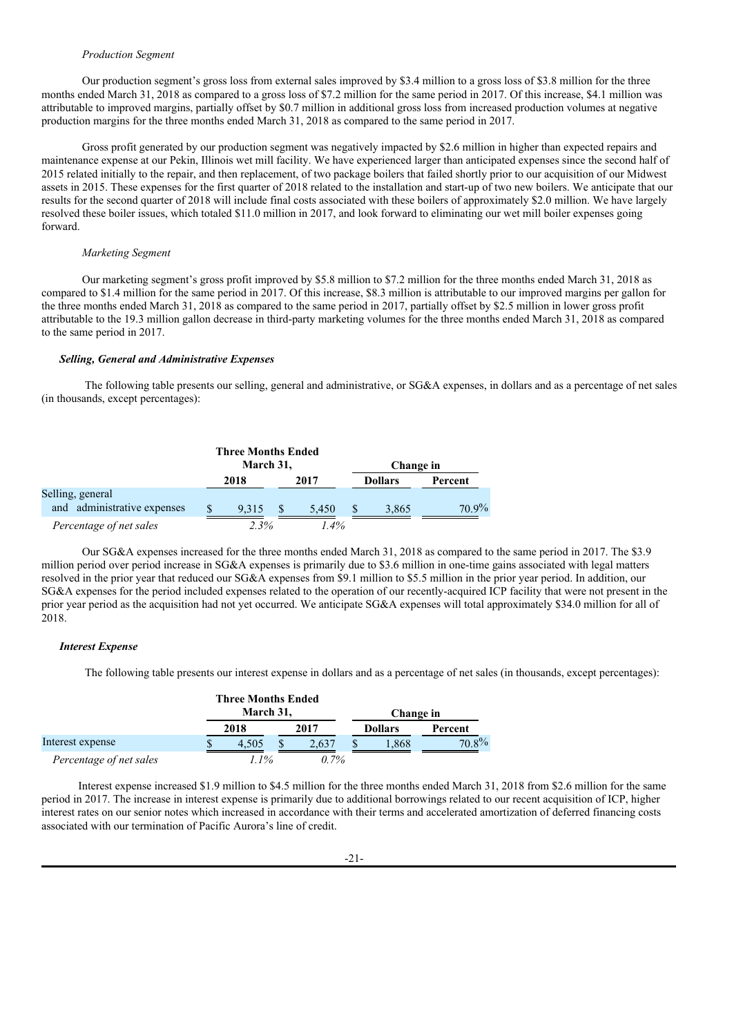*Production Segment*

Our production segment's gross loss from external sales improved by $3.4 million to a gross loss of $3.8 million for the three months ended March 31, 2018 as compared to a gross loss of $7.2 million for the same period in 2017. Of this increase, $4.1 million was attributable to improved margins, partially offset by $0.7 million in additional gross loss from increased production volumes at negative production margins for the three months ended March 31, 2018 as compared to the same period in 2017.

Gross profit generated by our production segment was negatively impacted by $2.6 million in higher than expected repairs and maintenance expense at our Pekin, Illinois wet mill facility. We have experienced larger than anticipated expenses since the second half of 2015 related initially to the repair, and then replacement, of two package boilers that failed shortly prior to our acquisition of our Midwest assets in 2015. These expenses for the first quarter of 2018 related to the installation and start-up of two new boilers. We anticipate that our results for the second quarter of 2018 will include final costs associated with these boilers of approximately $2.0 million. We have largely resolved these boiler issues, which totaled $11.0 million in 2017, and look forward to eliminating our wet mill boiler expenses going forward.

*Marketing Segment*

Our marketing segment's gross profit improved by $5.8 million to $7.2 million for the three months ended March 31, 2018 as compared to $1.4 million for the same period in 2017. Of this increase, $8.3 million is attributable to our improved margins per gallon for the three months ended March 31, 2018 as compared to the same period in 2017, partially offset by $2.5 million in lower gross profit attributable to the 19.3 million gallon decrease in third-party marketing volumes for the three months ended March 31, 2018 as compared to the same period in 2017.

***Selling, General and Administrative Expenses***

The following table presents our selling, general and administrative, or SG&A expenses, in dollars and as a percentage of net sales (in thousands, except percentages):

| | Three Months Ended March 31, | | Change in | |
|---|---|---|---|---|
| | 2018 | 2017 | Dollars | Percent |
| Selling, general and administrative expenses | $ 9,315 | $ 5,450 | $ 3,865 | 70.9% |
| *Percentage of net sales* | *2.3%* | *1.4%* | | |

Our SG&A expenses increased for the three months ended March 31, 2018 as compared to the same period in 2017. The $3.9 million period over period increase in SG&A expenses is primarily due to $3.6 million in one-time gains associated with legal matters resolved in the prior year that reduced our SG&A expenses from $9.1 million to $5.5 million in the prior year period. In addition, our SG&A expenses for the period included expenses related to the operation of our recently-acquired ICP facility that were not present in the prior year period as the acquisition had not yet occurred. We anticipate SG&A expenses will total approximately $34.0 million for all of 2018.

***Interest Expense***

The following table presents our interest expense in dollars and as a percentage of net sales (in thousands, except percentages):

| | Three Months Ended March 31, | | Change in | |
|---|---|---|---|---|
| | 2018 | 2017 | Dollars | Percent |
| Interest expense | $ 4,505 | $ 2,637 | $ 1,868 | 70.8% |
| *Percentage of net sales* | *1.1%* | *0.7%* | | |

Interest expense increased $1.9 million to $4.5 million for the three months ended March 31, 2018 from $2.6 million for the same period in 2017. The increase in interest expense is primarily due to additional borrowings related to our recent acquisition of ICP, higher interest rates on our senior notes which increased in accordance with their terms and accelerated amortization of deferred financing costs associated with our termination of Pacific Aurora's line of credit.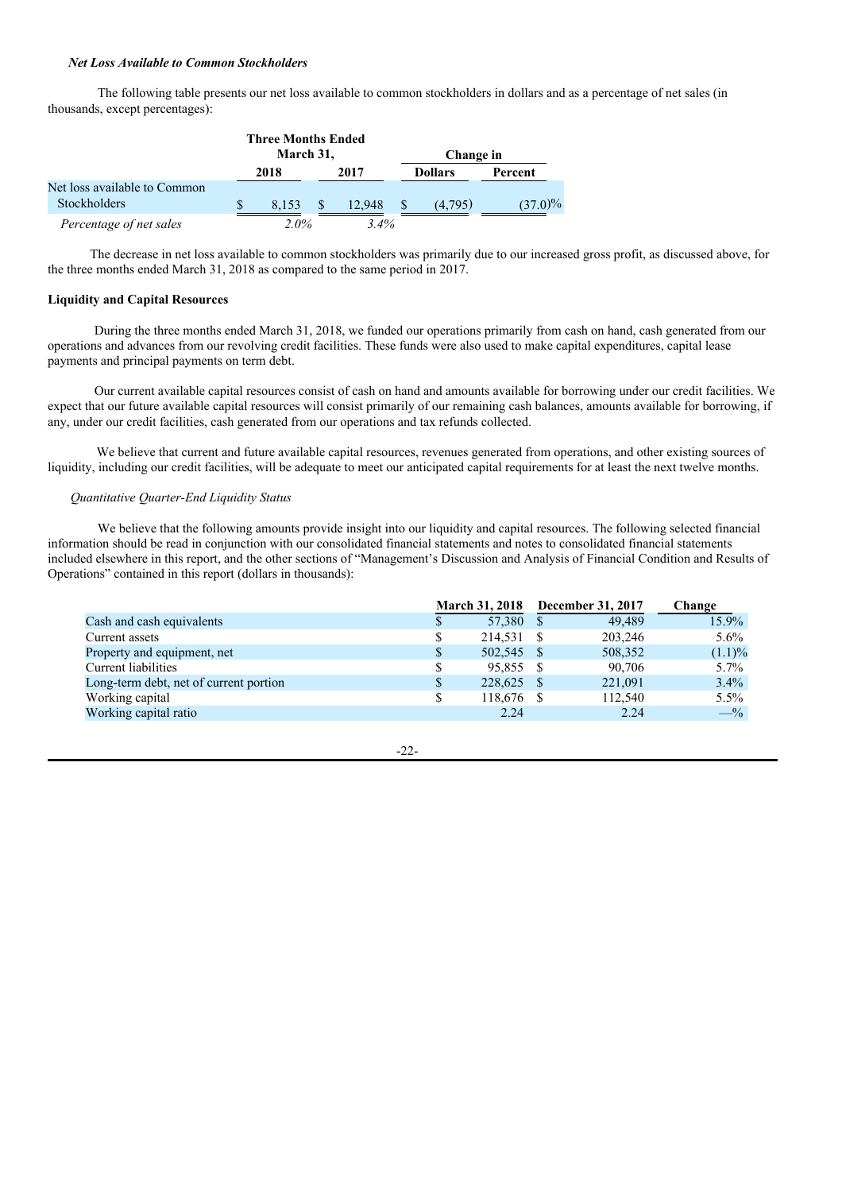### *Net Loss Available to Common Stockholders*

The following table presents our net loss available to common stockholders in dollars and as a percentage of net sales (in thousands, except percentages):

| | Three Months Ended March 31, | | Change in | |
|---|---|---|---|---|
| | 2018 | 2017 | Dollars | Percent |
| Net loss available to Common Stockholders | $ 8,153 | $ 12,948 | $ (4,795) | (37.0)% |
| *Percentage of net sales* | *2.0%* | *3.4%* | | |

The decrease in net loss available to common stockholders was primarily due to our increased gross profit, as discussed above, for the three months ended March 31, 2018 as compared to the same period in 2017.

**Liquidity and Capital Resources**

During the three months ended March 31, 2018, we funded our operations primarily from cash on hand, cash generated from our operations and advances from our revolving credit facilities. These funds were also used to make capital expenditures, capital lease payments and principal payments on term debt.

Our current available capital resources consist of cash on hand and amounts available for borrowing under our credit facilities. We expect that our future available capital resources will consist primarily of our remaining cash balances, amounts available for borrowing, if any, under our credit facilities, cash generated from our operations and tax refunds collected.

We believe that current and future available capital resources, revenues generated from operations, and other existing sources of liquidity, including our credit facilities, will be adequate to meet our anticipated capital requirements for at least the next twelve months.

*Quantitative Quarter-End Liquidity Status*

We believe that the following amounts provide insight into our liquidity and capital resources. The following selected financial information should be read in conjunction with our consolidated financial statements and notes to consolidated financial statements included elsewhere in this report, and the other sections of "Management's Discussion and Analysis of Financial Condition and Results of Operations" contained in this report (dollars in thousands):

| | March 31, 2018 | December 31, 2017 | Change |
|---|---|---|---|
| Cash and cash equivalents | $ 57,380 | $ 49,489 | 15.9% |
| Current assets | $ 214,531 | $ 203,246 | 5.6% |
| Property and equipment, net | $ 502,545 | $ 508,352 | (1.1)% |
| Current liabilities | $ 95,855 | $ 90,706 | 5.7% |
| Long-term debt, net of current portion | $ 228,625 | $ 221,091 | 3.4% |
| Working capital | $ 118,676 | $ 112,540 | 5.5% |
| Working capital ratio | 2.24 | 2.24 | —% |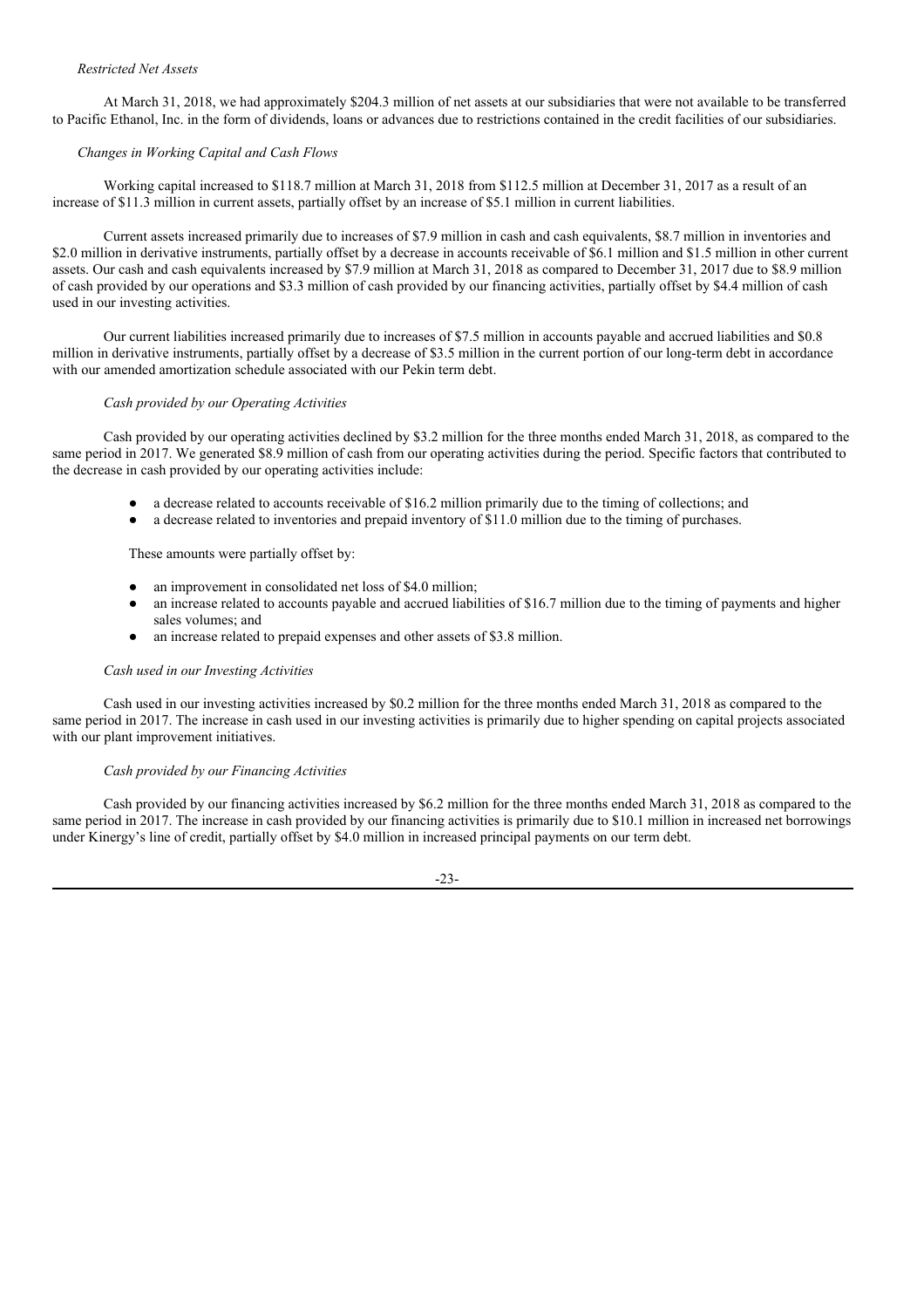*Restricted Net Assets*

At March 31, 2018, we had approximately $204.3 million of net assets at our subsidiaries that were not available to be transferred to Pacific Ethanol, Inc. in the form of dividends, loans or advances due to restrictions contained in the credit facilities of our subsidiaries.

*Changes in Working Capital and Cash Flows*

Working capital increased to $118.7 million at March 31, 2018 from $112.5 million at December 31, 2017 as a result of an increase of $11.3 million in current assets, partially offset by an increase of $5.1 million in current liabilities.

Current assets increased primarily due to increases of $7.9 million in cash and cash equivalents, $8.7 million in inventories and $2.0 million in derivative instruments, partially offset by a decrease in accounts receivable of $6.1 million and $1.5 million in other current assets. Our cash and cash equivalents increased by $7.9 million at March 31, 2018 as compared to December 31, 2017 due to $8.9 million of cash provided by our operations and $3.3 million of cash provided by our financing activities, partially offset by $4.4 million of cash used in our investing activities.

Our current liabilities increased primarily due to increases of $7.5 million in accounts payable and accrued liabilities and $0.8 million in derivative instruments, partially offset by a decrease of $3.5 million in the current portion of our long-term debt in accordance with our amended amortization schedule associated with our Pekin term debt.

*Cash provided by our Operating Activities*

Cash provided by our operating activities declined by $3.2 million for the three months ended March 31, 2018, as compared to the same period in 2017. We generated $8.9 million of cash from our operating activities during the period. Specific factors that contributed to the decrease in cash provided by our operating activities include:

- a decrease related to accounts receivable of $16.2 million primarily due to the timing of collections; and
- a decrease related to inventories and prepaid inventory of $11.0 million due to the timing of purchases.

These amounts were partially offset by:

- an improvement in consolidated net loss of $4.0 million;
- an increase related to accounts payable and accrued liabilities of $16.7 million due to the timing of payments and higher sales volumes; and
- an increase related to prepaid expenses and other assets of $3.8 million.

*Cash used in our Investing Activities*

Cash used in our investing activities increased by $0.2 million for the three months ended March 31, 2018 as compared to the same period in 2017. The increase in cash used in our investing activities is primarily due to higher spending on capital projects associated with our plant improvement initiatives.

*Cash provided by our Financing Activities*

Cash provided by our financing activities increased by $6.2 million for the three months ended March 31, 2018 as compared to the same period in 2017. The increase in cash provided by our financing activities is primarily due to $10.1 million in increased net borrowings under Kinergy's line of credit, partially offset by $4.0 million in increased principal payments on our term debt.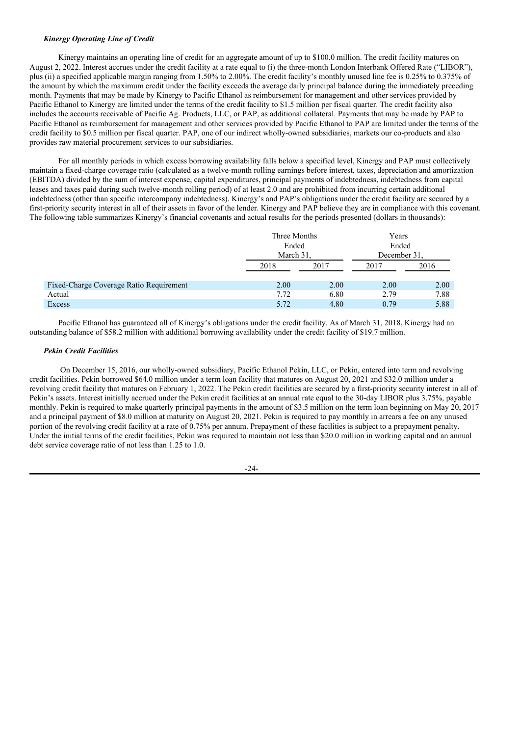***Kinergy Operating Line of Credit***

Kinergy maintains an operating line of credit for an aggregate amount of up to $100.0 million. The credit facility matures on August 2, 2022. Interest accrues under the credit facility at a rate equal to (i) the three-month London Interbank Offered Rate ("LIBOR"), plus (ii) a specified applicable margin ranging from 1.50% to 2.00%. The credit facility's monthly unused line fee is 0.25% to 0.375% of the amount by which the maximum credit under the facility exceeds the average daily principal balance during the immediately preceding month. Payments that may be made by Kinergy to Pacific Ethanol as reimbursement for management and other services provided by Pacific Ethanol to Kinergy are limited under the terms of the credit facility to $1.5 million per fiscal quarter. The credit facility also includes the accounts receivable of Pacific Ag. Products, LLC, or PAP, as additional collateral. Payments that may be made by PAP to Pacific Ethanol as reimbursement for management and other services provided by Pacific Ethanol to PAP are limited under the terms of the credit facility to $0.5 million per fiscal quarter. PAP, one of our indirect wholly-owned subsidiaries, markets our co-products and also provides raw material procurement services to our subsidiaries.

For all monthly periods in which excess borrowing availability falls below a specified level, Kinergy and PAP must collectively maintain a fixed-charge coverage ratio (calculated as a twelve-month rolling earnings before interest, taxes, depreciation and amortization (EBITDA) divided by the sum of interest expense, capital expenditures, principal payments of indebtedness, indebtedness from capital leases and taxes paid during such twelve-month rolling period) of at least 2.0 and are prohibited from incurring certain additional indebtedness (other than specific intercompany indebtedness). Kinergy's and PAP's obligations under the credit facility are secured by a first-priority security interest in all of their assets in favor of the lender. Kinergy and PAP believe they are in compliance with this covenant. The following table summarizes Kinergy's financial covenants and actual results for the periods presented (dollars in thousands):

| | Three Months Ended March 31, | | Years Ended December 31, | |
|---|---|---|---|---|
| | 2018 | 2017 | 2017 | 2016 |
| Fixed-Charge Coverage Ratio Requirement | 2.00 | 2.00 | 2.00 | 2.00 |
| Actual | 7.72 | 6.80 | 2.79 | 7.88 |
| Excess | 5.72 | 4.80 | 0.79 | 5.88 |

Pacific Ethanol has guaranteed all of Kinergy's obligations under the credit facility. As of March 31, 2018, Kinergy had an outstanding balance of $58.2 million with additional borrowing availability under the credit facility of $19.7 million.

***Pekin Credit Facilities***

On December 15, 2016, our wholly-owned subsidiary, Pacific Ethanol Pekin, LLC, or Pekin, entered into term and revolving credit facilities. Pekin borrowed $64.0 million under a term loan facility that matures on August 20, 2021 and $32.0 million under a revolving credit facility that matures on February 1, 2022. The Pekin credit facilities are secured by a first-priority security interest in all of Pekin's assets. Interest initially accrued under the Pekin credit facilities at an annual rate equal to the 30-day LIBOR plus 3.75%, payable monthly. Pekin is required to make quarterly principal payments in the amount of $3.5 million on the term loan beginning on May 20, 2017 and a principal payment of $8.0 million at maturity on August 20, 2021. Pekin is required to pay monthly in arrears a fee on any unused portion of the revolving credit facility at a rate of 0.75% per annum. Prepayment of these facilities is subject to a prepayment penalty. Under the initial terms of the credit facilities, Pekin was required to maintain not less than $20.0 million in working capital and an annual debt service coverage ratio of not less than 1.25 to 1.0.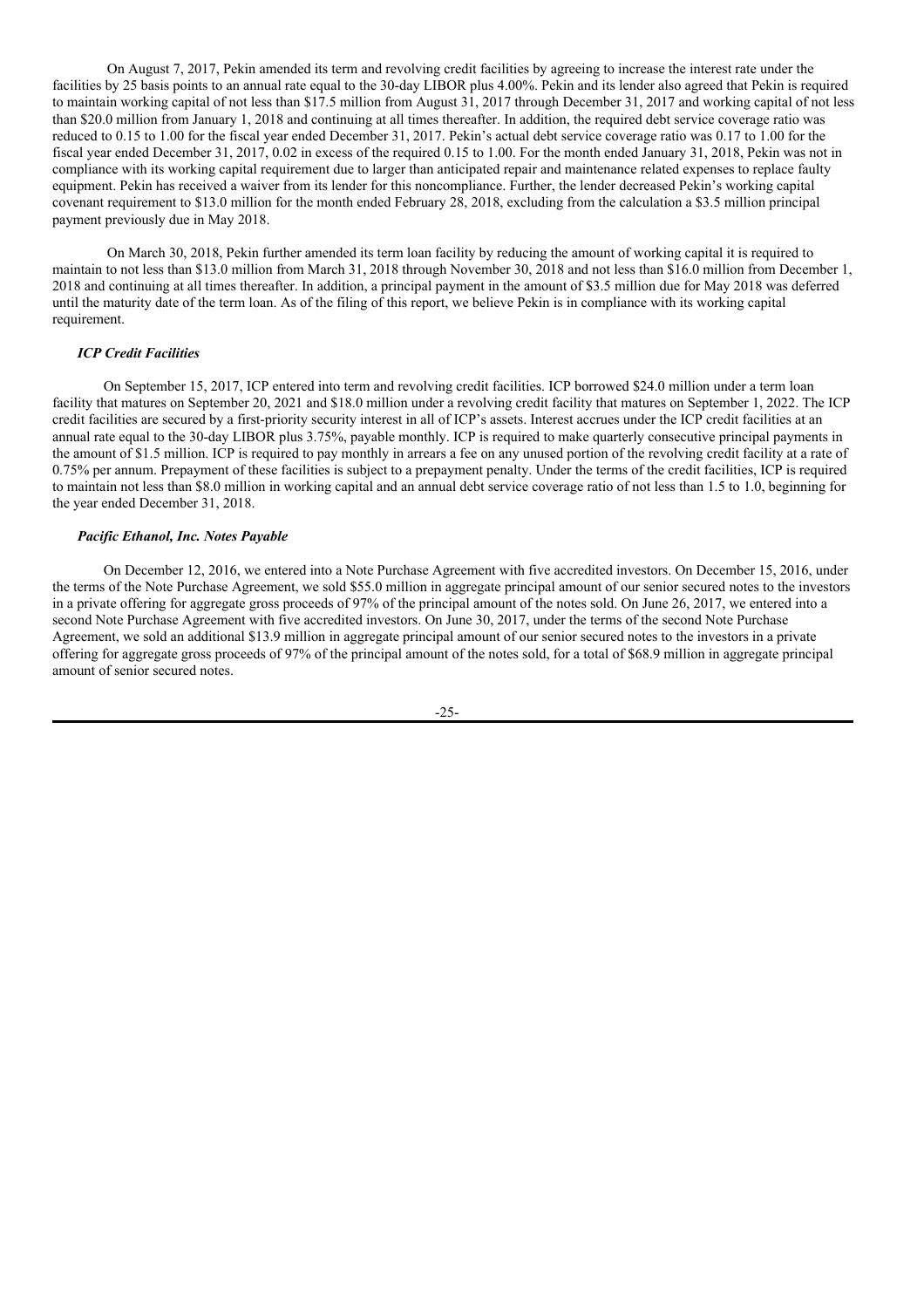On August 7, 2017, Pekin amended its term and revolving credit facilities by agreeing to increase the interest rate under the facilities by 25 basis points to an annual rate equal to the 30-day LIBOR plus 4.00%. Pekin and its lender also agreed that Pekin is required to maintain working capital of not less than $17.5 million from August 31, 2017 through December 31, 2017 and working capital of not less than $20.0 million from January 1, 2018 and continuing at all times thereafter. In addition, the required debt service coverage ratio was reduced to 0.15 to 1.00 for the fiscal year ended December 31, 2017. Pekin's actual debt service coverage ratio was 0.17 to 1.00 for the fiscal year ended December 31, 2017, 0.02 in excess of the required 0.15 to 1.00. For the month ended January 31, 2018, Pekin was not in compliance with its working capital requirement due to larger than anticipated repair and maintenance related expenses to replace faulty equipment. Pekin has received a waiver from its lender for this noncompliance. Further, the lender decreased Pekin's working capital covenant requirement to $13.0 million for the month ended February 28, 2018, excluding from the calculation a $3.5 million principal payment previously due in May 2018.

On March 30, 2018, Pekin further amended its term loan facility by reducing the amount of working capital it is required to maintain to not less than $13.0 million from March 31, 2018 through November 30, 2018 and not less than $16.0 million from December 1, 2018 and continuing at all times thereafter. In addition, a principal payment in the amount of $3.5 million due for May 2018 was deferred until the maturity date of the term loan. As of the filing of this report, we believe Pekin is in compliance with its working capital requirement.

***ICP Credit Facilities***

On September 15, 2017, ICP entered into term and revolving credit facilities. ICP borrowed $24.0 million under a term loan facility that matures on September 20, 2021 and $18.0 million under a revolving credit facility that matures on September 1, 2022. The ICP credit facilities are secured by a first-priority security interest in all of ICP's assets. Interest accrues under the ICP credit facilities at an annual rate equal to the 30-day LIBOR plus 3.75%, payable monthly. ICP is required to make quarterly consecutive principal payments in the amount of $1.5 million. ICP is required to pay monthly in arrears a fee on any unused portion of the revolving credit facility at a rate of 0.75% per annum. Prepayment of these facilities is subject to a prepayment penalty. Under the terms of the credit facilities, ICP is required to maintain not less than $8.0 million in working capital and an annual debt service coverage ratio of not less than 1.5 to 1.0, beginning for the year ended December 31, 2018.

***Pacific Ethanol, Inc. Notes Payable***

On December 12, 2016, we entered into a Note Purchase Agreement with five accredited investors. On December 15, 2016, under the terms of the Note Purchase Agreement, we sold $55.0 million in aggregate principal amount of our senior secured notes to the investors in a private offering for aggregate gross proceeds of 97% of the principal amount of the notes sold. On June 26, 2017, we entered into a second Note Purchase Agreement with five accredited investors. On June 30, 2017, under the terms of the second Note Purchase Agreement, we sold an additional $13.9 million in aggregate principal amount of our senior secured notes to the investors in a private offering for aggregate gross proceeds of 97% of the principal amount of the notes sold, for a total of $68.9 million in aggregate principal amount of senior secured notes.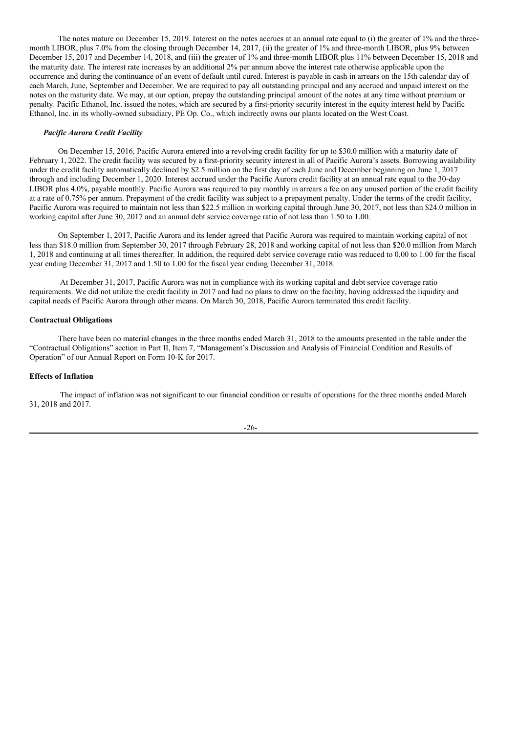The notes mature on December 15, 2019. Interest on the notes accrues at an annual rate equal to (i) the greater of 1% and the three-month LIBOR, plus 7.0% from the closing through December 14, 2017, (ii) the greater of 1% and three-month LIBOR, plus 9% between December 15, 2017 and December 14, 2018, and (iii) the greater of 1% and three-month LIBOR plus 11% between December 15, 2018 and the maturity date. The interest rate increases by an additional 2% per annum above the interest rate otherwise applicable upon the occurrence and during the continuance of an event of default until cured. Interest is payable in cash in arrears on the 15th calendar day of each March, June, September and December. We are required to pay all outstanding principal and any accrued and unpaid interest on the notes on the maturity date. We may, at our option, prepay the outstanding principal amount of the notes at any time without premium or penalty. Pacific Ethanol, Inc. issued the notes, which are secured by a first-priority security interest in the equity interest held by Pacific Ethanol, Inc. in its wholly-owned subsidiary, PE Op. Co., which indirectly owns our plants located on the West Coast.

***Pacific Aurora Credit Facility***

On December 15, 2016, Pacific Aurora entered into a revolving credit facility for up to $30.0 million with a maturity date of February 1, 2022. The credit facility was secured by a first-priority security interest in all of Pacific Aurora's assets. Borrowing availability under the credit facility automatically declined by $2.5 million on the first day of each June and December beginning on June 1, 2017 through and including December 1, 2020. Interest accrued under the Pacific Aurora credit facility at an annual rate equal to the 30-day LIBOR plus 4.0%, payable monthly. Pacific Aurora was required to pay monthly in arrears a fee on any unused portion of the credit facility at a rate of 0.75% per annum. Prepayment of the credit facility was subject to a prepayment penalty. Under the terms of the credit facility, Pacific Aurora was required to maintain not less than $22.5 million in working capital through June 30, 2017, not less than $24.0 million in working capital after June 30, 2017 and an annual debt service coverage ratio of not less than 1.50 to 1.00.

On September 1, 2017, Pacific Aurora and its lender agreed that Pacific Aurora was required to maintain working capital of not less than $18.0 million from September 30, 2017 through February 28, 2018 and working capital of not less than $20.0 million from March 1, 2018 and continuing at all times thereafter. In addition, the required debt service coverage ratio was reduced to 0.00 to 1.00 for the fiscal year ending December 31, 2017 and 1.50 to 1.00 for the fiscal year ending December 31, 2018.

At December 31, 2017, Pacific Aurora was not in compliance with its working capital and debt service coverage ratio requirements. We did not utilize the credit facility in 2017 and had no plans to draw on the facility, having addressed the liquidity and capital needs of Pacific Aurora through other means. On March 30, 2018, Pacific Aurora terminated this credit facility.

**Contractual Obligations**

There have been no material changes in the three months ended March 31, 2018 to the amounts presented in the table under the "Contractual Obligations" section in Part II, Item 7, "Management's Discussion and Analysis of Financial Condition and Results of Operation" of our Annual Report on Form 10-K for 2017.

**Effects of Inflation**

The impact of inflation was not significant to our financial condition or results of operations for the three months ended March 31, 2018 and 2017.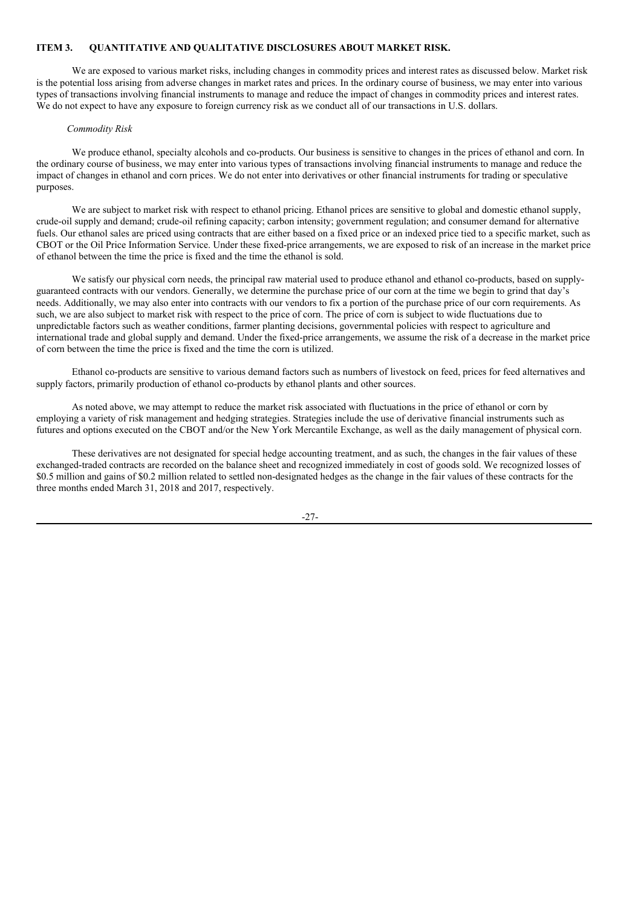## ITEM 3. QUANTITATIVE AND QUALITATIVE DISCLOSURES ABOUT MARKET RISK.

We are exposed to various market risks, including changes in commodity prices and interest rates as discussed below. Market risk is the potential loss arising from adverse changes in market rates and prices. In the ordinary course of business, we may enter into various types of transactions involving financial instruments to manage and reduce the impact of changes in commodity prices and interest rates. We do not expect to have any exposure to foreign currency risk as we conduct all of our transactions in U.S. dollars.

*Commodity Risk*

We produce ethanol, specialty alcohols and co-products. Our business is sensitive to changes in the prices of ethanol and corn. In the ordinary course of business, we may enter into various types of transactions involving financial instruments to manage and reduce the impact of changes in ethanol and corn prices. We do not enter into derivatives or other financial instruments for trading or speculative purposes.

We are subject to market risk with respect to ethanol pricing. Ethanol prices are sensitive to global and domestic ethanol supply, crude-oil supply and demand; crude-oil refining capacity; carbon intensity; government regulation; and consumer demand for alternative fuels. Our ethanol sales are priced using contracts that are either based on a fixed price or an indexed price tied to a specific market, such as CBOT or the Oil Price Information Service. Under these fixed-price arrangements, we are exposed to risk of an increase in the market price of ethanol between the time the price is fixed and the time the ethanol is sold.

We satisfy our physical corn needs, the principal raw material used to produce ethanol and ethanol co-products, based on supply-guaranteed contracts with our vendors. Generally, we determine the purchase price of our corn at the time we begin to grind that day's needs. Additionally, we may also enter into contracts with our vendors to fix a portion of the purchase price of our corn requirements. As such, we are also subject to market risk with respect to the price of corn. The price of corn is subject to wide fluctuations due to unpredictable factors such as weather conditions, farmer planting decisions, governmental policies with respect to agriculture and international trade and global supply and demand. Under the fixed-price arrangements, we assume the risk of a decrease in the market price of corn between the time the price is fixed and the time the corn is utilized.

Ethanol co-products are sensitive to various demand factors such as numbers of livestock on feed, prices for feed alternatives and supply factors, primarily production of ethanol co-products by ethanol plants and other sources.

As noted above, we may attempt to reduce the market risk associated with fluctuations in the price of ethanol or corn by employing a variety of risk management and hedging strategies. Strategies include the use of derivative financial instruments such as futures and options executed on the CBOT and/or the New York Mercantile Exchange, as well as the daily management of physical corn.

These derivatives are not designated for special hedge accounting treatment, and as such, the changes in the fair values of these exchanged-traded contracts are recorded on the balance sheet and recognized immediately in cost of goods sold. We recognized losses of $0.5 million and gains of $0.2 million related to settled non-designated hedges as the change in the fair values of these contracts for the three months ended March 31, 2018 and 2017, respectively.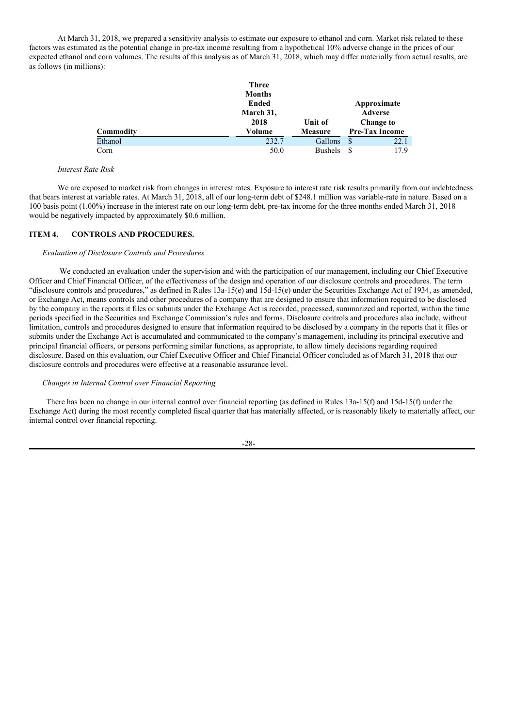At March 31, 2018, we prepared a sensitivity analysis to estimate our exposure to ethanol and corn. Market risk related to these factors was estimated as the potential change in pre-tax income resulting from a hypothetical 10% adverse change in the prices of our expected ethanol and corn volumes. The results of this analysis as of March 31, 2018, which may differ materially from actual results, are as follows (in millions):

| Commodity | Three Months Ended March 31, 2018 Volume | Unit of Measure | Approximate Adverse Change to Pre-Tax Income |
|---|---|---|---|
| Ethanol | 232.7 | Gallons | $ 22.1 |
| Corn | 50.0 | Bushels | $ 17.9 |

*Interest Rate Risk*

We are exposed to market risk from changes in interest rates. Exposure to interest rate risk results primarily from our indebtedness that bears interest at variable rates. At March 31, 2018, all of our long-term debt of $248.1 million was variable-rate in nature. Based on a 100 basis point (1.00%) increase in the interest rate on our long-term debt, pre-tax income for the three months ended March 31, 2018 would be negatively impacted by approximately $0.6 million.

## ITEM 4. CONTROLS AND PROCEDURES.

*Evaluation of Disclosure Controls and Procedures*

We conducted an evaluation under the supervision and with the participation of our management, including our Chief Executive Officer and Chief Financial Officer, of the effectiveness of the design and operation of our disclosure controls and procedures. The term "disclosure controls and procedures," as defined in Rules 13a-15(e) and 15d-15(e) under the Securities Exchange Act of 1934, as amended, or Exchange Act, means controls and other procedures of a company that are designed to ensure that information required to be disclosed by the company in the reports it files or submits under the Exchange Act is recorded, processed, summarized and reported, within the time periods specified in the Securities and Exchange Commission's rules and forms. Disclosure controls and procedures also include, without limitation, controls and procedures designed to ensure that information required to be disclosed by a company in the reports that it files or submits under the Exchange Act is accumulated and communicated to the company's management, including its principal executive and principal financial officers, or persons performing similar functions, as appropriate, to allow timely decisions regarding required disclosure. Based on this evaluation, our Chief Executive Officer and Chief Financial Officer concluded as of March 31, 2018 that our disclosure controls and procedures were effective at a reasonable assurance level.

*Changes in Internal Control over Financial Reporting*

There has been no change in our internal control over financial reporting (as defined in Rules 13a-15(f) and 15d-15(f) under the Exchange Act) during the most recently completed fiscal quarter that has materially affected, or is reasonably likely to materially affect, our internal control over financial reporting.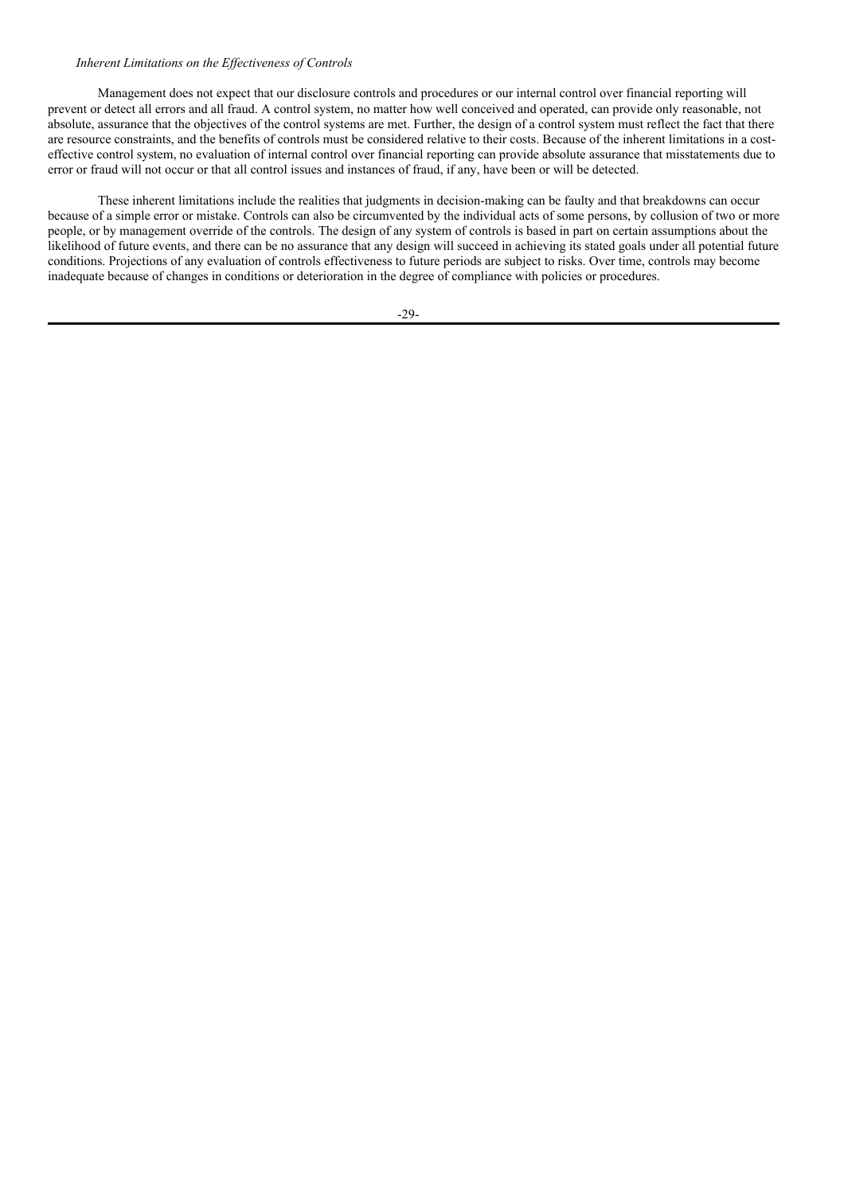*Inherent Limitations on the Effectiveness of Controls*

Management does not expect that our disclosure controls and procedures or our internal control over financial reporting will prevent or detect all errors and all fraud. A control system, no matter how well conceived and operated, can provide only reasonable, not absolute, assurance that the objectives of the control systems are met. Further, the design of a control system must reflect the fact that there are resource constraints, and the benefits of controls must be considered relative to their costs. Because of the inherent limitations in a cost-effective control system, no evaluation of internal control over financial reporting can provide absolute assurance that misstatements due to error or fraud will not occur or that all control issues and instances of fraud, if any, have been or will be detected.

These inherent limitations include the realities that judgments in decision-making can be faulty and that breakdowns can occur because of a simple error or mistake. Controls can also be circumvented by the individual acts of some persons, by collusion of two or more people, or by management override of the controls. The design of any system of controls is based in part on certain assumptions about the likelihood of future events, and there can be no assurance that any design will succeed in achieving its stated goals under all potential future conditions. Projections of any evaluation of controls effectiveness to future periods are subject to risks. Over time, controls may become inadequate because of changes in conditions or deterioration in the degree of compliance with policies or procedures.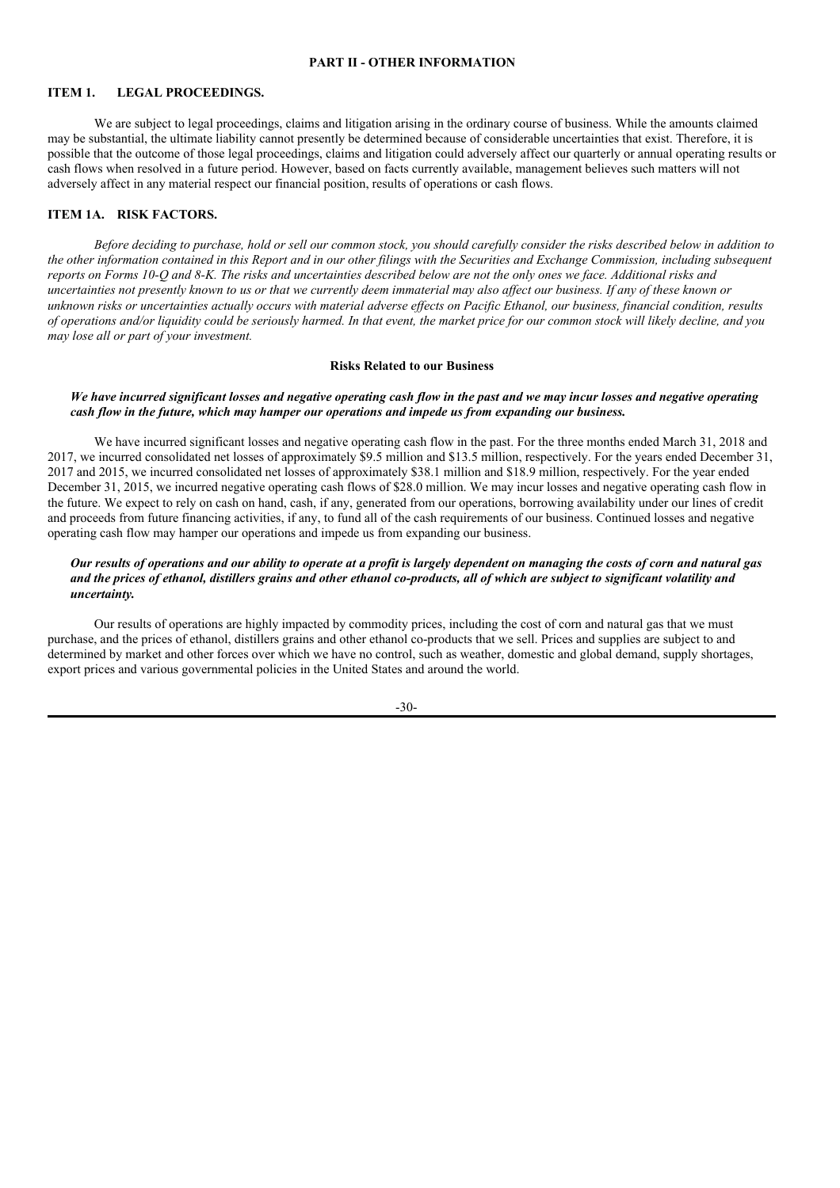## PART II - OTHER INFORMATION

### ITEM 1. LEGAL PROCEEDINGS.

We are subject to legal proceedings, claims and litigation arising in the ordinary course of business. While the amounts claimed may be substantial, the ultimate liability cannot presently be determined because of considerable uncertainties that exist. Therefore, it is possible that the outcome of those legal proceedings, claims and litigation could adversely affect our quarterly or annual operating results or cash flows when resolved in a future period. However, based on facts currently available, management believes such matters will not adversely affect in any material respect our financial position, results of operations or cash flows.

### ITEM 1A. RISK FACTORS.

*Before deciding to purchase, hold or sell our common stock, you should carefully consider the risks described below in addition to the other information contained in this Report and in our other filings with the Securities and Exchange Commission, including subsequent reports on Forms 10-Q and 8-K. The risks and uncertainties described below are not the only ones we face. Additional risks and uncertainties not presently known to us or that we currently deem immaterial may also affect our business. If any of these known or unknown risks or uncertainties actually occurs with material adverse effects on Pacific Ethanol, our business, financial condition, results of operations and/or liquidity could be seriously harmed. In that event, the market price for our common stock will likely decline, and you may lose all or part of your investment.*

#### Risks Related to our Business

***We have incurred significant losses and negative operating cash flow in the past and we may incur losses and negative operating cash flow in the future, which may hamper our operations and impede us from expanding our business.***

We have incurred significant losses and negative operating cash flow in the past. For the three months ended March 31, 2018 and 2017, we incurred consolidated net losses of approximately $9.5 million and $13.5 million, respectively. For the years ended December 31, 2017 and 2015, we incurred consolidated net losses of approximately $38.1 million and $18.9 million, respectively. For the year ended December 31, 2015, we incurred negative operating cash flows of $28.0 million. We may incur losses and negative operating cash flow in the future. We expect to rely on cash on hand, cash, if any, generated from our operations, borrowing availability under our lines of credit and proceeds from future financing activities, if any, to fund all of the cash requirements of our business. Continued losses and negative operating cash flow may hamper our operations and impede us from expanding our business.

***Our results of operations and our ability to operate at a profit is largely dependent on managing the costs of corn and natural gas and the prices of ethanol, distillers grains and other ethanol co-products, all of which are subject to significant volatility and uncertainty.***

Our results of operations are highly impacted by commodity prices, including the cost of corn and natural gas that we must purchase, and the prices of ethanol, distillers grains and other ethanol co-products that we sell. Prices and supplies are subject to and determined by market and other forces over which we have no control, such as weather, domestic and global demand, supply shortages, export prices and various governmental policies in the United States and around the world.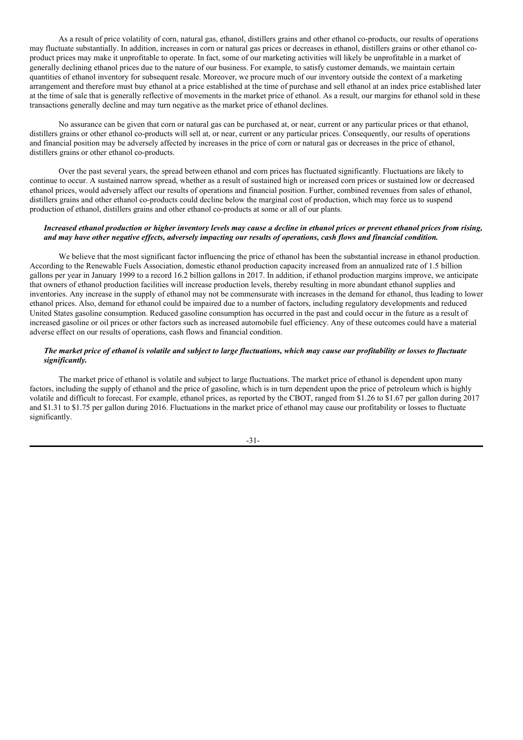As a result of price volatility of corn, natural gas, ethanol, distillers grains and other ethanol co-products, our results of operations may fluctuate substantially. In addition, increases in corn or natural gas prices or decreases in ethanol, distillers grains or other ethanol co-product prices may make it unprofitable to operate. In fact, some of our marketing activities will likely be unprofitable in a market of generally declining ethanol prices due to the nature of our business. For example, to satisfy customer demands, we maintain certain quantities of ethanol inventory for subsequent resale. Moreover, we procure much of our inventory outside the context of a marketing arrangement and therefore must buy ethanol at a price established at the time of purchase and sell ethanol at an index price established later at the time of sale that is generally reflective of movements in the market price of ethanol. As a result, our margins for ethanol sold in these transactions generally decline and may turn negative as the market price of ethanol declines.

No assurance can be given that corn or natural gas can be purchased at, or near, current or any particular prices or that ethanol, distillers grains or other ethanol co-products will sell at, or near, current or any particular prices. Consequently, our results of operations and financial position may be adversely affected by increases in the price of corn or natural gas or decreases in the price of ethanol, distillers grains or other ethanol co-products.

Over the past several years, the spread between ethanol and corn prices has fluctuated significantly. Fluctuations are likely to continue to occur. A sustained narrow spread, whether as a result of sustained high or increased corn prices or sustained low or decreased ethanol prices, would adversely affect our results of operations and financial position. Further, combined revenues from sales of ethanol, distillers grains and other ethanol co-products could decline below the marginal cost of production, which may force us to suspend production of ethanol, distillers grains and other ethanol co-products at some or all of our plants.

***Increased ethanol production or higher inventory levels may cause a decline in ethanol prices or prevent ethanol prices from rising, and may have other negative effects, adversely impacting our results of operations, cash flows and financial condition.***

We believe that the most significant factor influencing the price of ethanol has been the substantial increase in ethanol production. According to the Renewable Fuels Association, domestic ethanol production capacity increased from an annualized rate of 1.5 billion gallons per year in January 1999 to a record 16.2 billion gallons in 2017. In addition, if ethanol production margins improve, we anticipate that owners of ethanol production facilities will increase production levels, thereby resulting in more abundant ethanol supplies and inventories. Any increase in the supply of ethanol may not be commensurate with increases in the demand for ethanol, thus leading to lower ethanol prices. Also, demand for ethanol could be impaired due to a number of factors, including regulatory developments and reduced United States gasoline consumption. Reduced gasoline consumption has occurred in the past and could occur in the future as a result of increased gasoline or oil prices or other factors such as increased automobile fuel efficiency. Any of these outcomes could have a material adverse effect on our results of operations, cash flows and financial condition.

***The market price of ethanol is volatile and subject to large fluctuations, which may cause our profitability or losses to fluctuate significantly.***

The market price of ethanol is volatile and subject to large fluctuations. The market price of ethanol is dependent upon many factors, including the supply of ethanol and the price of gasoline, which is in turn dependent upon the price of petroleum which is highly volatile and difficult to forecast. For example, ethanol prices, as reported by the CBOT, ranged from $1.26 to $1.67 per gallon during 2017 and $1.31 to $1.75 per gallon during 2016. Fluctuations in the market price of ethanol may cause our profitability or losses to fluctuate significantly.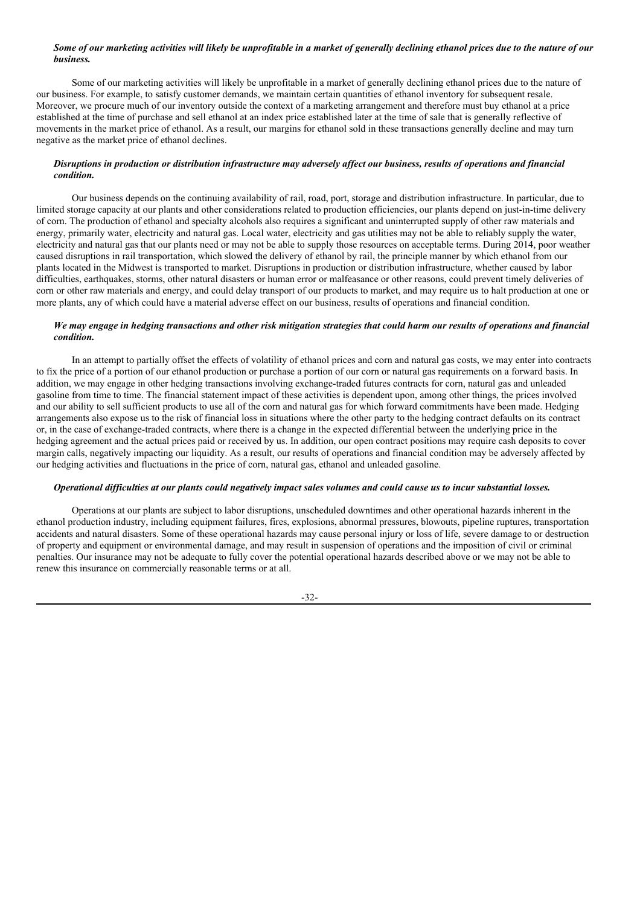***Some of our marketing activities will likely be unprofitable in a market of generally declining ethanol prices due to the nature of our business.***

Some of our marketing activities will likely be unprofitable in a market of generally declining ethanol prices due to the nature of our business. For example, to satisfy customer demands, we maintain certain quantities of ethanol inventory for subsequent resale. Moreover, we procure much of our inventory outside the context of a marketing arrangement and therefore must buy ethanol at a price established at the time of purchase and sell ethanol at an index price established later at the time of sale that is generally reflective of movements in the market price of ethanol. As a result, our margins for ethanol sold in these transactions generally decline and may turn negative as the market price of ethanol declines.

***Disruptions in production or distribution infrastructure may adversely affect our business, results of operations and financial condition.***

Our business depends on the continuing availability of rail, road, port, storage and distribution infrastructure. In particular, due to limited storage capacity at our plants and other considerations related to production efficiencies, our plants depend on just-in-time delivery of corn. The production of ethanol and specialty alcohols also requires a significant and uninterrupted supply of other raw materials and energy, primarily water, electricity and natural gas. Local water, electricity and gas utilities may not be able to reliably supply the water, electricity and natural gas that our plants need or may not be able to supply those resources on acceptable terms. During 2014, poor weather caused disruptions in rail transportation, which slowed the delivery of ethanol by rail, the principle manner by which ethanol from our plants located in the Midwest is transported to market. Disruptions in production or distribution infrastructure, whether caused by labor difficulties, earthquakes, storms, other natural disasters or human error or malfeasance or other reasons, could prevent timely deliveries of corn or other raw materials and energy, and could delay transport of our products to market, and may require us to halt production at one or more plants, any of which could have a material adverse effect on our business, results of operations and financial condition.

***We may engage in hedging transactions and other risk mitigation strategies that could harm our results of operations and financial condition.***

In an attempt to partially offset the effects of volatility of ethanol prices and corn and natural gas costs, we may enter into contracts to fix the price of a portion of our ethanol production or purchase a portion of our corn or natural gas requirements on a forward basis. In addition, we may engage in other hedging transactions involving exchange-traded futures contracts for corn, natural gas and unleaded gasoline from time to time. The financial statement impact of these activities is dependent upon, among other things, the prices involved and our ability to sell sufficient products to use all of the corn and natural gas for which forward commitments have been made. Hedging arrangements also expose us to the risk of financial loss in situations where the other party to the hedging contract defaults on its contract or, in the case of exchange-traded contracts, where there is a change in the expected differential between the underlying price in the hedging agreement and the actual prices paid or received by us. In addition, our open contract positions may require cash deposits to cover margin calls, negatively impacting our liquidity. As a result, our results of operations and financial condition may be adversely affected by our hedging activities and fluctuations in the price of corn, natural gas, ethanol and unleaded gasoline.

***Operational difficulties at our plants could negatively impact sales volumes and could cause us to incur substantial losses.***

Operations at our plants are subject to labor disruptions, unscheduled downtimes and other operational hazards inherent in the ethanol production industry, including equipment failures, fires, explosions, abnormal pressures, blowouts, pipeline ruptures, transportation accidents and natural disasters. Some of these operational hazards may cause personal injury or loss of life, severe damage to or destruction of property and equipment or environmental damage, and may result in suspension of operations and the imposition of civil or criminal penalties. Our insurance may not be adequate to fully cover the potential operational hazards described above or we may not be able to renew this insurance on commercially reasonable terms or at all.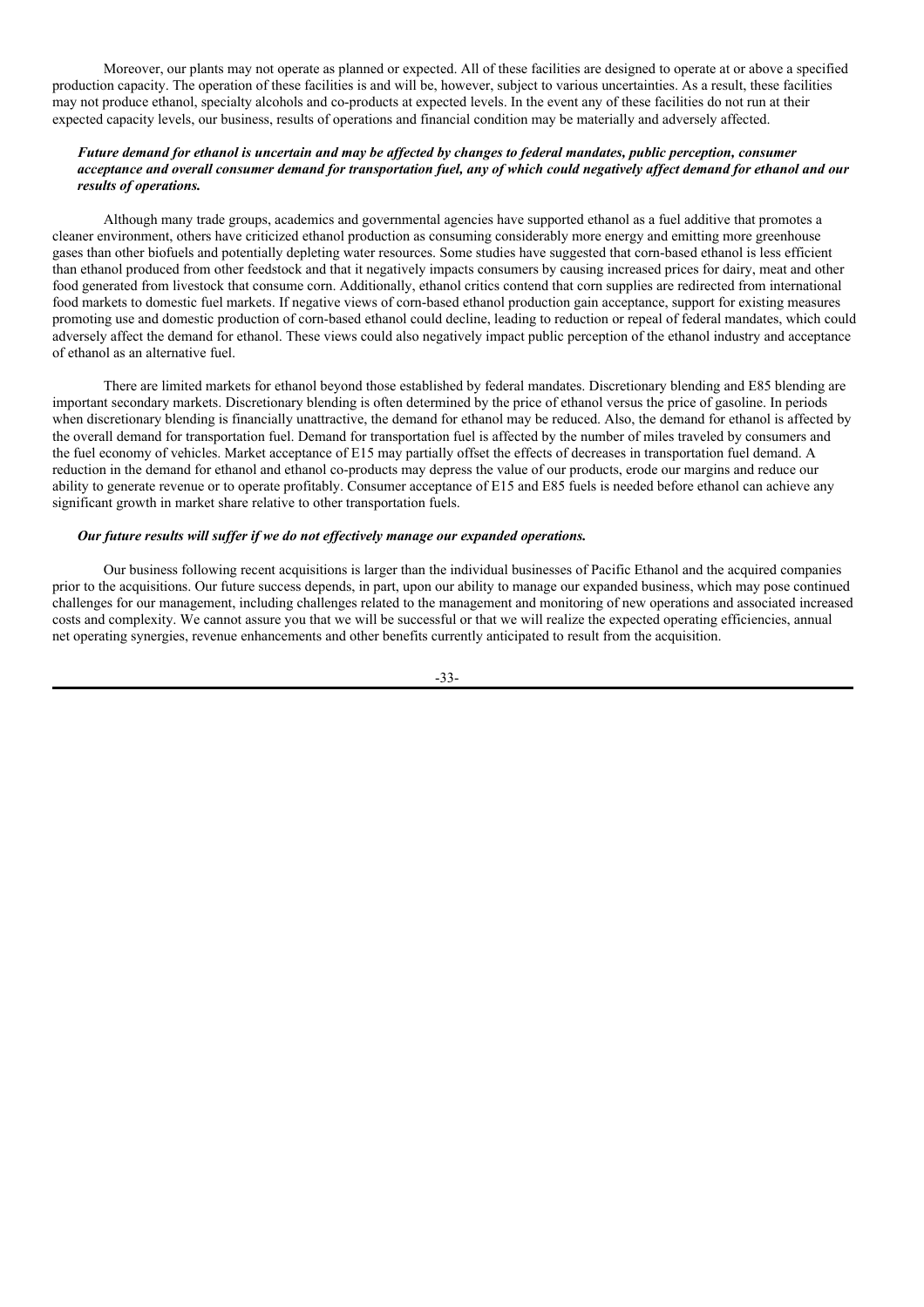Moreover, our plants may not operate as planned or expected. All of these facilities are designed to operate at or above a specified production capacity. The operation of these facilities is and will be, however, subject to various uncertainties. As a result, these facilities may not produce ethanol, specialty alcohols and co-products at expected levels. In the event any of these facilities do not run at their expected capacity levels, our business, results of operations and financial condition may be materially and adversely affected.

***Future demand for ethanol is uncertain and may be affected by changes to federal mandates, public perception, consumer acceptance and overall consumer demand for transportation fuel, any of which could negatively affect demand for ethanol and our results of operations.***

Although many trade groups, academics and governmental agencies have supported ethanol as a fuel additive that promotes a cleaner environment, others have criticized ethanol production as consuming considerably more energy and emitting more greenhouse gases than other biofuels and potentially depleting water resources. Some studies have suggested that corn-based ethanol is less efficient than ethanol produced from other feedstock and that it negatively impacts consumers by causing increased prices for dairy, meat and other food generated from livestock that consume corn. Additionally, ethanol critics contend that corn supplies are redirected from international food markets to domestic fuel markets. If negative views of corn-based ethanol production gain acceptance, support for existing measures promoting use and domestic production of corn-based ethanol could decline, leading to reduction or repeal of federal mandates, which could adversely affect the demand for ethanol. These views could also negatively impact public perception of the ethanol industry and acceptance of ethanol as an alternative fuel.

There are limited markets for ethanol beyond those established by federal mandates. Discretionary blending and E85 blending are important secondary markets. Discretionary blending is often determined by the price of ethanol versus the price of gasoline. In periods when discretionary blending is financially unattractive, the demand for ethanol may be reduced. Also, the demand for ethanol is affected by the overall demand for transportation fuel. Demand for transportation fuel is affected by the number of miles traveled by consumers and the fuel economy of vehicles. Market acceptance of E15 may partially offset the effects of decreases in transportation fuel demand. A reduction in the demand for ethanol and ethanol co-products may depress the value of our products, erode our margins and reduce our ability to generate revenue or to operate profitably. Consumer acceptance of E15 and E85 fuels is needed before ethanol can achieve any significant growth in market share relative to other transportation fuels.

***Our future results will suffer if we do not effectively manage our expanded operations.***

Our business following recent acquisitions is larger than the individual businesses of Pacific Ethanol and the acquired companies prior to the acquisitions. Our future success depends, in part, upon our ability to manage our expanded business, which may pose continued challenges for our management, including challenges related to the management and monitoring of new operations and associated increased costs and complexity. We cannot assure you that we will be successful or that we will realize the expected operating efficiencies, annual net operating synergies, revenue enhancements and other benefits currently anticipated to result from the acquisition.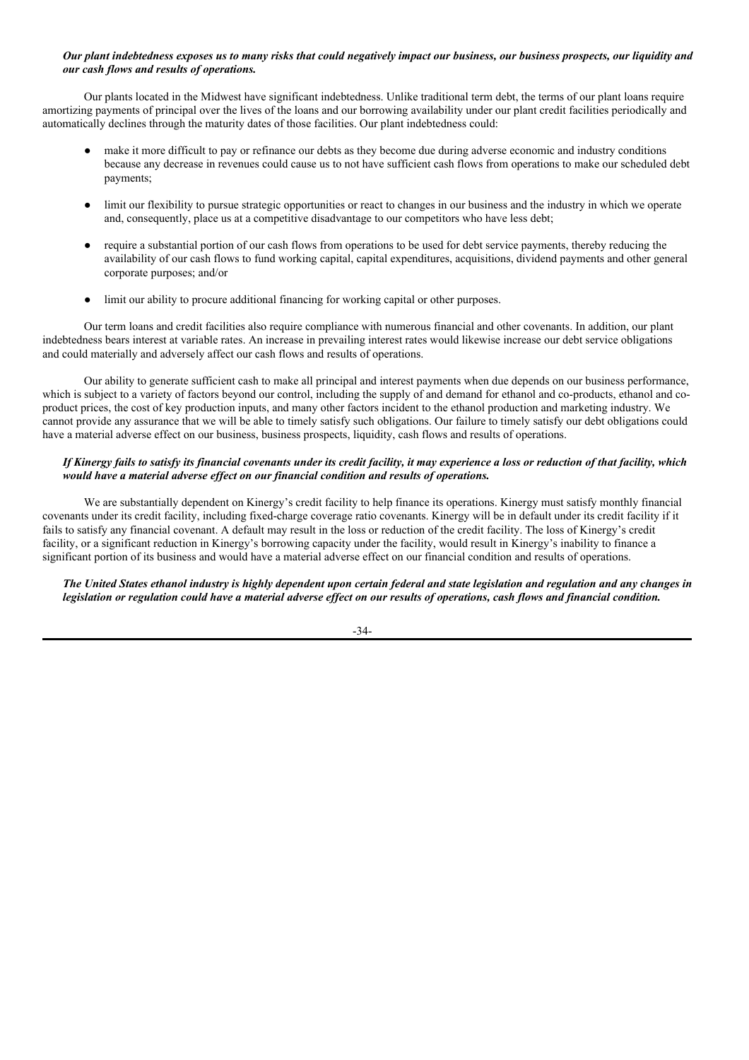***Our plant indebtedness exposes us to many risks that could negatively impact our business, our business prospects, our liquidity and our cash flows and results of operations.***

Our plants located in the Midwest have significant indebtedness. Unlike traditional term debt, the terms of our plant loans require amortizing payments of principal over the lives of the loans and our borrowing availability under our plant credit facilities periodically and automatically declines through the maturity dates of those facilities. Our plant indebtedness could:

- make it more difficult to pay or refinance our debts as they become due during adverse economic and industry conditions because any decrease in revenues could cause us to not have sufficient cash flows from operations to make our scheduled debt payments;
- limit our flexibility to pursue strategic opportunities or react to changes in our business and the industry in which we operate and, consequently, place us at a competitive disadvantage to our competitors who have less debt;
- require a substantial portion of our cash flows from operations to be used for debt service payments, thereby reducing the availability of our cash flows to fund working capital, capital expenditures, acquisitions, dividend payments and other general corporate purposes; and/or
- limit our ability to procure additional financing for working capital or other purposes.

Our term loans and credit facilities also require compliance with numerous financial and other covenants. In addition, our plant indebtedness bears interest at variable rates. An increase in prevailing interest rates would likewise increase our debt service obligations and could materially and adversely affect our cash flows and results of operations.

Our ability to generate sufficient cash to make all principal and interest payments when due depends on our business performance, which is subject to a variety of factors beyond our control, including the supply of and demand for ethanol and co-products, ethanol and co-product prices, the cost of key production inputs, and many other factors incident to the ethanol production and marketing industry. We cannot provide any assurance that we will be able to timely satisfy such obligations. Our failure to timely satisfy our debt obligations could have a material adverse effect on our business, business prospects, liquidity, cash flows and results of operations.

***If Kinergy fails to satisfy its financial covenants under its credit facility, it may experience a loss or reduction of that facility, which would have a material adverse effect on our financial condition and results of operations.***

We are substantially dependent on Kinergy's credit facility to help finance its operations. Kinergy must satisfy monthly financial covenants under its credit facility, including fixed-charge coverage ratio covenants. Kinergy will be in default under its credit facility if it fails to satisfy any financial covenant. A default may result in the loss or reduction of the credit facility. The loss of Kinergy's credit facility, or a significant reduction in Kinergy's borrowing capacity under the facility, would result in Kinergy's inability to finance a significant portion of its business and would have a material adverse effect on our financial condition and results of operations.

***The United States ethanol industry is highly dependent upon certain federal and state legislation and regulation and any changes in legislation or regulation could have a material adverse effect on our results of operations, cash flows and financial condition.***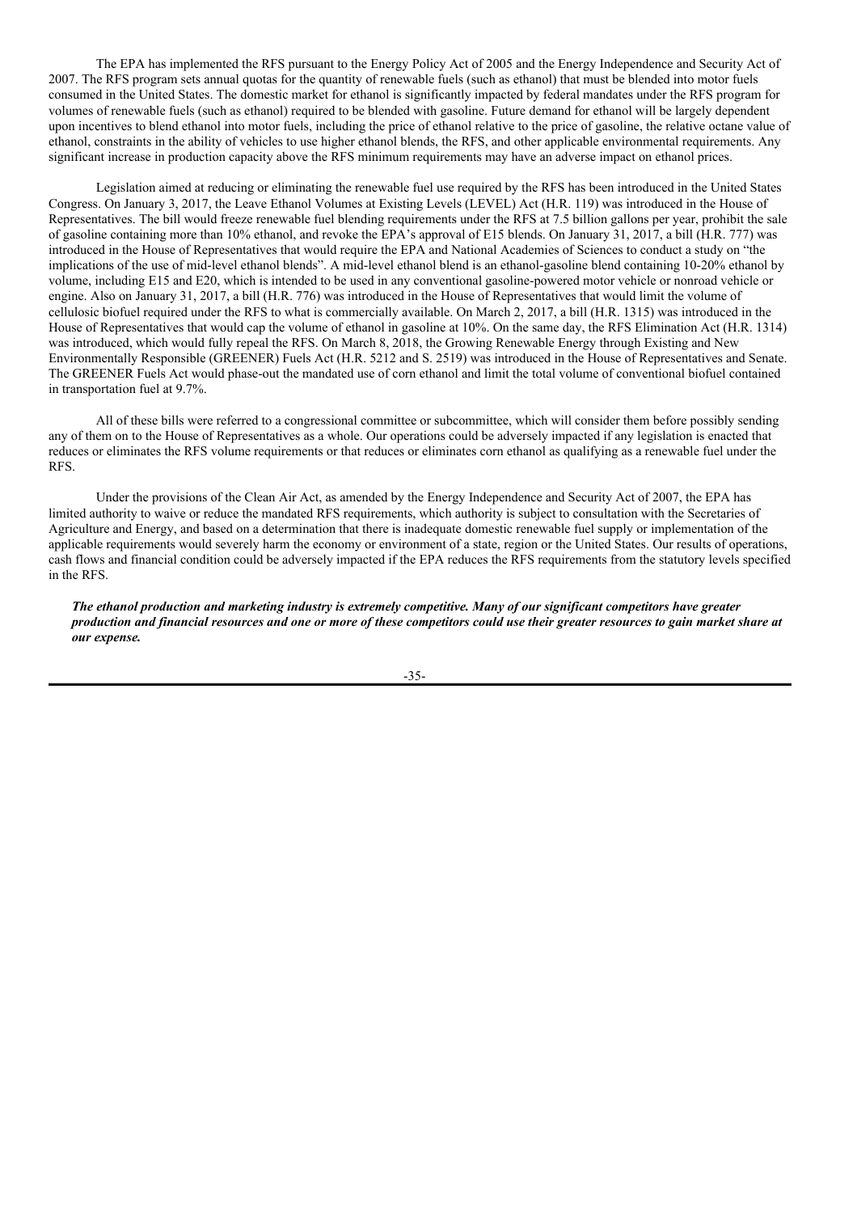The EPA has implemented the RFS pursuant to the Energy Policy Act of 2005 and the Energy Independence and Security Act of 2007. The RFS program sets annual quotas for the quantity of renewable fuels (such as ethanol) that must be blended into motor fuels consumed in the United States. The domestic market for ethanol is significantly impacted by federal mandates under the RFS program for volumes of renewable fuels (such as ethanol) required to be blended with gasoline. Future demand for ethanol will be largely dependent upon incentives to blend ethanol into motor fuels, including the price of ethanol relative to the price of gasoline, the relative octane value of ethanol, constraints in the ability of vehicles to use higher ethanol blends, the RFS, and other applicable environmental requirements. Any significant increase in production capacity above the RFS minimum requirements may have an adverse impact on ethanol prices.

Legislation aimed at reducing or eliminating the renewable fuel use required by the RFS has been introduced in the United States Congress. On January 3, 2017, the Leave Ethanol Volumes at Existing Levels (LEVEL) Act (H.R. 119) was introduced in the House of Representatives. The bill would freeze renewable fuel blending requirements under the RFS at 7.5 billion gallons per year, prohibit the sale of gasoline containing more than 10% ethanol, and revoke the EPA's approval of E15 blends. On January 31, 2017, a bill (H.R. 777) was introduced in the House of Representatives that would require the EPA and National Academies of Sciences to conduct a study on "the implications of the use of mid-level ethanol blends". A mid-level ethanol blend is an ethanol-gasoline blend containing 10-20% ethanol by volume, including E15 and E20, which is intended to be used in any conventional gasoline-powered motor vehicle or nonroad vehicle or engine. Also on January 31, 2017, a bill (H.R. 776) was introduced in the House of Representatives that would limit the volume of cellulosic biofuel required under the RFS to what is commercially available. On March 2, 2017, a bill (H.R. 1315) was introduced in the House of Representatives that would cap the volume of ethanol in gasoline at 10%. On the same day, the RFS Elimination Act (H.R. 1314) was introduced, which would fully repeal the RFS. On March 8, 2018, the Growing Renewable Energy through Existing and New Environmentally Responsible (GREENER) Fuels Act (H.R. 5212 and S. 2519) was introduced in the House of Representatives and Senate. The GREENER Fuels Act would phase-out the mandated use of corn ethanol and limit the total volume of conventional biofuel contained in transportation fuel at 9.7%.

All of these bills were referred to a congressional committee or subcommittee, which will consider them before possibly sending any of them on to the House of Representatives as a whole. Our operations could be adversely impacted if any legislation is enacted that reduces or eliminates the RFS volume requirements or that reduces or eliminates corn ethanol as qualifying as a renewable fuel under the RFS.

Under the provisions of the Clean Air Act, as amended by the Energy Independence and Security Act of 2007, the EPA has limited authority to waive or reduce the mandated RFS requirements, which authority is subject to consultation with the Secretaries of Agriculture and Energy, and based on a determination that there is inadequate domestic renewable fuel supply or implementation of the applicable requirements would severely harm the economy or environment of a state, region or the United States. Our results of operations, cash flows and financial condition could be adversely impacted if the EPA reduces the RFS requirements from the statutory levels specified in the RFS.

***The ethanol production and marketing industry is extremely competitive. Many of our significant competitors have greater production and financial resources and one or more of these competitors could use their greater resources to gain market share at our expense.***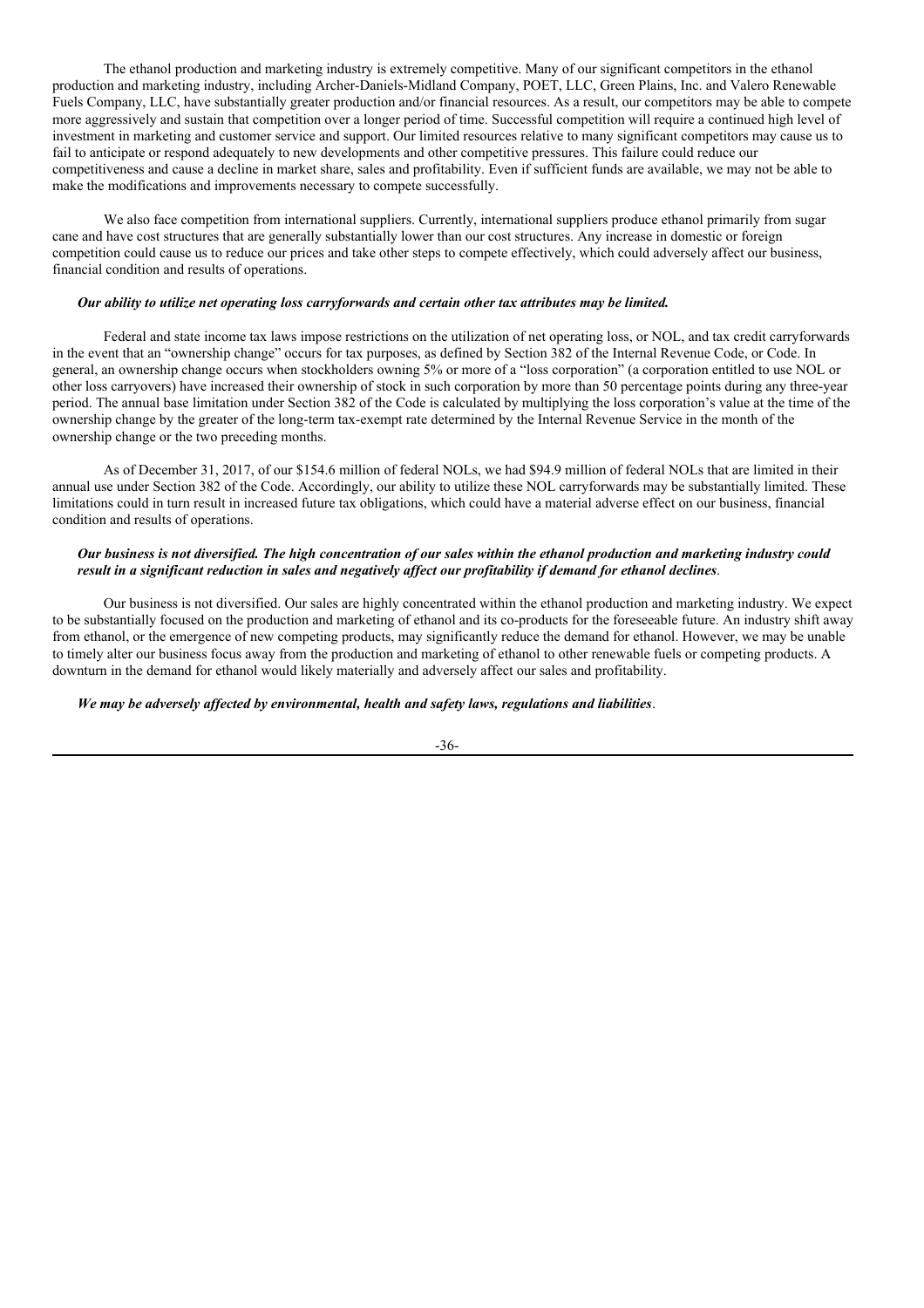The ethanol production and marketing industry is extremely competitive. Many of our significant competitors in the ethanol production and marketing industry, including Archer-Daniels-Midland Company, POET, LLC, Green Plains, Inc. and Valero Renewable Fuels Company, LLC, have substantially greater production and/or financial resources. As a result, our competitors may be able to compete more aggressively and sustain that competition over a longer period of time. Successful competition will require a continued high level of investment in marketing and customer service and support. Our limited resources relative to many significant competitors may cause us to fail to anticipate or respond adequately to new developments and other competitive pressures. This failure could reduce our competitiveness and cause a decline in market share, sales and profitability. Even if sufficient funds are available, we may not be able to make the modifications and improvements necessary to compete successfully.

We also face competition from international suppliers. Currently, international suppliers produce ethanol primarily from sugar cane and have cost structures that are generally substantially lower than our cost structures. Any increase in domestic or foreign competition could cause us to reduce our prices and take other steps to compete effectively, which could adversely affect our business, financial condition and results of operations.

***Our ability to utilize net operating loss carryforwards and certain other tax attributes may be limited.***

Federal and state income tax laws impose restrictions on the utilization of net operating loss, or NOL, and tax credit carryforwards in the event that an "ownership change" occurs for tax purposes, as defined by Section 382 of the Internal Revenue Code, or Code. In general, an ownership change occurs when stockholders owning 5% or more of a "loss corporation" (a corporation entitled to use NOL or other loss carryovers) have increased their ownership of stock in such corporation by more than 50 percentage points during any three-year period. The annual base limitation under Section 382 of the Code is calculated by multiplying the loss corporation's value at the time of the ownership change by the greater of the long-term tax-exempt rate determined by the Internal Revenue Service in the month of the ownership change or the two preceding months.

As of December 31, 2017, of our $154.6 million of federal NOLs, we had $94.9 million of federal NOLs that are limited in their annual use under Section 382 of the Code. Accordingly, our ability to utilize these NOL carryforwards may be substantially limited. These limitations could in turn result in increased future tax obligations, which could have a material adverse effect on our business, financial condition and results of operations.

***Our business is not diversified. The high concentration of our sales within the ethanol production and marketing industry could result in a significant reduction in sales and negatively affect our profitability if demand for ethanol declines*.**

Our business is not diversified. Our sales are highly concentrated within the ethanol production and marketing industry. We expect to be substantially focused on the production and marketing of ethanol and its co-products for the foreseeable future. An industry shift away from ethanol, or the emergence of new competing products, may significantly reduce the demand for ethanol. However, we may be unable to timely alter our business focus away from the production and marketing of ethanol to other renewable fuels or competing products. A downturn in the demand for ethanol would likely materially and adversely affect our sales and profitability.

***We may be adversely affected by environmental, health and safety laws, regulations and liabilities*.**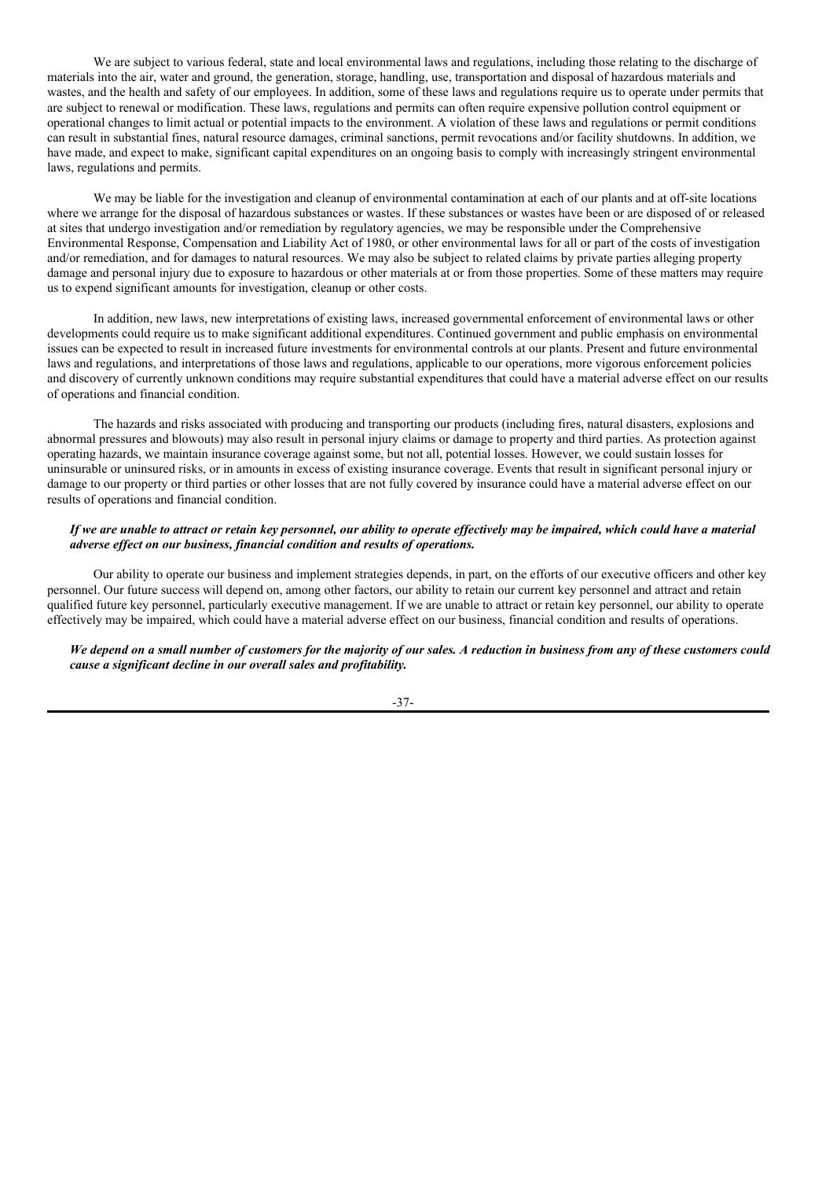We are subject to various federal, state and local environmental laws and regulations, including those relating to the discharge of materials into the air, water and ground, the generation, storage, handling, use, transportation and disposal of hazardous materials and wastes, and the health and safety of our employees. In addition, some of these laws and regulations require us to operate under permits that are subject to renewal or modification. These laws, regulations and permits can often require expensive pollution control equipment or operational changes to limit actual or potential impacts to the environment. A violation of these laws and regulations or permit conditions can result in substantial fines, natural resource damages, criminal sanctions, permit revocations and/or facility shutdowns. In addition, we have made, and expect to make, significant capital expenditures on an ongoing basis to comply with increasingly stringent environmental laws, regulations and permits.

We may be liable for the investigation and cleanup of environmental contamination at each of our plants and at off-site locations where we arrange for the disposal of hazardous substances or wastes. If these substances or wastes have been or are disposed of or released at sites that undergo investigation and/or remediation by regulatory agencies, we may be responsible under the Comprehensive Environmental Response, Compensation and Liability Act of 1980, or other environmental laws for all or part of the costs of investigation and/or remediation, and for damages to natural resources. We may also be subject to related claims by private parties alleging property damage and personal injury due to exposure to hazardous or other materials at or from those properties. Some of these matters may require us to expend significant amounts for investigation, cleanup or other costs.

In addition, new laws, new interpretations of existing laws, increased governmental enforcement of environmental laws or other developments could require us to make significant additional expenditures. Continued government and public emphasis on environmental issues can be expected to result in increased future investments for environmental controls at our plants. Present and future environmental laws and regulations, and interpretations of those laws and regulations, applicable to our operations, more vigorous enforcement policies and discovery of currently unknown conditions may require substantial expenditures that could have a material adverse effect on our results of operations and financial condition.

The hazards and risks associated with producing and transporting our products (including fires, natural disasters, explosions and abnormal pressures and blowouts) may also result in personal injury claims or damage to property and third parties. As protection against operating hazards, we maintain insurance coverage against some, but not all, potential losses. However, we could sustain losses for uninsurable or uninsured risks, or in amounts in excess of existing insurance coverage. Events that result in significant personal injury or damage to our property or third parties or other losses that are not fully covered by insurance could have a material adverse effect on our results of operations and financial condition.

***If we are unable to attract or retain key personnel, our ability to operate effectively may be impaired, which could have a material adverse effect on our business, financial condition and results of operations.***

Our ability to operate our business and implement strategies depends, in part, on the efforts of our executive officers and other key personnel. Our future success will depend on, among other factors, our ability to retain our current key personnel and attract and retain qualified future key personnel, particularly executive management. If we are unable to attract or retain key personnel, our ability to operate effectively may be impaired, which could have a material adverse effect on our business, financial condition and results of operations.

***We depend on a small number of customers for the majority of our sales. A reduction in business from any of these customers could cause a significant decline in our overall sales and profitability.***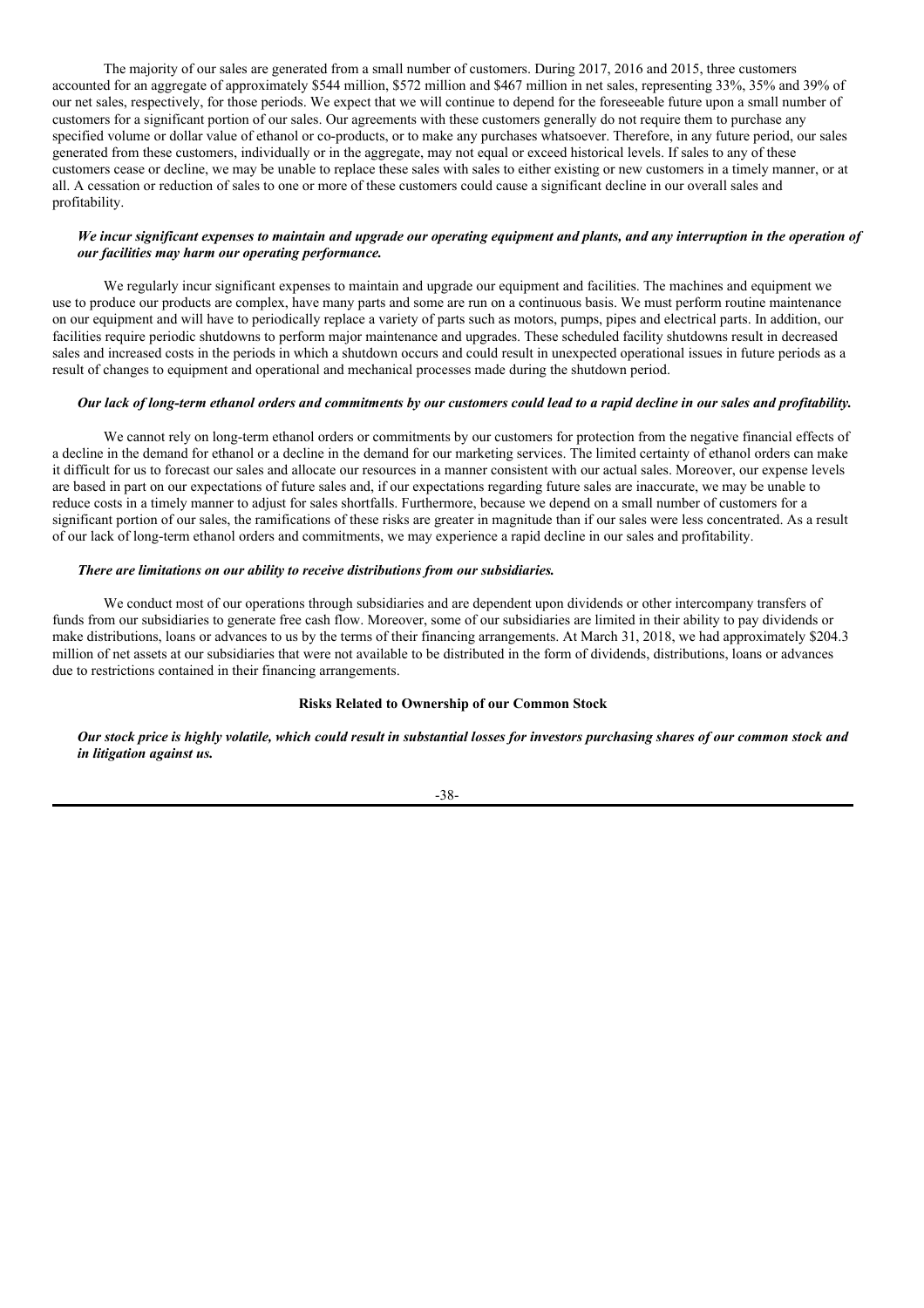The majority of our sales are generated from a small number of customers. During 2017, 2016 and 2015, three customers accounted for an aggregate of approximately $544 million, $572 million and $467 million in net sales, representing 33%, 35% and 39% of our net sales, respectively, for those periods. We expect that we will continue to depend for the foreseeable future upon a small number of customers for a significant portion of our sales. Our agreements with these customers generally do not require them to purchase any specified volume or dollar value of ethanol or co-products, or to make any purchases whatsoever. Therefore, in any future period, our sales generated from these customers, individually or in the aggregate, may not equal or exceed historical levels. If sales to any of these customers cease or decline, we may be unable to replace these sales with sales to either existing or new customers in a timely manner, or at all. A cessation or reduction of sales to one or more of these customers could cause a significant decline in our overall sales and profitability.

***We incur significant expenses to maintain and upgrade our operating equipment and plants, and any interruption in the operation of our facilities may harm our operating performance.***

We regularly incur significant expenses to maintain and upgrade our equipment and facilities. The machines and equipment we use to produce our products are complex, have many parts and some are run on a continuous basis. We must perform routine maintenance on our equipment and will have to periodically replace a variety of parts such as motors, pumps, pipes and electrical parts. In addition, our facilities require periodic shutdowns to perform major maintenance and upgrades. These scheduled facility shutdowns result in decreased sales and increased costs in the periods in which a shutdown occurs and could result in unexpected operational issues in future periods as a result of changes to equipment and operational and mechanical processes made during the shutdown period.

***Our lack of long-term ethanol orders and commitments by our customers could lead to a rapid decline in our sales and profitability.***

We cannot rely on long-term ethanol orders or commitments by our customers for protection from the negative financial effects of a decline in the demand for ethanol or a decline in the demand for our marketing services. The limited certainty of ethanol orders can make it difficult for us to forecast our sales and allocate our resources in a manner consistent with our actual sales. Moreover, our expense levels are based in part on our expectations of future sales and, if our expectations regarding future sales are inaccurate, we may be unable to reduce costs in a timely manner to adjust for sales shortfalls. Furthermore, because we depend on a small number of customers for a significant portion of our sales, the ramifications of these risks are greater in magnitude than if our sales were less concentrated. As a result of our lack of long-term ethanol orders and commitments, we may experience a rapid decline in our sales and profitability.

***There are limitations on our ability to receive distributions from our subsidiaries.***

We conduct most of our operations through subsidiaries and are dependent upon dividends or other intercompany transfers of funds from our subsidiaries to generate free cash flow. Moreover, some of our subsidiaries are limited in their ability to pay dividends or make distributions, loans or advances to us by the terms of their financing arrangements. At March 31, 2018, we had approximately $204.3 million of net assets at our subsidiaries that were not available to be distributed in the form of dividends, distributions, loans or advances due to restrictions contained in their financing arrangements.

**Risks Related to Ownership of our Common Stock**

***Our stock price is highly volatile, which could result in substantial losses for investors purchasing shares of our common stock and in litigation against us.***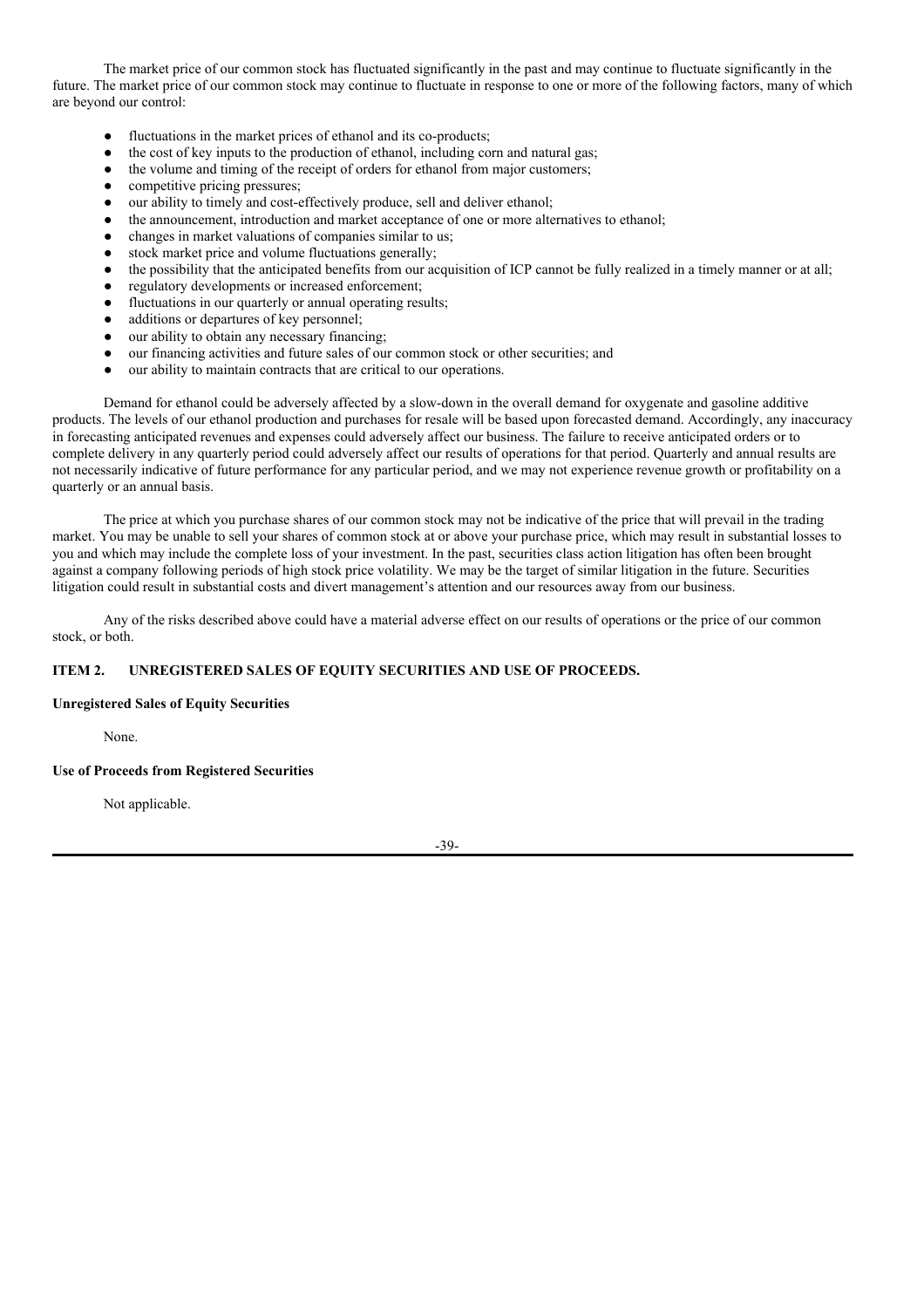The market price of our common stock has fluctuated significantly in the past and may continue to fluctuate significantly in the future. The market price of our common stock may continue to fluctuate in response to one or more of the following factors, many of which are beyond our control:

- fluctuations in the market prices of ethanol and its co-products;
- the cost of key inputs to the production of ethanol, including corn and natural gas;
- the volume and timing of the receipt of orders for ethanol from major customers;
- competitive pricing pressures;
- our ability to timely and cost-effectively produce, sell and deliver ethanol;
- the announcement, introduction and market acceptance of one or more alternatives to ethanol;
- changes in market valuations of companies similar to us;
- stock market price and volume fluctuations generally;
- the possibility that the anticipated benefits from our acquisition of ICP cannot be fully realized in a timely manner or at all;
- regulatory developments or increased enforcement;
- fluctuations in our quarterly or annual operating results;
- additions or departures of key personnel;
- our ability to obtain any necessary financing;
- our financing activities and future sales of our common stock or other securities; and
- our ability to maintain contracts that are critical to our operations.

Demand for ethanol could be adversely affected by a slow-down in the overall demand for oxygenate and gasoline additive products. The levels of our ethanol production and purchases for resale will be based upon forecasted demand. Accordingly, any inaccuracy in forecasting anticipated revenues and expenses could adversely affect our business. The failure to receive anticipated orders or to complete delivery in any quarterly period could adversely affect our results of operations for that period. Quarterly and annual results are not necessarily indicative of future performance for any particular period, and we may not experience revenue growth or profitability on a quarterly or an annual basis.

The price at which you purchase shares of our common stock may not be indicative of the price that will prevail in the trading market. You may be unable to sell your shares of common stock at or above your purchase price, which may result in substantial losses to you and which may include the complete loss of your investment. In the past, securities class action litigation has often been brought against a company following periods of high stock price volatility. We may be the target of similar litigation in the future. Securities litigation could result in substantial costs and divert management's attention and our resources away from our business.

Any of the risks described above could have a material adverse effect on our results of operations or the price of our common stock, or both.

## ITEM 2. UNREGISTERED SALES OF EQUITY SECURITIES AND USE OF PROCEEDS.

**Unregistered Sales of Equity Securities**

None.

**Use of Proceeds from Registered Securities**

Not applicable.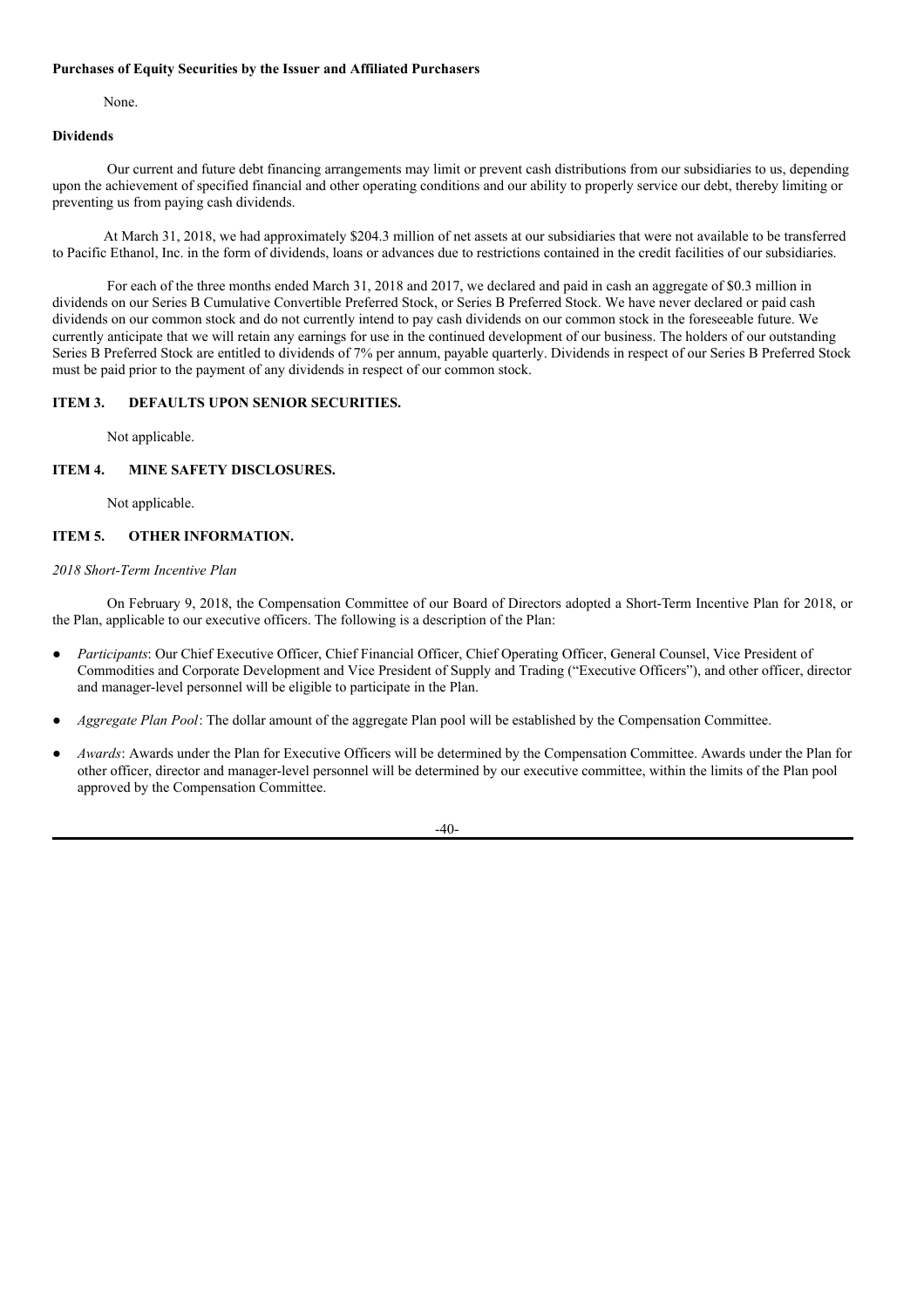**Purchases of Equity Securities by the Issuer and Affiliated Purchasers**

None.

**Dividends**

Our current and future debt financing arrangements may limit or prevent cash distributions from our subsidiaries to us, depending upon the achievement of specified financial and other operating conditions and our ability to properly service our debt, thereby limiting or preventing us from paying cash dividends.

At March 31, 2018, we had approximately $204.3 million of net assets at our subsidiaries that were not available to be transferred to Pacific Ethanol, Inc. in the form of dividends, loans or advances due to restrictions contained in the credit facilities of our subsidiaries.

For each of the three months ended March 31, 2018 and 2017, we declared and paid in cash an aggregate of $0.3 million in dividends on our Series B Cumulative Convertible Preferred Stock, or Series B Preferred Stock. We have never declared or paid cash dividends on our common stock and do not currently intend to pay cash dividends on our common stock in the foreseeable future. We currently anticipate that we will retain any earnings for use in the continued development of our business. The holders of our outstanding Series B Preferred Stock are entitled to dividends of 7% per annum, payable quarterly. Dividends in respect of our Series B Preferred Stock must be paid prior to the payment of any dividends in respect of our common stock.

## ITEM 3. DEFAULTS UPON SENIOR SECURITIES.

Not applicable.

## ITEM 4. MINE SAFETY DISCLOSURES.

Not applicable.

## ITEM 5. OTHER INFORMATION.

*2018 Short-Term Incentive Plan*

On February 9, 2018, the Compensation Committee of our Board of Directors adopted a Short-Term Incentive Plan for 2018, or the Plan, applicable to our executive officers. The following is a description of the Plan:

- *Participants*: Our Chief Executive Officer, Chief Financial Officer, Chief Operating Officer, General Counsel, Vice President of Commodities and Corporate Development and Vice President of Supply and Trading ("Executive Officers"), and other officer, director and manager-level personnel will be eligible to participate in the Plan.
- *Aggregate Plan Pool*: The dollar amount of the aggregate Plan pool will be established by the Compensation Committee.
- *Awards*: Awards under the Plan for Executive Officers will be determined by the Compensation Committee. Awards under the Plan for other officer, director and manager-level personnel will be determined by our executive committee, within the limits of the Plan pool approved by the Compensation Committee.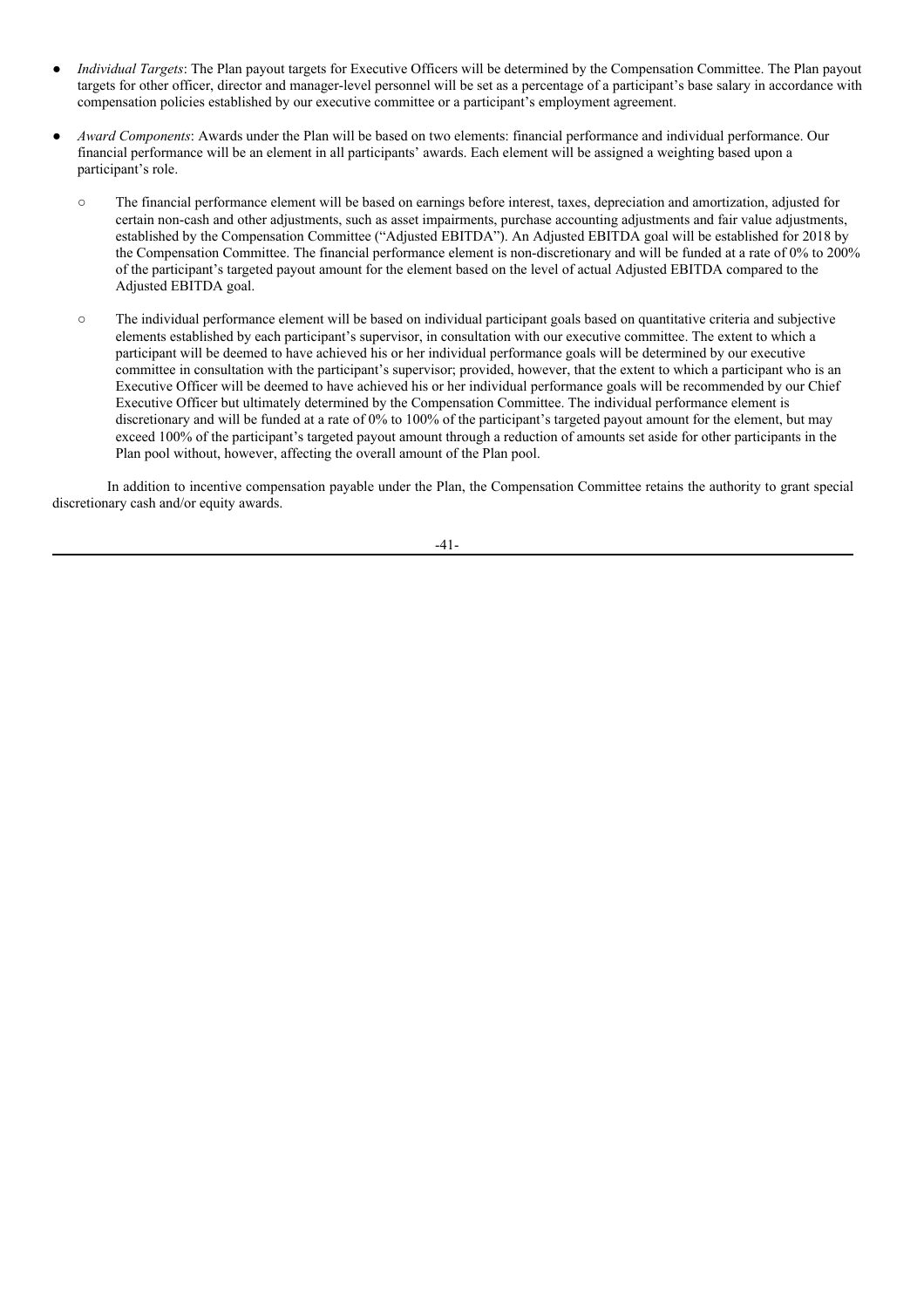- *Individual Targets*: The Plan payout targets for Executive Officers will be determined by the Compensation Committee. The Plan payout targets for other officer, director and manager-level personnel will be set as a percentage of a participant's base salary in accordance with compensation policies established by our executive committee or a participant's employment agreement.

- *Award Components*: Awards under the Plan will be based on two elements: financial performance and individual performance. Our financial performance will be an element in all participants' awards. Each element will be assigned a weighting based upon a participant's role.

  - The financial performance element will be based on earnings before interest, taxes, depreciation and amortization, adjusted for certain non-cash and other adjustments, such as asset impairments, purchase accounting adjustments and fair value adjustments, established by the Compensation Committee ("Adjusted EBITDA"). An Adjusted EBITDA goal will be established for 2018 by the Compensation Committee. The financial performance element is non-discretionary and will be funded at a rate of 0% to 200% of the participant's targeted payout amount for the element based on the level of actual Adjusted EBITDA compared to the Adjusted EBITDA goal.

  - The individual performance element will be based on individual participant goals based on quantitative criteria and subjective elements established by each participant's supervisor, in consultation with our executive committee. The extent to which a participant will be deemed to have achieved his or her individual performance goals will be determined by our executive committee in consultation with the participant's supervisor; provided, however, that the extent to which a participant who is an Executive Officer will be deemed to have achieved his or her individual performance goals will be recommended by our Chief Executive Officer but ultimately determined by the Compensation Committee. The individual performance element is discretionary and will be funded at a rate of 0% to 100% of the participant's targeted payout amount for the element, but may exceed 100% of the participant's targeted payout amount through a reduction of amounts set aside for other participants in the Plan pool without, however, affecting the overall amount of the Plan pool.

In addition to incentive compensation payable under the Plan, the Compensation Committee retains the authority to grant special discretionary cash and/or equity awards.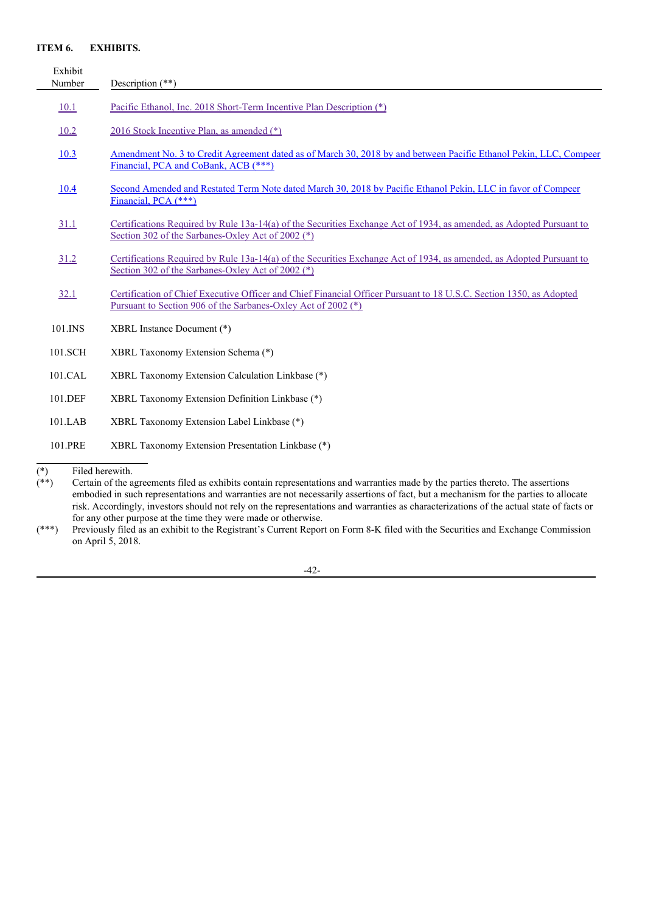**ITEM 6. EXHIBITS.**

| Exhibit Number | Description (**) |
|---|---|
| 10.1 | Pacific Ethanol, Inc. 2018 Short-Term Incentive Plan Description (*) |
| 10.2 | 2016 Stock Incentive Plan, as amended (*) |
| 10.3 | Amendment No. 3 to Credit Agreement dated as of March 30, 2018 by and between Pacific Ethanol Pekin, LLC, Compeer Financial, PCA and CoBank, ACB (***) |
| 10.4 | Second Amended and Restated Term Note dated March 30, 2018 by Pacific Ethanol Pekin, LLC in favor of Compeer Financial, PCA (***) |
| 31.1 | Certifications Required by Rule 13a-14(a) of the Securities Exchange Act of 1934, as amended, as Adopted Pursuant to Section 302 of the Sarbanes-Oxley Act of 2002 (*) |
| 31.2 | Certifications Required by Rule 13a-14(a) of the Securities Exchange Act of 1934, as amended, as Adopted Pursuant to Section 302 of the Sarbanes-Oxley Act of 2002 (*) |
| 32.1 | Certification of Chief Executive Officer and Chief Financial Officer Pursuant to 18 U.S.C. Section 1350, as Adopted Pursuant to Section 906 of the Sarbanes-Oxley Act of 2002 (*) |
| 101.INS | XBRL Instance Document (*) |
| 101.SCH | XBRL Taxonomy Extension Schema (*) |
| 101.CAL | XBRL Taxonomy Extension Calculation Linkbase (*) |
| 101.DEF | XBRL Taxonomy Extension Definition Linkbase (*) |
| 101.LAB | XBRL Taxonomy Extension Label Linkbase (*) |
| 101.PRE | XBRL Taxonomy Extension Presentation Linkbase (*) |

(*) Filed herewith.

(**) Certain of the agreements filed as exhibits contain representations and warranties made by the parties thereto. The assertions embodied in such representations and warranties are not necessarily assertions of fact, but a mechanism for the parties to allocate risk. Accordingly, investors should not rely on the representations and warranties as characterizations of the actual state of facts or for any other purpose at the time they were made or otherwise.

(***) Previously filed as an exhibit to the Registrant's Current Report on Form 8-K filed with the Securities and Exchange Commission on April 5, 2018.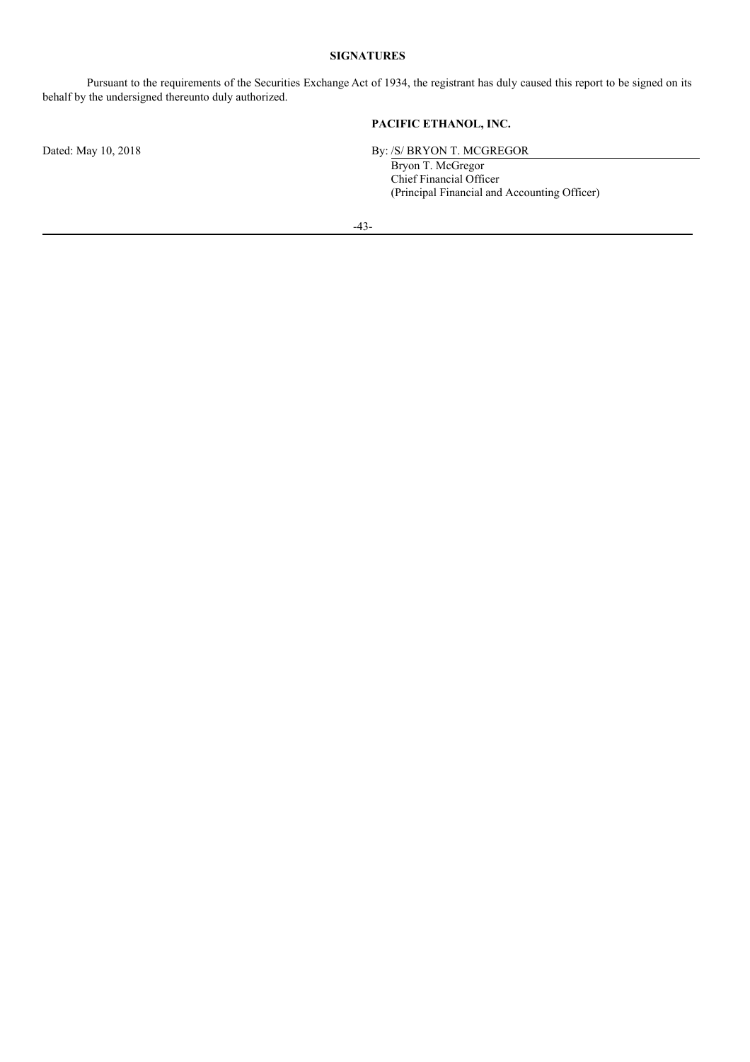**SIGNATURES**

Pursuant to the requirements of the Securities Exchange Act of 1934, the registrant has duly caused this report to be signed on its behalf by the undersigned thereunto duly authorized.

**PACIFIC ETHANOL, INC.**

Dated: May 10, 2018

By: /S/ BRYON T. MCGREGOR
Bryon T. McGregor
Chief Financial Officer
(Principal Financial and Accounting Officer)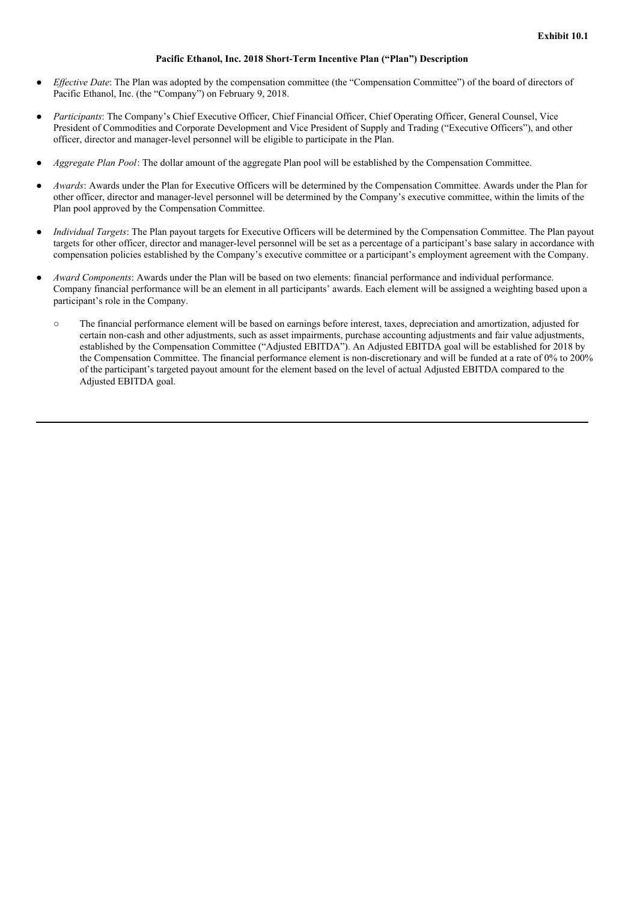**Exhibit 10.1**

**Pacific Ethanol, Inc. 2018 Short-Term Incentive Plan (“Plan”) Description**

- *Effective Date*: The Plan was adopted by the compensation committee (the “Compensation Committee”) of the board of directors of Pacific Ethanol, Inc. (the “Company”) on February 9, 2018.

- *Participants*: The Company’s Chief Executive Officer, Chief Financial Officer, Chief Operating Officer, General Counsel, Vice President of Commodities and Corporate Development and Vice President of Supply and Trading (“Executive Officers”), and other officer, director and manager-level personnel will be eligible to participate in the Plan.

- *Aggregate Plan Pool*: The dollar amount of the aggregate Plan pool will be established by the Compensation Committee.

- *Awards*: Awards under the Plan for Executive Officers will be determined by the Compensation Committee. Awards under the Plan for other officer, director and manager-level personnel will be determined by the Company’s executive committee, within the limits of the Plan pool approved by the Compensation Committee.

- *Individual Targets*: The Plan payout targets for Executive Officers will be determined by the Compensation Committee. The Plan payout targets for other officer, director and manager-level personnel will be set as a percentage of a participant’s base salary in accordance with compensation policies established by the Company’s executive committee or a participant’s employment agreement with the Company.

- *Award Components*: Awards under the Plan will be based on two elements: financial performance and individual performance. Company financial performance will be an element in all participants’ awards. Each element will be assigned a weighting based upon a participant’s role in the Company.

  - The financial performance element will be based on earnings before interest, taxes, depreciation and amortization, adjusted for certain non-cash and other adjustments, such as asset impairments, purchase accounting adjustments and fair value adjustments, established by the Compensation Committee (“Adjusted EBITDA”). An Adjusted EBITDA goal will be established for 2018 by the Compensation Committee. The financial performance element is non-discretionary and will be funded at a rate of 0% to 200% of the participant’s targeted payout amount for the element based on the level of actual Adjusted EBITDA compared to the Adjusted EBITDA goal.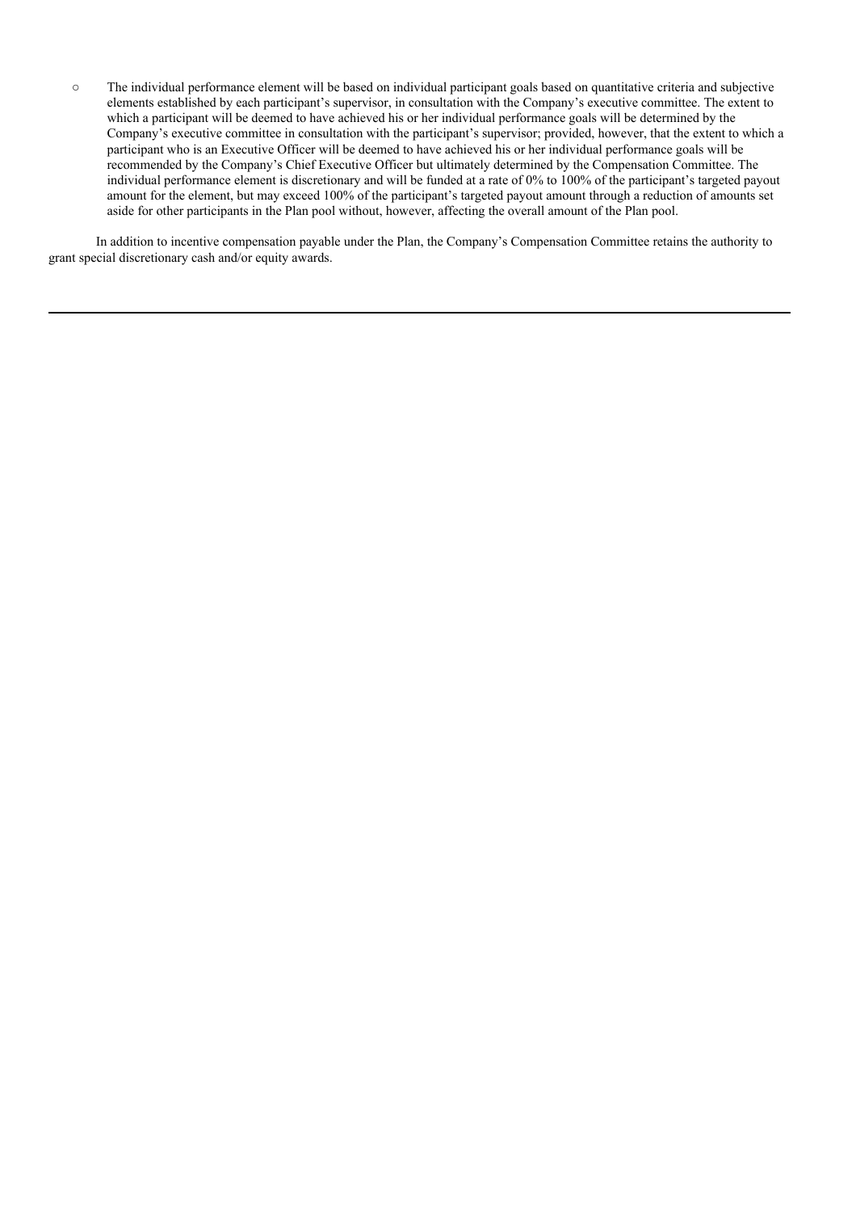- The individual performance element will be based on individual participant goals based on quantitative criteria and subjective elements established by each participant's supervisor, in consultation with the Company's executive committee. The extent to which a participant will be deemed to have achieved his or her individual performance goals will be determined by the Company's executive committee in consultation with the participant's supervisor; provided, however, that the extent to which a participant who is an Executive Officer will be deemed to have achieved his or her individual performance goals will be recommended by the Company's Chief Executive Officer but ultimately determined by the Compensation Committee. The individual performance element is discretionary and will be funded at a rate of 0% to 100% of the participant's targeted payout amount for the element, but may exceed 100% of the participant's targeted payout amount through a reduction of amounts set aside for other participants in the Plan pool without, however, affecting the overall amount of the Plan pool.

In addition to incentive compensation payable under the Plan, the Company's Compensation Committee retains the authority to grant special discretionary cash and/or equity awards.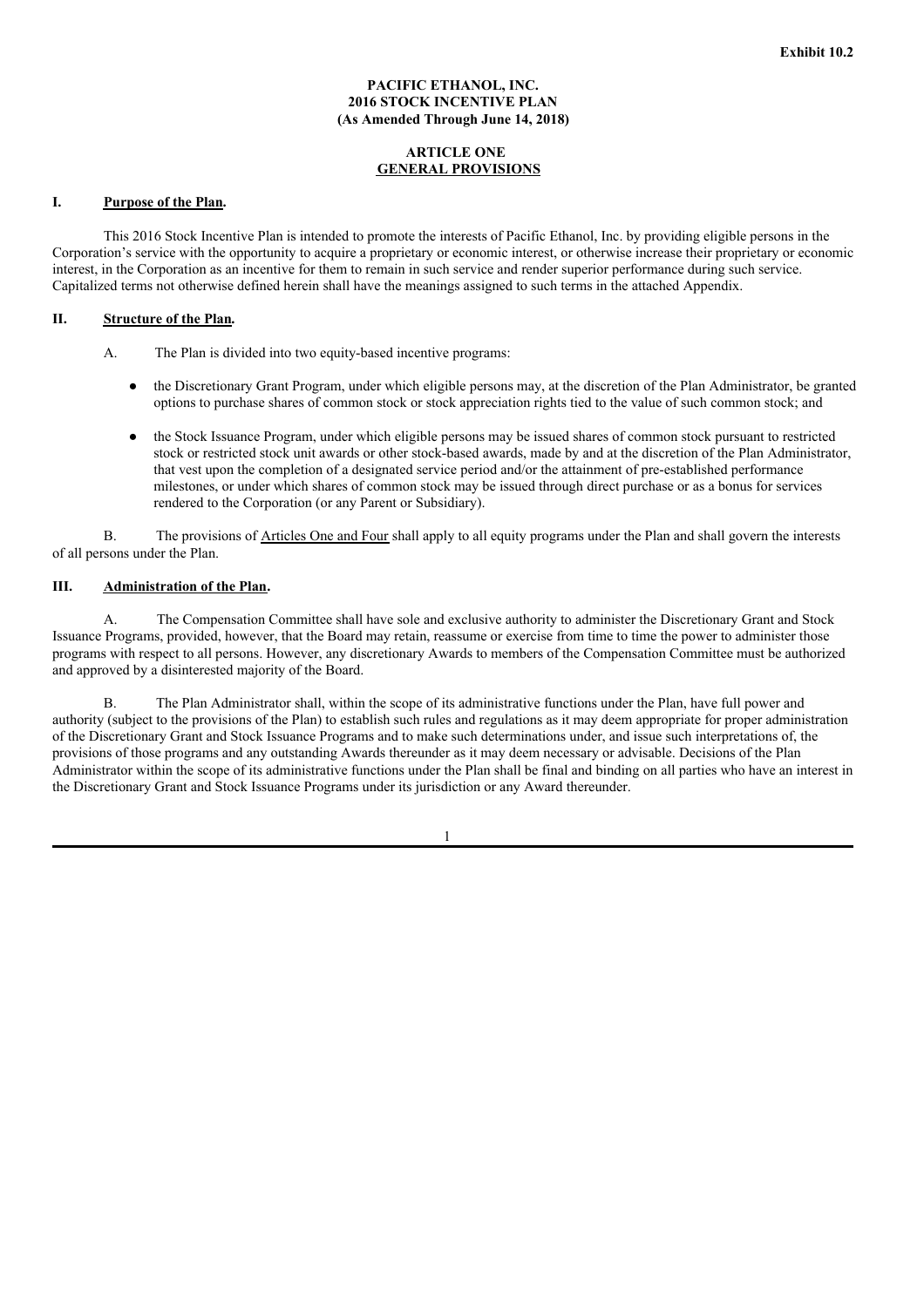**Exhibit 10.2**

**PACIFIC ETHANOL, INC.**
**2016 STOCK INCENTIVE PLAN**
**(As Amended Through June 14, 2018)**

**ARTICLE ONE**
**GENERAL PROVISIONS**

**I. Purpose of the Plan.**

This 2016 Stock Incentive Plan is intended to promote the interests of Pacific Ethanol, Inc. by providing eligible persons in the Corporation's service with the opportunity to acquire a proprietary or economic interest, or otherwise increase their proprietary or economic interest, in the Corporation as an incentive for them to remain in such service and render superior performance during such service. Capitalized terms not otherwise defined herein shall have the meanings assigned to such terms in the attached Appendix.

**II. Structure of the Plan.**

A. The Plan is divided into two equity-based incentive programs:

- the Discretionary Grant Program, under which eligible persons may, at the discretion of the Plan Administrator, be granted options to purchase shares of common stock or stock appreciation rights tied to the value of such common stock; and
- the Stock Issuance Program, under which eligible persons may be issued shares of common stock pursuant to restricted stock or restricted stock unit awards or other stock-based awards, made by and at the discretion of the Plan Administrator, that vest upon the completion of a designated service period and/or the attainment of pre-established performance milestones, or under which shares of common stock may be issued through direct purchase or as a bonus for services rendered to the Corporation (or any Parent or Subsidiary).

B. The provisions of Articles One and Four shall apply to all equity programs under the Plan and shall govern the interests of all persons under the Plan.

**III. Administration of the Plan.**

A. The Compensation Committee shall have sole and exclusive authority to administer the Discretionary Grant and Stock Issuance Programs, provided, however, that the Board may retain, reassume or exercise from time to time the power to administer those programs with respect to all persons. However, any discretionary Awards to members of the Compensation Committee must be authorized and approved by a disinterested majority of the Board.

B. The Plan Administrator shall, within the scope of its administrative functions under the Plan, have full power and authority (subject to the provisions of the Plan) to establish such rules and regulations as it may deem appropriate for proper administration of the Discretionary Grant and Stock Issuance Programs and to make such determinations under, and issue such interpretations of, the provisions of those programs and any outstanding Awards thereunder as it may deem necessary or advisable. Decisions of the Plan Administrator within the scope of its administrative functions under the Plan shall be final and binding on all parties who have an interest in the Discretionary Grant and Stock Issuance Programs under its jurisdiction or any Award thereunder.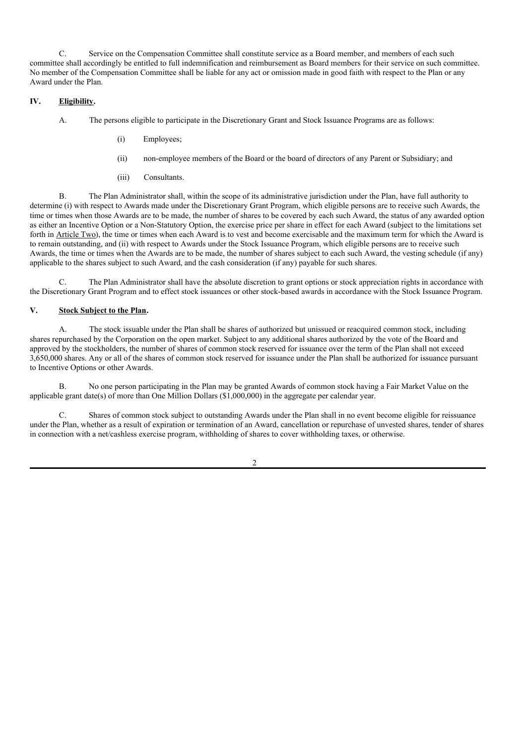C. Service on the Compensation Committee shall constitute service as a Board member, and members of each such committee shall accordingly be entitled to full indemnification and reimbursement as Board members for their service on such committee. No member of the Compensation Committee shall be liable for any act or omission made in good faith with respect to the Plan or any Award under the Plan.

## IV. Eligibility.

A. The persons eligible to participate in the Discretionary Grant and Stock Issuance Programs are as follows:

(i) Employees;

(ii) non-employee members of the Board or the board of directors of any Parent or Subsidiary; and

(iii) Consultants.

B. The Plan Administrator shall, within the scope of its administrative jurisdiction under the Plan, have full authority to determine (i) with respect to Awards made under the Discretionary Grant Program, which eligible persons are to receive such Awards, the time or times when those Awards are to be made, the number of shares to be covered by each such Award, the status of any awarded option as either an Incentive Option or a Non-Statutory Option, the exercise price per share in effect for each Award (subject to the limitations set forth in Article Two), the time or times when each Award is to vest and become exercisable and the maximum term for which the Award is to remain outstanding, and (ii) with respect to Awards under the Stock Issuance Program, which eligible persons are to receive such Awards, the time or times when the Awards are to be made, the number of shares subject to each such Award, the vesting schedule (if any) applicable to the shares subject to such Award, and the cash consideration (if any) payable for such shares.

C. The Plan Administrator shall have the absolute discretion to grant options or stock appreciation rights in accordance with the Discretionary Grant Program and to effect stock issuances or other stock-based awards in accordance with the Stock Issuance Program.

## V. Stock Subject to the Plan.

A. The stock issuable under the Plan shall be shares of authorized but unissued or reacquired common stock, including shares repurchased by the Corporation on the open market. Subject to any additional shares authorized by the vote of the Board and approved by the stockholders, the number of shares of common stock reserved for issuance over the term of the Plan shall not exceed 3,650,000 shares. Any or all of the shares of common stock reserved for issuance under the Plan shall be authorized for issuance pursuant to Incentive Options or other Awards.

B. No one person participating in the Plan may be granted Awards of common stock having a Fair Market Value on the applicable grant date(s) of more than One Million Dollars ($1,000,000) in the aggregate per calendar year.

C. Shares of common stock subject to outstanding Awards under the Plan shall in no event become eligible for reissuance under the Plan, whether as a result of expiration or termination of an Award, cancellation or repurchase of unvested shares, tender of shares in connection with a net/cashless exercise program, withholding of shares to cover withholding taxes, or otherwise.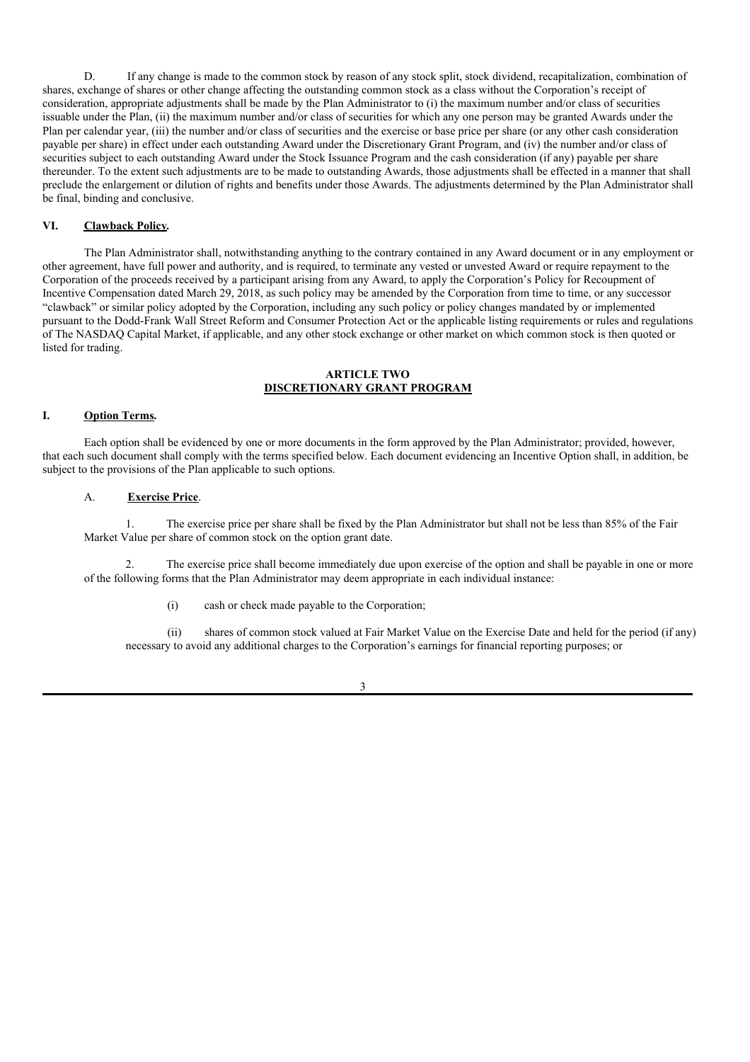D. If any change is made to the common stock by reason of any stock split, stock dividend, recapitalization, combination of shares, exchange of shares or other change affecting the outstanding common stock as a class without the Corporation's receipt of consideration, appropriate adjustments shall be made by the Plan Administrator to (i) the maximum number and/or class of securities issuable under the Plan, (ii) the maximum number and/or class of securities for which any one person may be granted Awards under the Plan per calendar year, (iii) the number and/or class of securities and the exercise or base price per share (or any other cash consideration payable per share) in effect under each outstanding Award under the Discretionary Grant Program, and (iv) the number and/or class of securities subject to each outstanding Award under the Stock Issuance Program and the cash consideration (if any) payable per share thereunder. To the extent such adjustments are to be made to outstanding Awards, those adjustments shall be effected in a manner that shall preclude the enlargement or dilution of rights and benefits under those Awards. The adjustments determined by the Plan Administrator shall be final, binding and conclusive.

**VI. Clawback Policy.**

The Plan Administrator shall, notwithstanding anything to the contrary contained in any Award document or in any employment or other agreement, have full power and authority, and is required, to terminate any vested or unvested Award or require repayment to the Corporation of the proceeds received by a participant arising from any Award, to apply the Corporation's Policy for Recoupment of Incentive Compensation dated March 29, 2018, as such policy may be amended by the Corporation from time to time, or any successor "clawback" or similar policy adopted by the Corporation, including any such policy or policy changes mandated by or implemented pursuant to the Dodd-Frank Wall Street Reform and Consumer Protection Act or the applicable listing requirements or rules and regulations of The NASDAQ Capital Market, if applicable, and any other stock exchange or other market on which common stock is then quoted or listed for trading.

## ARTICLE TWO
## DISCRETIONARY GRANT PROGRAM

**I. Option Terms.**

Each option shall be evidenced by one or more documents in the form approved by the Plan Administrator; provided, however, that each such document shall comply with the terms specified below. Each document evidencing an Incentive Option shall, in addition, be subject to the provisions of the Plan applicable to such options.

A. **Exercise Price**.

1. The exercise price per share shall be fixed by the Plan Administrator but shall not be less than 85% of the Fair Market Value per share of common stock on the option grant date.

2. The exercise price shall become immediately due upon exercise of the option and shall be payable in one or more of the following forms that the Plan Administrator may deem appropriate in each individual instance:

(i) cash or check made payable to the Corporation;

(ii) shares of common stock valued at Fair Market Value on the Exercise Date and held for the period (if any) necessary to avoid any additional charges to the Corporation's earnings for financial reporting purposes; or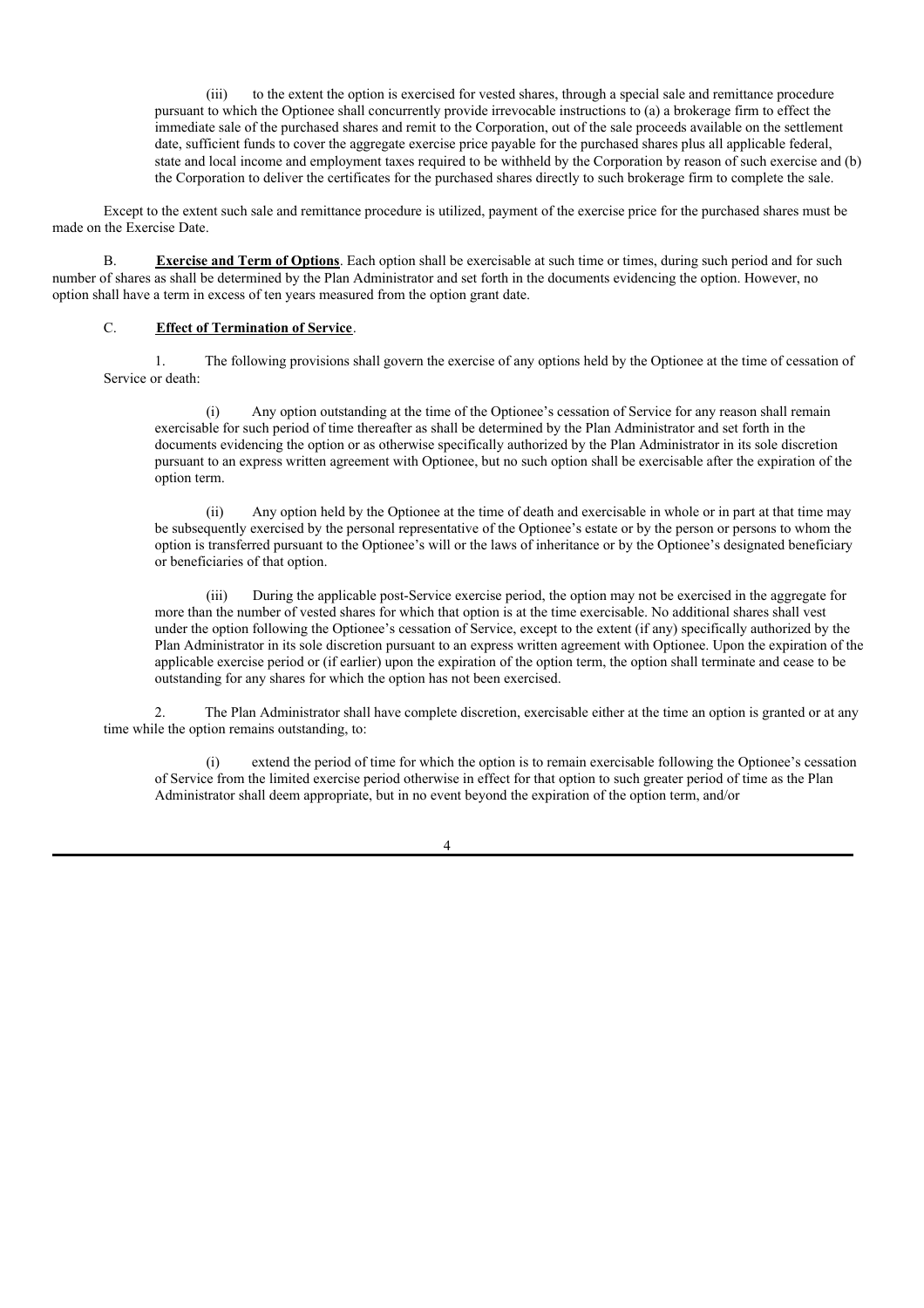(iii) to the extent the option is exercised for vested shares, through a special sale and remittance procedure pursuant to which the Optionee shall concurrently provide irrevocable instructions to (a) a brokerage firm to effect the immediate sale of the purchased shares and remit to the Corporation, out of the sale proceeds available on the settlement date, sufficient funds to cover the aggregate exercise price payable for the purchased shares plus all applicable federal, state and local income and employment taxes required to be withheld by the Corporation by reason of such exercise and (b) the Corporation to deliver the certificates for the purchased shares directly to such brokerage firm to complete the sale.

Except to the extent such sale and remittance procedure is utilized, payment of the exercise price for the purchased shares must be made on the Exercise Date.

B. **Exercise and Term of Options**. Each option shall be exercisable at such time or times, during such period and for such number of shares as shall be determined by the Plan Administrator and set forth in the documents evidencing the option. However, no option shall have a term in excess of ten years measured from the option grant date.

C. **Effect of Termination of Service**.

1. The following provisions shall govern the exercise of any options held by the Optionee at the time of cessation of Service or death:

(i) Any option outstanding at the time of the Optionee's cessation of Service for any reason shall remain exercisable for such period of time thereafter as shall be determined by the Plan Administrator and set forth in the documents evidencing the option or as otherwise specifically authorized by the Plan Administrator in its sole discretion pursuant to an express written agreement with Optionee, but no such option shall be exercisable after the expiration of the option term.

(ii) Any option held by the Optionee at the time of death and exercisable in whole or in part at that time may be subsequently exercised by the personal representative of the Optionee's estate or by the person or persons to whom the option is transferred pursuant to the Optionee's will or the laws of inheritance or by the Optionee's designated beneficiary or beneficiaries of that option.

(iii) During the applicable post-Service exercise period, the option may not be exercised in the aggregate for more than the number of vested shares for which that option is at the time exercisable. No additional shares shall vest under the option following the Optionee's cessation of Service, except to the extent (if any) specifically authorized by the Plan Administrator in its sole discretion pursuant to an express written agreement with Optionee. Upon the expiration of the applicable exercise period or (if earlier) upon the expiration of the option term, the option shall terminate and cease to be outstanding for any shares for which the option has not been exercised.

2. The Plan Administrator shall have complete discretion, exercisable either at the time an option is granted or at any time while the option remains outstanding, to:

(i) extend the period of time for which the option is to remain exercisable following the Optionee's cessation of Service from the limited exercise period otherwise in effect for that option to such greater period of time as the Plan Administrator shall deem appropriate, but in no event beyond the expiration of the option term, and/or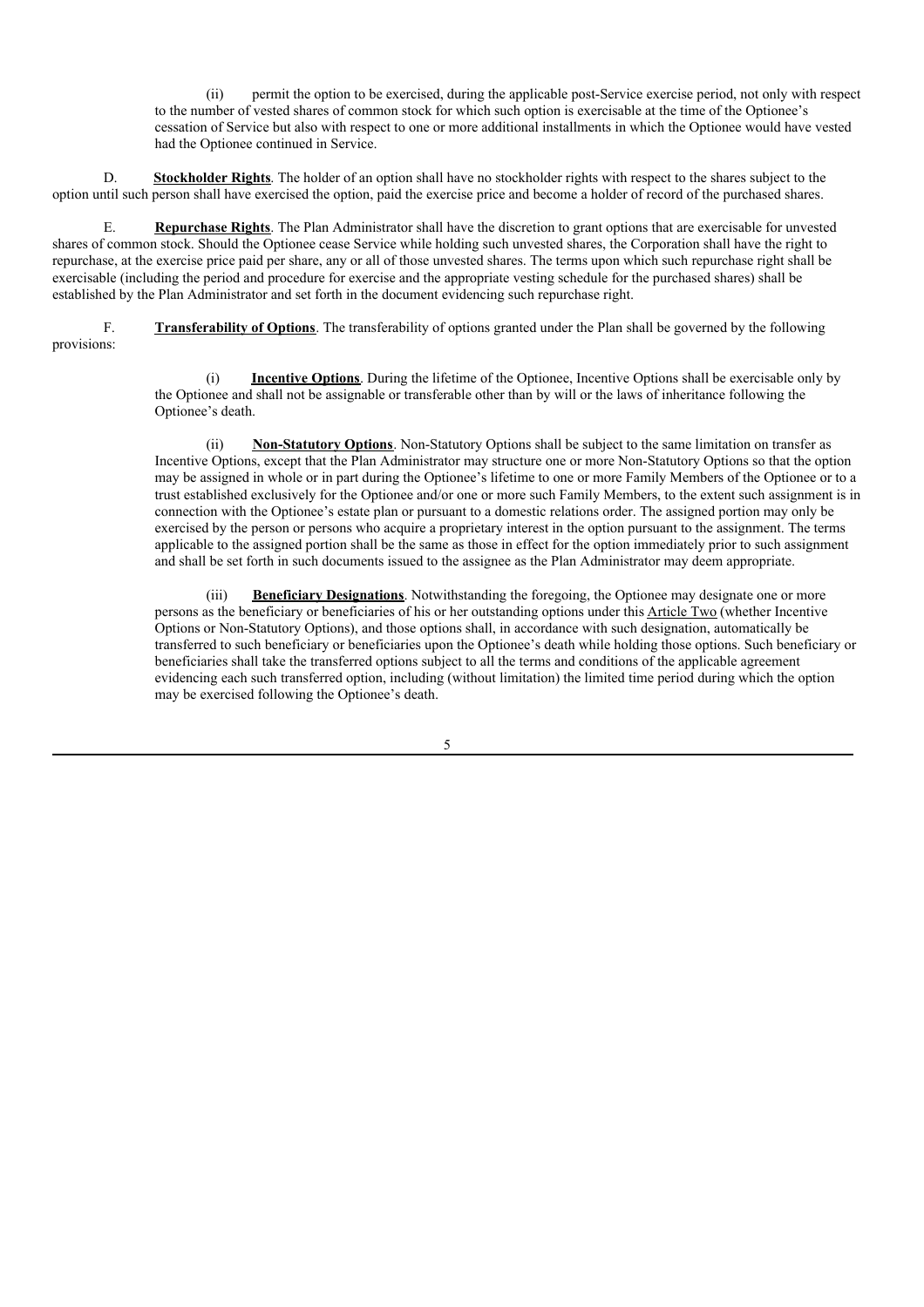(ii) permit the option to be exercised, during the applicable post-Service exercise period, not only with respect to the number of vested shares of common stock for which such option is exercisable at the time of the Optionee's cessation of Service but also with respect to one or more additional installments in which the Optionee would have vested had the Optionee continued in Service.

D. **Stockholder Rights**. The holder of an option shall have no stockholder rights with respect to the shares subject to the option until such person shall have exercised the option, paid the exercise price and become a holder of record of the purchased shares.

E. **Repurchase Rights**. The Plan Administrator shall have the discretion to grant options that are exercisable for unvested shares of common stock. Should the Optionee cease Service while holding such unvested shares, the Corporation shall have the right to repurchase, at the exercise price paid per share, any or all of those unvested shares. The terms upon which such repurchase right shall be exercisable (including the period and procedure for exercise and the appropriate vesting schedule for the purchased shares) shall be established by the Plan Administrator and set forth in the document evidencing such repurchase right.

F. **Transferability of Options**. The transferability of options granted under the Plan shall be governed by the following provisions:

(i) **Incentive Options**. During the lifetime of the Optionee, Incentive Options shall be exercisable only by the Optionee and shall not be assignable or transferable other than by will or the laws of inheritance following the Optionee's death.

(ii) **Non-Statutory Options**. Non-Statutory Options shall be subject to the same limitation on transfer as Incentive Options, except that the Plan Administrator may structure one or more Non-Statutory Options so that the option may be assigned in whole or in part during the Optionee's lifetime to one or more Family Members of the Optionee or to a trust established exclusively for the Optionee and/or one or more such Family Members, to the extent such assignment is in connection with the Optionee's estate plan or pursuant to a domestic relations order. The assigned portion may only be exercised by the person or persons who acquire a proprietary interest in the option pursuant to the assignment. The terms applicable to the assigned portion shall be the same as those in effect for the option immediately prior to such assignment and shall be set forth in such documents issued to the assignee as the Plan Administrator may deem appropriate.

(iii) **Beneficiary Designations**. Notwithstanding the foregoing, the Optionee may designate one or more persons as the beneficiary or beneficiaries of his or her outstanding options under this Article Two (whether Incentive Options or Non-Statutory Options), and those options shall, in accordance with such designation, automatically be transferred to such beneficiary or beneficiaries upon the Optionee's death while holding those options. Such beneficiary or beneficiaries shall take the transferred options subject to all the terms and conditions of the applicable agreement evidencing each such transferred option, including (without limitation) the limited time period during which the option may be exercised following the Optionee's death.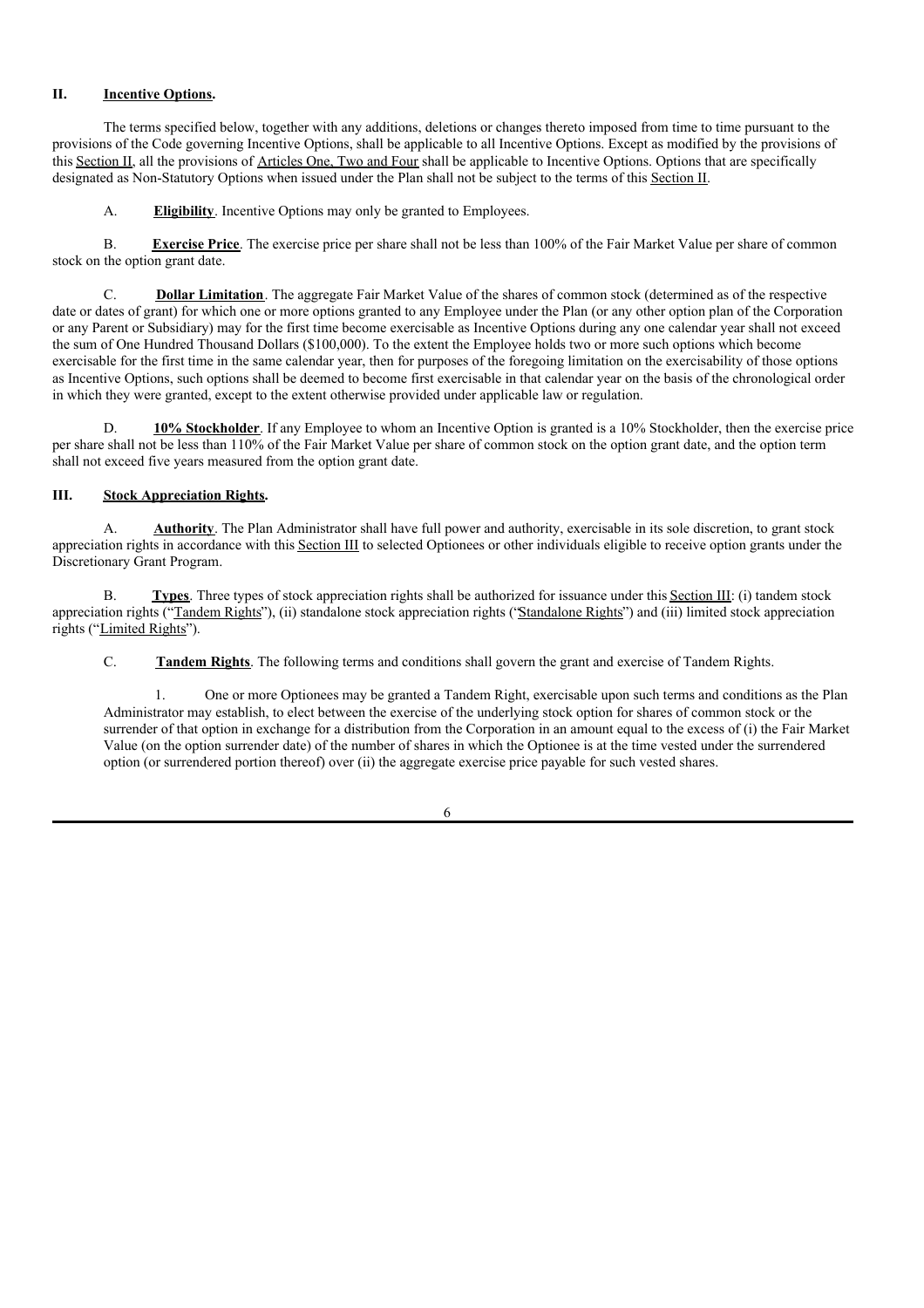## II. Incentive Options.

The terms specified below, together with any additions, deletions or changes thereto imposed from time to time pursuant to the provisions of the Code governing Incentive Options, shall be applicable to all Incentive Options. Except as modified by the provisions of this Section II, all the provisions of Articles One, Two and Four shall be applicable to Incentive Options. Options that are specifically designated as Non-Statutory Options when issued under the Plan shall not be subject to the terms of this Section II.

A. **Eligibility**. Incentive Options may only be granted to Employees.

B. **Exercise Price**. The exercise price per share shall not be less than 100% of the Fair Market Value per share of common stock on the option grant date.

C. **Dollar Limitation**. The aggregate Fair Market Value of the shares of common stock (determined as of the respective date or dates of grant) for which one or more options granted to any Employee under the Plan (or any other option plan of the Corporation or any Parent or Subsidiary) may for the first time become exercisable as Incentive Options during any one calendar year shall not exceed the sum of One Hundred Thousand Dollars ($100,000). To the extent the Employee holds two or more such options which become exercisable for the first time in the same calendar year, then for purposes of the foregoing limitation on the exercisability of those options as Incentive Options, such options shall be deemed to become first exercisable in that calendar year on the basis of the chronological order in which they were granted, except to the extent otherwise provided under applicable law or regulation.

D. **10% Stockholder**. If any Employee to whom an Incentive Option is granted is a 10% Stockholder, then the exercise price per share shall not be less than 110% of the Fair Market Value per share of common stock on the option grant date, and the option term shall not exceed five years measured from the option grant date.

## III. Stock Appreciation Rights.

A. **Authority**. The Plan Administrator shall have full power and authority, exercisable in its sole discretion, to grant stock appreciation rights in accordance with this Section III to selected Optionees or other individuals eligible to receive option grants under the Discretionary Grant Program.

B. **Types**. Three types of stock appreciation rights shall be authorized for issuance under this Section III: (i) tandem stock appreciation rights ("Tandem Rights"), (ii) standalone stock appreciation rights ("Standalone Rights") and (iii) limited stock appreciation rights ("Limited Rights").

C. **Tandem Rights**. The following terms and conditions shall govern the grant and exercise of Tandem Rights.

1. One or more Optionees may be granted a Tandem Right, exercisable upon such terms and conditions as the Plan Administrator may establish, to elect between the exercise of the underlying stock option for shares of common stock or the surrender of that option in exchange for a distribution from the Corporation in an amount equal to the excess of (i) the Fair Market Value (on the option surrender date) of the number of shares in which the Optionee is at the time vested under the surrendered option (or surrendered portion thereof) over (ii) the aggregate exercise price payable for such vested shares.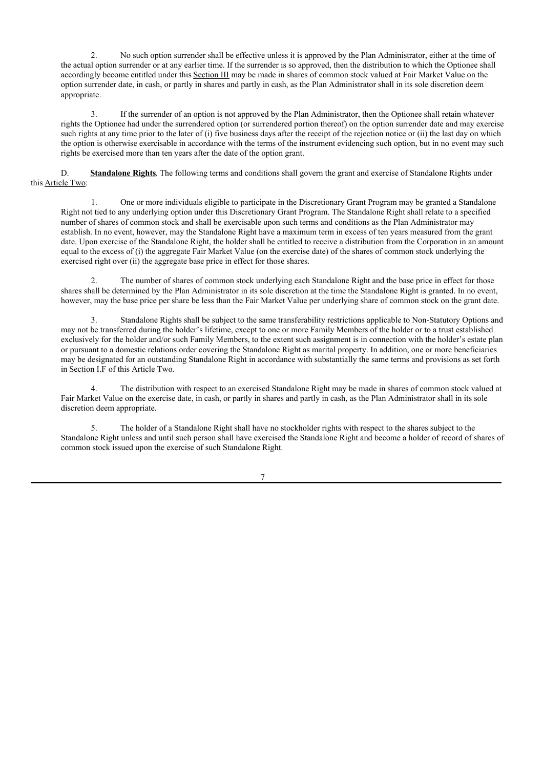2. No such option surrender shall be effective unless it is approved by the Plan Administrator, either at the time of the actual option surrender or at any earlier time. If the surrender is so approved, then the distribution to which the Optionee shall accordingly become entitled under this Section III may be made in shares of common stock valued at Fair Market Value on the option surrender date, in cash, or partly in shares and partly in cash, as the Plan Administrator shall in its sole discretion deem appropriate.

3. If the surrender of an option is not approved by the Plan Administrator, then the Optionee shall retain whatever rights the Optionee had under the surrendered option (or surrendered portion thereof) on the option surrender date and may exercise such rights at any time prior to the later of (i) five business days after the receipt of the rejection notice or (ii) the last day on which the option is otherwise exercisable in accordance with the terms of the instrument evidencing such option, but in no event may such rights be exercised more than ten years after the date of the option grant.

D. **Standalone Rights**. The following terms and conditions shall govern the grant and exercise of Standalone Rights under this Article Two:

1. One or more individuals eligible to participate in the Discretionary Grant Program may be granted a Standalone Right not tied to any underlying option under this Discretionary Grant Program. The Standalone Right shall relate to a specified number of shares of common stock and shall be exercisable upon such terms and conditions as the Plan Administrator may establish. In no event, however, may the Standalone Right have a maximum term in excess of ten years measured from the grant date. Upon exercise of the Standalone Right, the holder shall be entitled to receive a distribution from the Corporation in an amount equal to the excess of (i) the aggregate Fair Market Value (on the exercise date) of the shares of common stock underlying the exercised right over (ii) the aggregate base price in effect for those shares.

2. The number of shares of common stock underlying each Standalone Right and the base price in effect for those shares shall be determined by the Plan Administrator in its sole discretion at the time the Standalone Right is granted. In no event, however, may the base price per share be less than the Fair Market Value per underlying share of common stock on the grant date.

3. Standalone Rights shall be subject to the same transferability restrictions applicable to Non-Statutory Options and may not be transferred during the holder's lifetime, except to one or more Family Members of the holder or to a trust established exclusively for the holder and/or such Family Members, to the extent such assignment is in connection with the holder's estate plan or pursuant to a domestic relations order covering the Standalone Right as marital property. In addition, one or more beneficiaries may be designated for an outstanding Standalone Right in accordance with substantially the same terms and provisions as set forth in Section I.F of this Article Two.

4. The distribution with respect to an exercised Standalone Right may be made in shares of common stock valued at Fair Market Value on the exercise date, in cash, or partly in shares and partly in cash, as the Plan Administrator shall in its sole discretion deem appropriate.

5. The holder of a Standalone Right shall have no stockholder rights with respect to the shares subject to the Standalone Right unless and until such person shall have exercised the Standalone Right and become a holder of record of shares of common stock issued upon the exercise of such Standalone Right.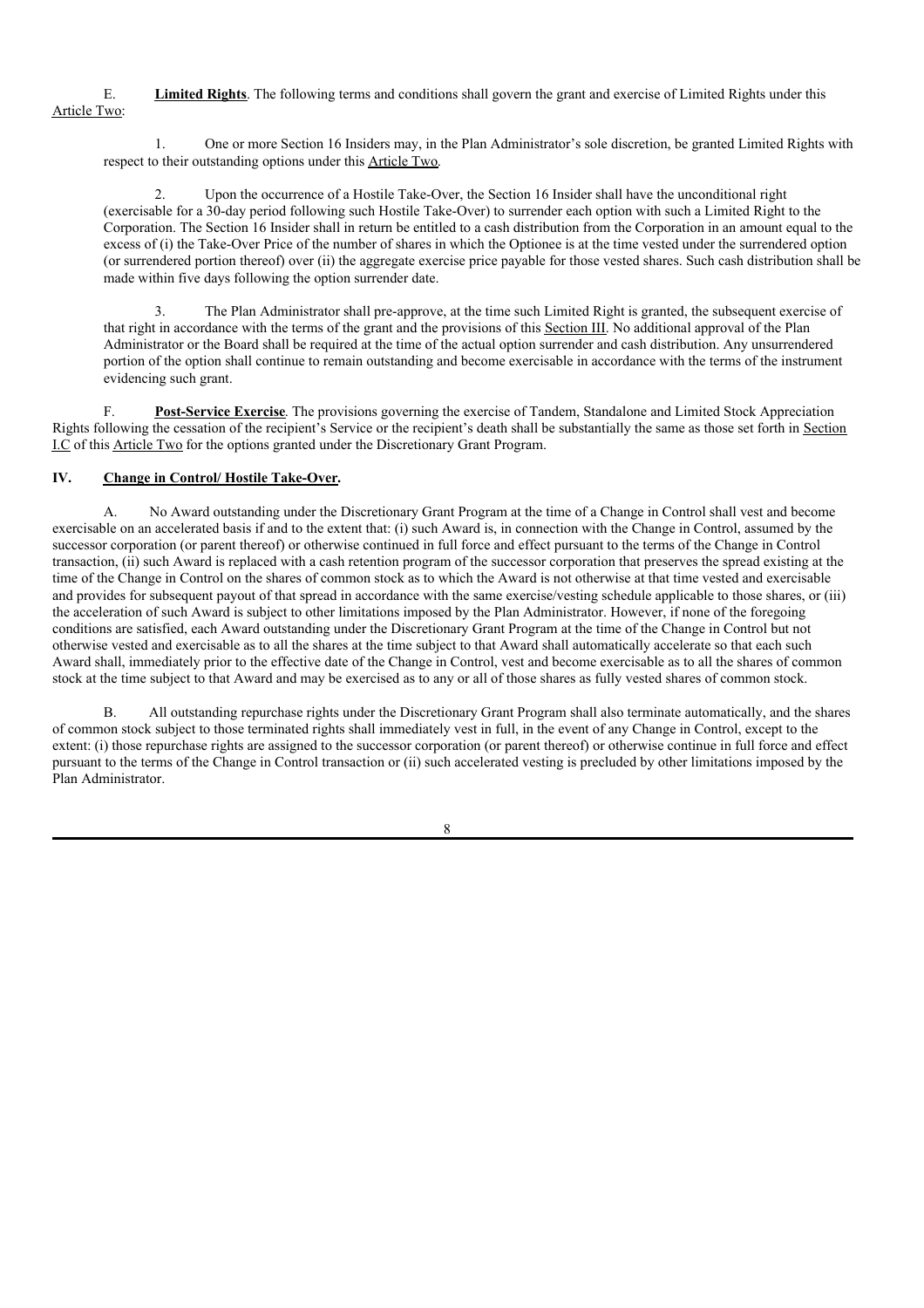E. **Limited Rights**. The following terms and conditions shall govern the grant and exercise of Limited Rights under this Article Two:

1. One or more Section 16 Insiders may, in the Plan Administrator's sole discretion, be granted Limited Rights with respect to their outstanding options under this Article Two.

2. Upon the occurrence of a Hostile Take-Over, the Section 16 Insider shall have the unconditional right (exercisable for a 30-day period following such Hostile Take-Over) to surrender each option with such a Limited Right to the Corporation. The Section 16 Insider shall in return be entitled to a cash distribution from the Corporation in an amount equal to the excess of (i) the Take-Over Price of the number of shares in which the Optionee is at the time vested under the surrendered option (or surrendered portion thereof) over (ii) the aggregate exercise price payable for those vested shares. Such cash distribution shall be made within five days following the option surrender date.

3. The Plan Administrator shall pre-approve, at the time such Limited Right is granted, the subsequent exercise of that right in accordance with the terms of the grant and the provisions of this Section III. No additional approval of the Plan Administrator or the Board shall be required at the time of the actual option surrender and cash distribution. Any unsurrendered portion of the option shall continue to remain outstanding and become exercisable in accordance with the terms of the instrument evidencing such grant.

F. **Post-Service Exercise**. The provisions governing the exercise of Tandem, Standalone and Limited Stock Appreciation Rights following the cessation of the recipient's Service or the recipient's death shall be substantially the same as those set forth in Section I.C of this Article Two for the options granted under the Discretionary Grant Program.

## IV. Change in Control/ Hostile Take-Over.

A. No Award outstanding under the Discretionary Grant Program at the time of a Change in Control shall vest and become exercisable on an accelerated basis if and to the extent that: (i) such Award is, in connection with the Change in Control, assumed by the successor corporation (or parent thereof) or otherwise continued in full force and effect pursuant to the terms of the Change in Control transaction, (ii) such Award is replaced with a cash retention program of the successor corporation that preserves the spread existing at the time of the Change in Control on the shares of common stock as to which the Award is not otherwise at that time vested and exercisable and provides for subsequent payout of that spread in accordance with the same exercise/vesting schedule applicable to those shares, or (iii) the acceleration of such Award is subject to other limitations imposed by the Plan Administrator. However, if none of the foregoing conditions are satisfied, each Award outstanding under the Discretionary Grant Program at the time of the Change in Control but not otherwise vested and exercisable as to all the shares at the time subject to that Award shall automatically accelerate so that each such Award shall, immediately prior to the effective date of the Change in Control, vest and become exercisable as to all the shares of common stock at the time subject to that Award and may be exercised as to any or all of those shares as fully vested shares of common stock.

B. All outstanding repurchase rights under the Discretionary Grant Program shall also terminate automatically, and the shares of common stock subject to those terminated rights shall immediately vest in full, in the event of any Change in Control, except to the extent: (i) those repurchase rights are assigned to the successor corporation (or parent thereof) or otherwise continue in full force and effect pursuant to the terms of the Change in Control transaction or (ii) such accelerated vesting is precluded by other limitations imposed by the Plan Administrator.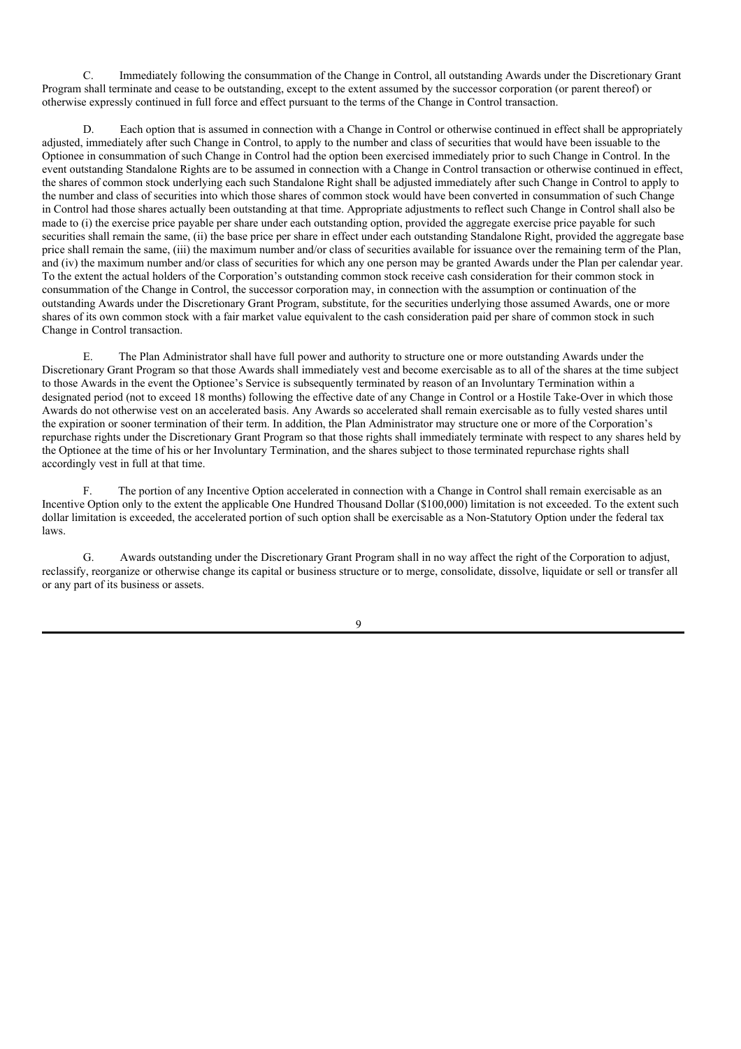C. Immediately following the consummation of the Change in Control, all outstanding Awards under the Discretionary Grant Program shall terminate and cease to be outstanding, except to the extent assumed by the successor corporation (or parent thereof) or otherwise expressly continued in full force and effect pursuant to the terms of the Change in Control transaction.

D. Each option that is assumed in connection with a Change in Control or otherwise continued in effect shall be appropriately adjusted, immediately after such Change in Control, to apply to the number and class of securities that would have been issuable to the Optionee in consummation of such Change in Control had the option been exercised immediately prior to such Change in Control. In the event outstanding Standalone Rights are to be assumed in connection with a Change in Control transaction or otherwise continued in effect, the shares of common stock underlying each such Standalone Right shall be adjusted immediately after such Change in Control to apply to the number and class of securities into which those shares of common stock would have been converted in consummation of such Change in Control had those shares actually been outstanding at that time. Appropriate adjustments to reflect such Change in Control shall also be made to (i) the exercise price payable per share under each outstanding option, provided the aggregate exercise price payable for such securities shall remain the same, (ii) the base price per share in effect under each outstanding Standalone Right, provided the aggregate base price shall remain the same, (iii) the maximum number and/or class of securities available for issuance over the remaining term of the Plan, and (iv) the maximum number and/or class of securities for which any one person may be granted Awards under the Plan per calendar year. To the extent the actual holders of the Corporation's outstanding common stock receive cash consideration for their common stock in consummation of the Change in Control, the successor corporation may, in connection with the assumption or continuation of the outstanding Awards under the Discretionary Grant Program, substitute, for the securities underlying those assumed Awards, one or more shares of its own common stock with a fair market value equivalent to the cash consideration paid per share of common stock in such Change in Control transaction.

E. The Plan Administrator shall have full power and authority to structure one or more outstanding Awards under the Discretionary Grant Program so that those Awards shall immediately vest and become exercisable as to all of the shares at the time subject to those Awards in the event the Optionee's Service is subsequently terminated by reason of an Involuntary Termination within a designated period (not to exceed 18 months) following the effective date of any Change in Control or a Hostile Take-Over in which those Awards do not otherwise vest on an accelerated basis. Any Awards so accelerated shall remain exercisable as to fully vested shares until the expiration or sooner termination of their term. In addition, the Plan Administrator may structure one or more of the Corporation's repurchase rights under the Discretionary Grant Program so that those rights shall immediately terminate with respect to any shares held by the Optionee at the time of his or her Involuntary Termination, and the shares subject to those terminated repurchase rights shall accordingly vest in full at that time.

F. The portion of any Incentive Option accelerated in connection with a Change in Control shall remain exercisable as an Incentive Option only to the extent the applicable One Hundred Thousand Dollar ($100,000) limitation is not exceeded. To the extent such dollar limitation is exceeded, the accelerated portion of such option shall be exercisable as a Non-Statutory Option under the federal tax laws.

G. Awards outstanding under the Discretionary Grant Program shall in no way affect the right of the Corporation to adjust, reclassify, reorganize or otherwise change its capital or business structure or to merge, consolidate, dissolve, liquidate or sell or transfer all or any part of its business or assets.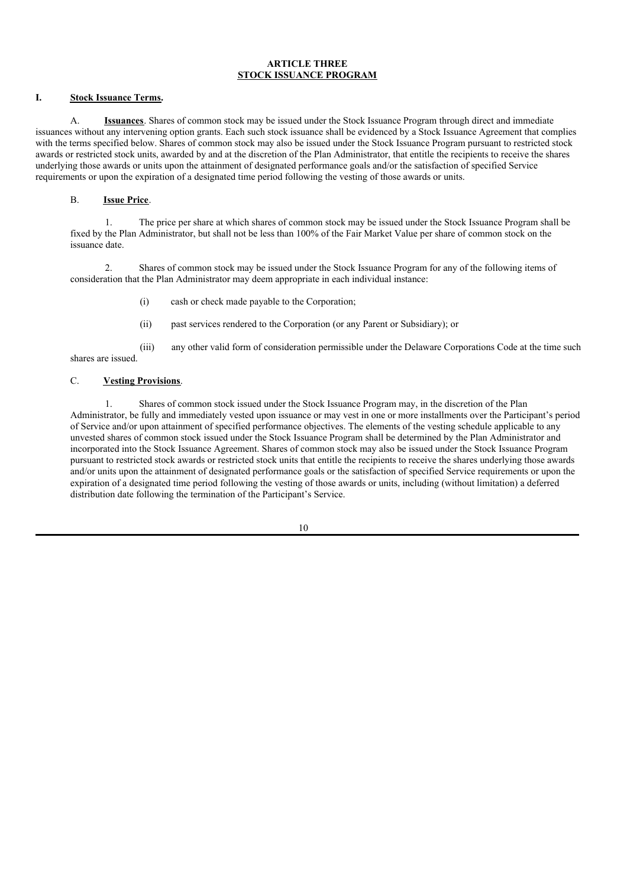## ARTICLE THREE
## STOCK ISSUANCE PROGRAM

**I. Stock Issuance Terms.**

A. **Issuances**. Shares of common stock may be issued under the Stock Issuance Program through direct and immediate issuances without any intervening option grants. Each such stock issuance shall be evidenced by a Stock Issuance Agreement that complies with the terms specified below. Shares of common stock may also be issued under the Stock Issuance Program pursuant to restricted stock awards or restricted stock units, awarded by and at the discretion of the Plan Administrator, that entitle the recipients to receive the shares underlying those awards or units upon the attainment of designated performance goals and/or the satisfaction of specified Service requirements or upon the expiration of a designated time period following the vesting of those awards or units.

B. **Issue Price**.

1. The price per share at which shares of common stock may be issued under the Stock Issuance Program shall be fixed by the Plan Administrator, but shall not be less than 100% of the Fair Market Value per share of common stock on the issuance date.

2. Shares of common stock may be issued under the Stock Issuance Program for any of the following items of consideration that the Plan Administrator may deem appropriate in each individual instance:

(i) cash or check made payable to the Corporation;

(ii) past services rendered to the Corporation (or any Parent or Subsidiary); or

(iii) any other valid form of consideration permissible under the Delaware Corporations Code at the time such shares are issued.

C. **Vesting Provisions**.

1. Shares of common stock issued under the Stock Issuance Program may, in the discretion of the Plan Administrator, be fully and immediately vested upon issuance or may vest in one or more installments over the Participant's period of Service and/or upon attainment of specified performance objectives. The elements of the vesting schedule applicable to any unvested shares of common stock issued under the Stock Issuance Program shall be determined by the Plan Administrator and incorporated into the Stock Issuance Agreement. Shares of common stock may also be issued under the Stock Issuance Program pursuant to restricted stock awards or restricted stock units that entitle the recipients to receive the shares underlying those awards and/or units upon the attainment of designated performance goals or the satisfaction of specified Service requirements or upon the expiration of a designated time period following the vesting of those awards or units, including (without limitation) a deferred distribution date following the termination of the Participant's Service.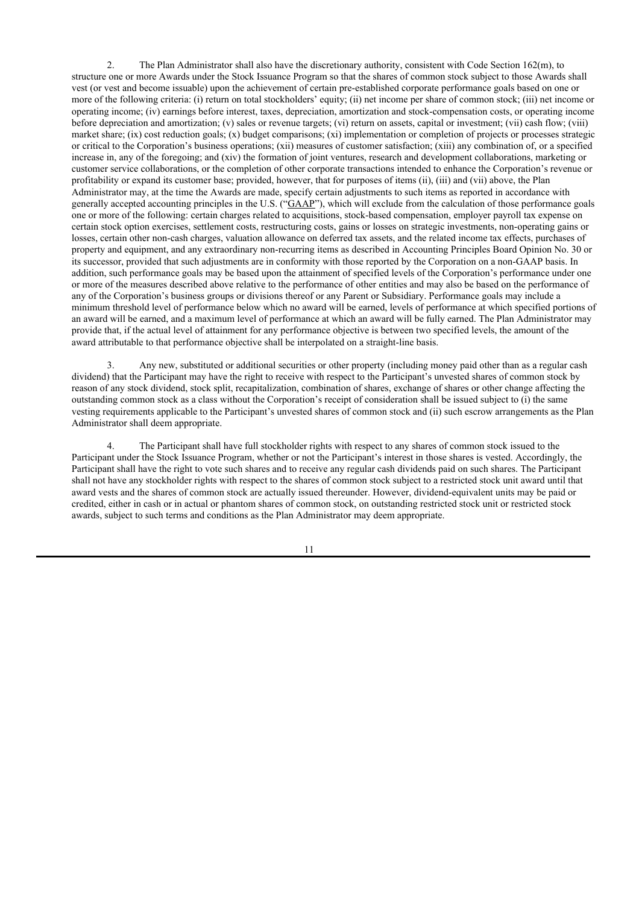2. The Plan Administrator shall also have the discretionary authority, consistent with Code Section 162(m), to structure one or more Awards under the Stock Issuance Program so that the shares of common stock subject to those Awards shall vest (or vest and become issuable) upon the achievement of certain pre-established corporate performance goals based on one or more of the following criteria: (i) return on total stockholders' equity; (ii) net income per share of common stock; (iii) net income or operating income; (iv) earnings before interest, taxes, depreciation, amortization and stock-compensation costs, or operating income before depreciation and amortization; (v) sales or revenue targets; (vi) return on assets, capital or investment; (vii) cash flow; (viii) market share; (ix) cost reduction goals; (x) budget comparisons; (xi) implementation or completion of projects or processes strategic or critical to the Corporation's business operations; (xii) measures of customer satisfaction; (xiii) any combination of, or a specified increase in, any of the foregoing; and (xiv) the formation of joint ventures, research and development collaborations, marketing or customer service collaborations, or the completion of other corporate transactions intended to enhance the Corporation's revenue or profitability or expand its customer base; provided, however, that for purposes of items (ii), (iii) and (vii) above, the Plan Administrator may, at the time the Awards are made, specify certain adjustments to such items as reported in accordance with generally accepted accounting principles in the U.S. ("GAAP"), which will exclude from the calculation of those performance goals one or more of the following: certain charges related to acquisitions, stock-based compensation, employer payroll tax expense on certain stock option exercises, settlement costs, restructuring costs, gains or losses on strategic investments, non-operating gains or losses, certain other non-cash charges, valuation allowance on deferred tax assets, and the related income tax effects, purchases of property and equipment, and any extraordinary non-recurring items as described in Accounting Principles Board Opinion No. 30 or its successor, provided that such adjustments are in conformity with those reported by the Corporation on a non-GAAP basis. In addition, such performance goals may be based upon the attainment of specified levels of the Corporation's performance under one or more of the measures described above relative to the performance of other entities and may also be based on the performance of any of the Corporation's business groups or divisions thereof or any Parent or Subsidiary. Performance goals may include a minimum threshold level of performance below which no award will be earned, levels of performance at which specified portions of an award will be earned, and a maximum level of performance at which an award will be fully earned. The Plan Administrator may provide that, if the actual level of attainment for any performance objective is between two specified levels, the amount of the award attributable to that performance objective shall be interpolated on a straight-line basis.

3. Any new, substituted or additional securities or other property (including money paid other than as a regular cash dividend) that the Participant may have the right to receive with respect to the Participant's unvested shares of common stock by reason of any stock dividend, stock split, recapitalization, combination of shares, exchange of shares or other change affecting the outstanding common stock as a class without the Corporation's receipt of consideration shall be issued subject to (i) the same vesting requirements applicable to the Participant's unvested shares of common stock and (ii) such escrow arrangements as the Plan Administrator shall deem appropriate.

4. The Participant shall have full stockholder rights with respect to any shares of common stock issued to the Participant under the Stock Issuance Program, whether or not the Participant's interest in those shares is vested. Accordingly, the Participant shall have the right to vote such shares and to receive any regular cash dividends paid on such shares. The Participant shall not have any stockholder rights with respect to the shares of common stock subject to a restricted stock unit award until that award vests and the shares of common stock are actually issued thereunder. However, dividend-equivalent units may be paid or credited, either in cash or in actual or phantom shares of common stock, on outstanding restricted stock unit or restricted stock awards, subject to such terms and conditions as the Plan Administrator may deem appropriate.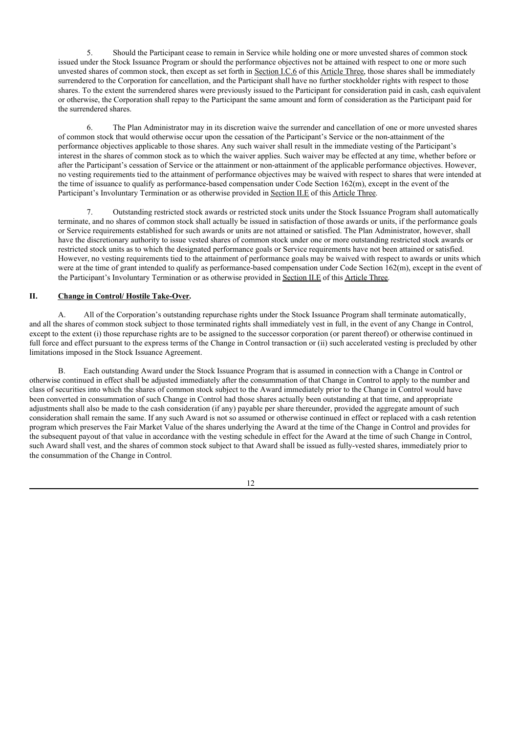5. Should the Participant cease to remain in Service while holding one or more unvested shares of common stock issued under the Stock Issuance Program or should the performance objectives not be attained with respect to one or more such unvested shares of common stock, then except as set forth in Section I.C.6 of this Article Three, those shares shall be immediately surrendered to the Corporation for cancellation, and the Participant shall have no further stockholder rights with respect to those shares. To the extent the surrendered shares were previously issued to the Participant for consideration paid in cash, cash equivalent or otherwise, the Corporation shall repay to the Participant the same amount and form of consideration as the Participant paid for the surrendered shares.

6. The Plan Administrator may in its discretion waive the surrender and cancellation of one or more unvested shares of common stock that would otherwise occur upon the cessation of the Participant's Service or the non-attainment of the performance objectives applicable to those shares. Any such waiver shall result in the immediate vesting of the Participant's interest in the shares of common stock as to which the waiver applies. Such waiver may be effected at any time, whether before or after the Participant's cessation of Service or the attainment or non-attainment of the applicable performance objectives. However, no vesting requirements tied to the attainment of performance objectives may be waived with respect to shares that were intended at the time of issuance to qualify as performance-based compensation under Code Section 162(m), except in the event of the Participant's Involuntary Termination or as otherwise provided in Section II.E of this Article Three.

7. Outstanding restricted stock awards or restricted stock units under the Stock Issuance Program shall automatically terminate, and no shares of common stock shall actually be issued in satisfaction of those awards or units, if the performance goals or Service requirements established for such awards or units are not attained or satisfied. The Plan Administrator, however, shall have the discretionary authority to issue vested shares of common stock under one or more outstanding restricted stock awards or restricted stock units as to which the designated performance goals or Service requirements have not been attained or satisfied. However, no vesting requirements tied to the attainment of performance goals may be waived with respect to awards or units which were at the time of grant intended to qualify as performance-based compensation under Code Section 162(m), except in the event of the Participant's Involuntary Termination or as otherwise provided in Section II.E of this Article Three.

## II. Change in Control/ Hostile Take-Over.

A. All of the Corporation's outstanding repurchase rights under the Stock Issuance Program shall terminate automatically, and all the shares of common stock subject to those terminated rights shall immediately vest in full, in the event of any Change in Control, except to the extent (i) those repurchase rights are to be assigned to the successor corporation (or parent thereof) or otherwise continued in full force and effect pursuant to the express terms of the Change in Control transaction or (ii) such accelerated vesting is precluded by other limitations imposed in the Stock Issuance Agreement.

B. Each outstanding Award under the Stock Issuance Program that is assumed in connection with a Change in Control or otherwise continued in effect shall be adjusted immediately after the consummation of that Change in Control to apply to the number and class of securities into which the shares of common stock subject to the Award immediately prior to the Change in Control would have been converted in consummation of such Change in Control had those shares actually been outstanding at that time, and appropriate adjustments shall also be made to the cash consideration (if any) payable per share thereunder, provided the aggregate amount of such consideration shall remain the same. If any such Award is not so assumed or otherwise continued in effect or replaced with a cash retention program which preserves the Fair Market Value of the shares underlying the Award at the time of the Change in Control and provides for the subsequent payout of that value in accordance with the vesting schedule in effect for the Award at the time of such Change in Control, such Award shall vest, and the shares of common stock subject to that Award shall be issued as fully-vested shares, immediately prior to the consummation of the Change in Control.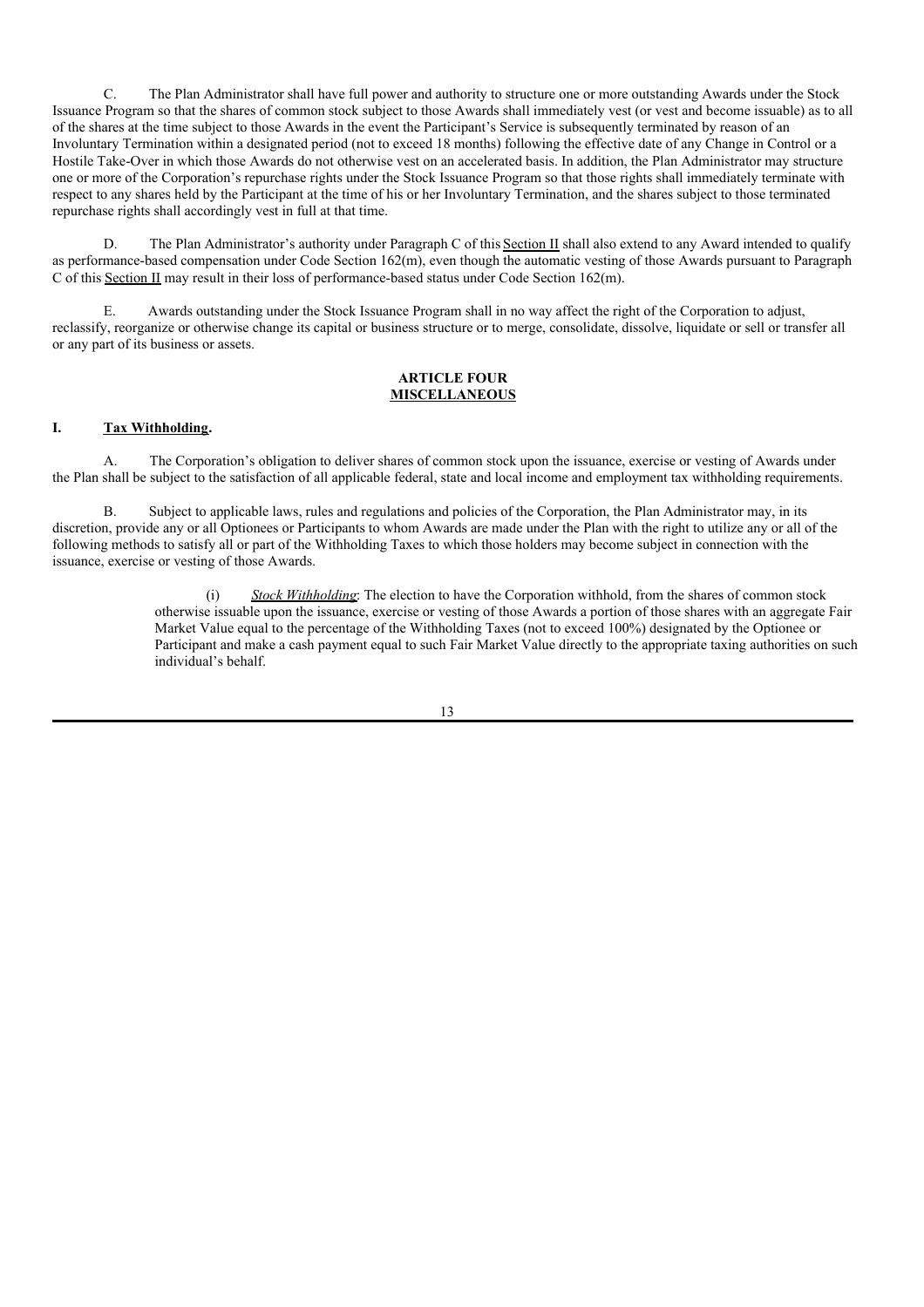C. The Plan Administrator shall have full power and authority to structure one or more outstanding Awards under the Stock Issuance Program so that the shares of common stock subject to those Awards shall immediately vest (or vest and become issuable) as to all of the shares at the time subject to those Awards in the event the Participant's Service is subsequently terminated by reason of an Involuntary Termination within a designated period (not to exceed 18 months) following the effective date of any Change in Control or a Hostile Take-Over in which those Awards do not otherwise vest on an accelerated basis. In addition, the Plan Administrator may structure one or more of the Corporation's repurchase rights under the Stock Issuance Program so that those rights shall immediately terminate with respect to any shares held by the Participant at the time of his or her Involuntary Termination, and the shares subject to those terminated repurchase rights shall accordingly vest in full at that time.

D. The Plan Administrator's authority under Paragraph C of this Section II shall also extend to any Award intended to qualify as performance-based compensation under Code Section 162(m), even though the automatic vesting of those Awards pursuant to Paragraph C of this Section II may result in their loss of performance-based status under Code Section 162(m).

E. Awards outstanding under the Stock Issuance Program shall in no way affect the right of the Corporation to adjust, reclassify, reorganize or otherwise change its capital or business structure or to merge, consolidate, dissolve, liquidate or sell or transfer all or any part of its business or assets.

## ARTICLE FOUR
## MISCELLANEOUS

### I. Tax Withholding.

A. The Corporation's obligation to deliver shares of common stock upon the issuance, exercise or vesting of Awards under the Plan shall be subject to the satisfaction of all applicable federal, state and local income and employment tax withholding requirements.

B. Subject to applicable laws, rules and regulations and policies of the Corporation, the Plan Administrator may, in its discretion, provide any or all Optionees or Participants to whom Awards are made under the Plan with the right to utilize any or all of the following methods to satisfy all or part of the Withholding Taxes to which those holders may become subject in connection with the issuance, exercise or vesting of those Awards.

(i) *Stock Withholding*: The election to have the Corporation withhold, from the shares of common stock otherwise issuable upon the issuance, exercise or vesting of those Awards a portion of those shares with an aggregate Fair Market Value equal to the percentage of the Withholding Taxes (not to exceed 100%) designated by the Optionee or Participant and make a cash payment equal to such Fair Market Value directly to the appropriate taxing authorities on such individual's behalf.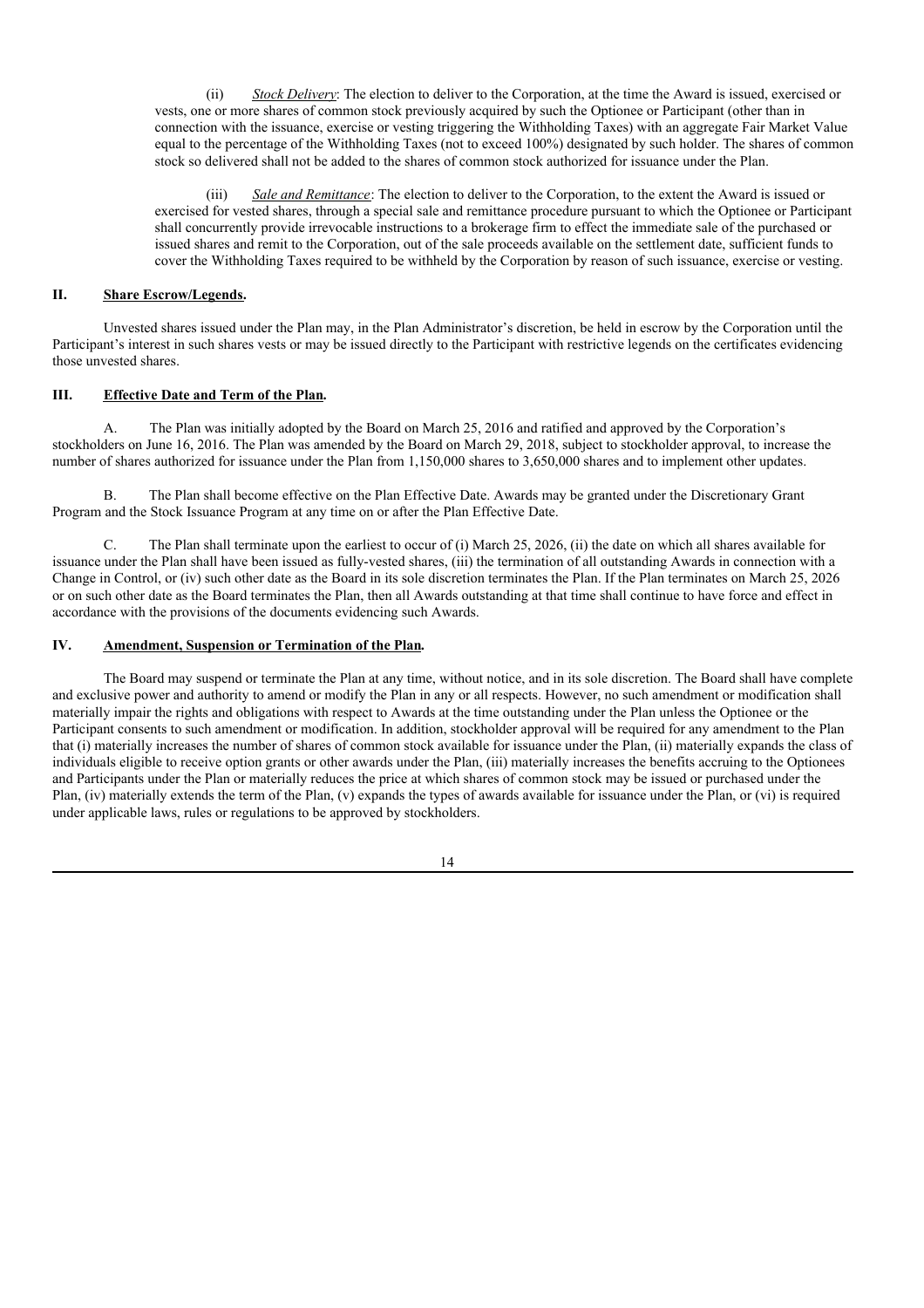(ii) *Stock Delivery*: The election to deliver to the Corporation, at the time the Award is issued, exercised or vests, one or more shares of common stock previously acquired by such the Optionee or Participant (other than in connection with the issuance, exercise or vesting triggering the Withholding Taxes) with an aggregate Fair Market Value equal to the percentage of the Withholding Taxes (not to exceed 100%) designated by such holder. The shares of common stock so delivered shall not be added to the shares of common stock authorized for issuance under the Plan.

(iii) *Sale and Remittance*: The election to deliver to the Corporation, to the extent the Award is issued or exercised for vested shares, through a special sale and remittance procedure pursuant to which the Optionee or Participant shall concurrently provide irrevocable instructions to a brokerage firm to effect the immediate sale of the purchased or issued shares and remit to the Corporation, out of the sale proceeds available on the settlement date, sufficient funds to cover the Withholding Taxes required to be withheld by the Corporation by reason of such issuance, exercise or vesting.

## II. Share Escrow/Legends.

Unvested shares issued under the Plan may, in the Plan Administrator's discretion, be held in escrow by the Corporation until the Participant's interest in such shares vests or may be issued directly to the Participant with restrictive legends on the certificates evidencing those unvested shares.

## III. Effective Date and Term of the Plan.

A. The Plan was initially adopted by the Board on March 25, 2016 and ratified and approved by the Corporation's stockholders on June 16, 2016. The Plan was amended by the Board on March 29, 2018, subject to stockholder approval, to increase the number of shares authorized for issuance under the Plan from 1,150,000 shares to 3,650,000 shares and to implement other updates.

B. The Plan shall become effective on the Plan Effective Date. Awards may be granted under the Discretionary Grant Program and the Stock Issuance Program at any time on or after the Plan Effective Date.

C. The Plan shall terminate upon the earliest to occur of (i) March 25, 2026, (ii) the date on which all shares available for issuance under the Plan shall have been issued as fully-vested shares, (iii) the termination of all outstanding Awards in connection with a Change in Control, or (iv) such other date as the Board in its sole discretion terminates the Plan. If the Plan terminates on March 25, 2026 or on such other date as the Board terminates the Plan, then all Awards outstanding at that time shall continue to have force and effect in accordance with the provisions of the documents evidencing such Awards.

## IV. Amendment, Suspension or Termination of the Plan.

The Board may suspend or terminate the Plan at any time, without notice, and in its sole discretion. The Board shall have complete and exclusive power and authority to amend or modify the Plan in any or all respects. However, no such amendment or modification shall materially impair the rights and obligations with respect to Awards at the time outstanding under the Plan unless the Optionee or the Participant consents to such amendment or modification. In addition, stockholder approval will be required for any amendment to the Plan that (i) materially increases the number of shares of common stock available for issuance under the Plan, (ii) materially expands the class of individuals eligible to receive option grants or other awards under the Plan, (iii) materially increases the benefits accruing to the Optionees and Participants under the Plan or materially reduces the price at which shares of common stock may be issued or purchased under the Plan, (iv) materially extends the term of the Plan, (v) expands the types of awards available for issuance under the Plan, or (vi) is required under applicable laws, rules or regulations to be approved by stockholders.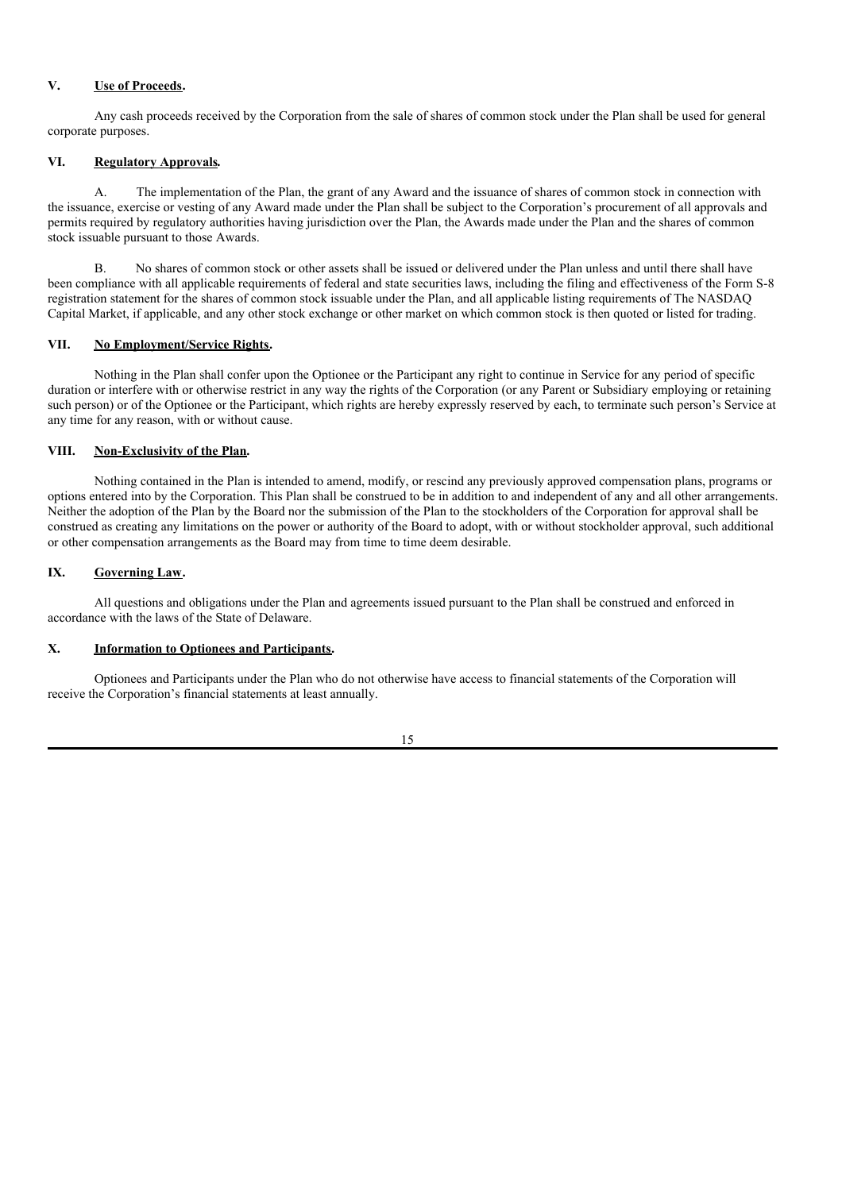## V. Use of Proceeds.

Any cash proceeds received by the Corporation from the sale of shares of common stock under the Plan shall be used for general corporate purposes.

## VI. Regulatory Approvals.

A. The implementation of the Plan, the grant of any Award and the issuance of shares of common stock in connection with the issuance, exercise or vesting of any Award made under the Plan shall be subject to the Corporation's procurement of all approvals and permits required by regulatory authorities having jurisdiction over the Plan, the Awards made under the Plan and the shares of common stock issuable pursuant to those Awards.

B. No shares of common stock or other assets shall be issued or delivered under the Plan unless and until there shall have been compliance with all applicable requirements of federal and state securities laws, including the filing and effectiveness of the Form S-8 registration statement for the shares of common stock issuable under the Plan, and all applicable listing requirements of The NASDAQ Capital Market, if applicable, and any other stock exchange or other market on which common stock is then quoted or listed for trading.

## VII. No Employment/Service Rights.

Nothing in the Plan shall confer upon the Optionee or the Participant any right to continue in Service for any period of specific duration or interfere with or otherwise restrict in any way the rights of the Corporation (or any Parent or Subsidiary employing or retaining such person) or of the Optionee or the Participant, which rights are hereby expressly reserved by each, to terminate such person's Service at any time for any reason, with or without cause.

## VIII. Non-Exclusivity of the Plan.

Nothing contained in the Plan is intended to amend, modify, or rescind any previously approved compensation plans, programs or options entered into by the Corporation. This Plan shall be construed to be in addition to and independent of any and all other arrangements. Neither the adoption of the Plan by the Board nor the submission of the Plan to the stockholders of the Corporation for approval shall be construed as creating any limitations on the power or authority of the Board to adopt, with or without stockholder approval, such additional or other compensation arrangements as the Board may from time to time deem desirable.

## IX. Governing Law.

All questions and obligations under the Plan and agreements issued pursuant to the Plan shall be construed and enforced in accordance with the laws of the State of Delaware.

## X. Information to Optionees and Participants.

Optionees and Participants under the Plan who do not otherwise have access to financial statements of the Corporation will receive the Corporation's financial statements at least annually.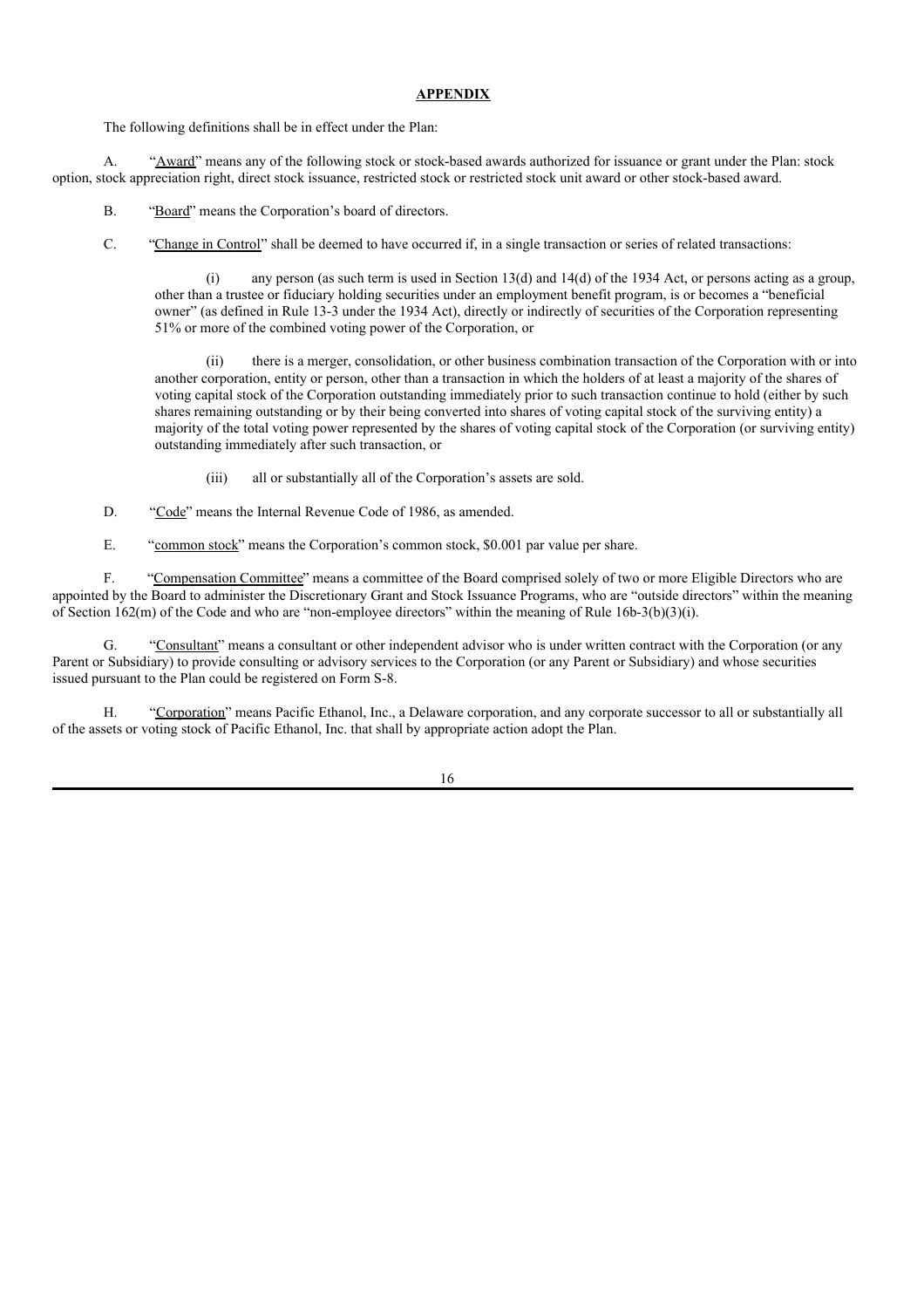**APPENDIX**

The following definitions shall be in effect under the Plan:

A. "Award" means any of the following stock or stock-based awards authorized for issuance or grant under the Plan: stock option, stock appreciation right, direct stock issuance, restricted stock or restricted stock unit award or other stock-based award.

B. "Board" means the Corporation's board of directors.

C. "Change in Control" shall be deemed to have occurred if, in a single transaction or series of related transactions:

(i) any person (as such term is used in Section 13(d) and 14(d) of the 1934 Act, or persons acting as a group, other than a trustee or fiduciary holding securities under an employment benefit program, is or becomes a "beneficial owner" (as defined in Rule 13-3 under the 1934 Act), directly or indirectly of securities of the Corporation representing 51% or more of the combined voting power of the Corporation, or

(ii) there is a merger, consolidation, or other business combination transaction of the Corporation with or into another corporation, entity or person, other than a transaction in which the holders of at least a majority of the shares of voting capital stock of the Corporation outstanding immediately prior to such transaction continue to hold (either by such shares remaining outstanding or by their being converted into shares of voting capital stock of the surviving entity) a majority of the total voting power represented by the shares of voting capital stock of the Corporation (or surviving entity) outstanding immediately after such transaction, or

(iii) all or substantially all of the Corporation's assets are sold.

D. "Code" means the Internal Revenue Code of 1986, as amended.

E. "common stock" means the Corporation's common stock, $0.001 par value per share.

F. "Compensation Committee" means a committee of the Board comprised solely of two or more Eligible Directors who are appointed by the Board to administer the Discretionary Grant and Stock Issuance Programs, who are "outside directors" within the meaning of Section 162(m) of the Code and who are "non-employee directors" within the meaning of Rule 16b-3(b)(3)(i).

G. "Consultant" means a consultant or other independent advisor who is under written contract with the Corporation (or any Parent or Subsidiary) to provide consulting or advisory services to the Corporation (or any Parent or Subsidiary) and whose securities issued pursuant to the Plan could be registered on Form S-8.

H. "Corporation" means Pacific Ethanol, Inc., a Delaware corporation, and any corporate successor to all or substantially all of the assets or voting stock of Pacific Ethanol, Inc. that shall by appropriate action adopt the Plan.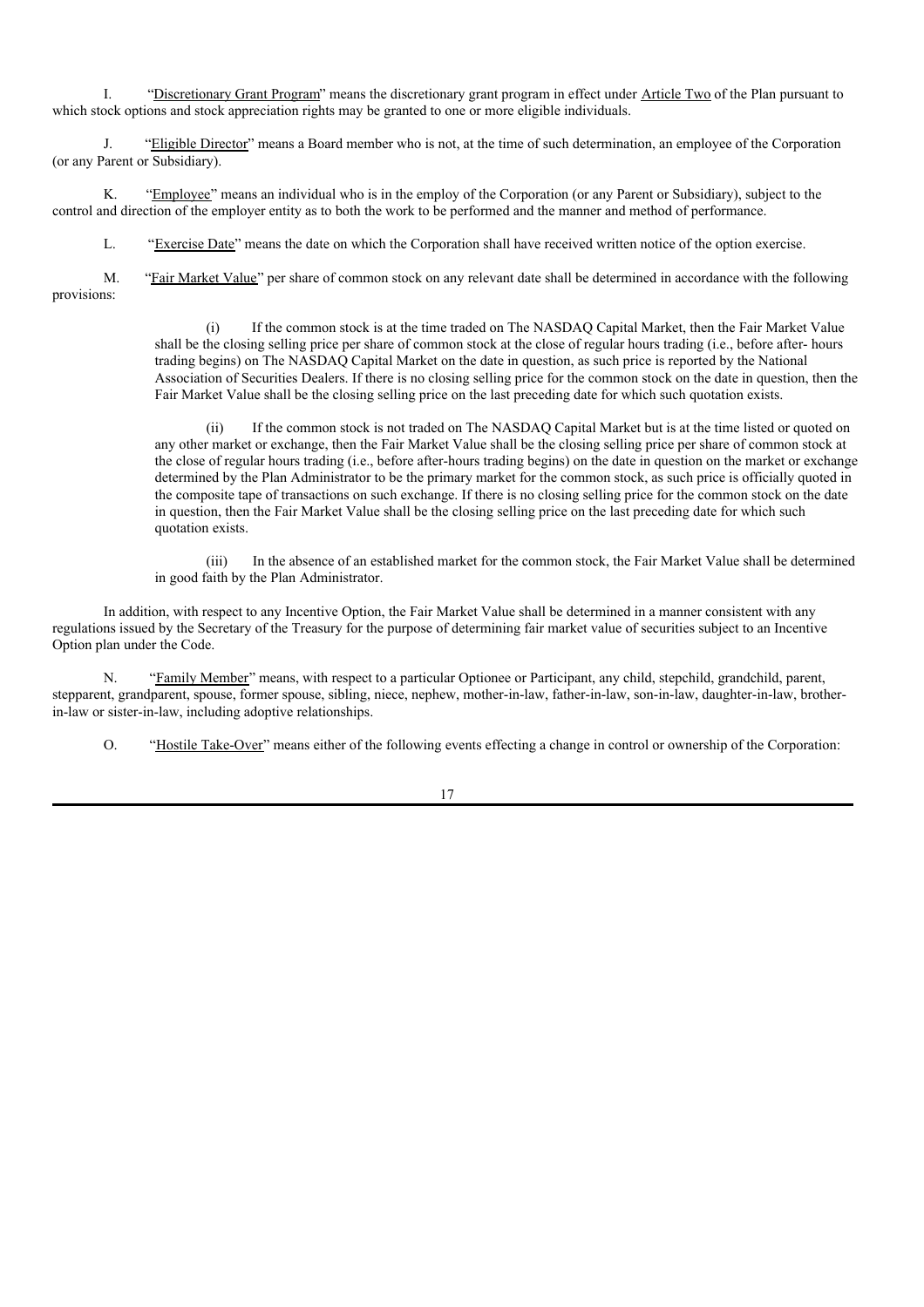I. "Discretionary Grant Program" means the discretionary grant program in effect under Article Two of the Plan pursuant to which stock options and stock appreciation rights may be granted to one or more eligible individuals.

J. "Eligible Director" means a Board member who is not, at the time of such determination, an employee of the Corporation (or any Parent or Subsidiary).

K. "Employee" means an individual who is in the employ of the Corporation (or any Parent or Subsidiary), subject to the control and direction of the employer entity as to both the work to be performed and the manner and method of performance.

L. "Exercise Date" means the date on which the Corporation shall have received written notice of the option exercise.

M. "Fair Market Value" per share of common stock on any relevant date shall be determined in accordance with the following provisions:

(i) If the common stock is at the time traded on The NASDAQ Capital Market, then the Fair Market Value shall be the closing selling price per share of common stock at the close of regular hours trading (i.e., before after- hours trading begins) on The NASDAQ Capital Market on the date in question, as such price is reported by the National Association of Securities Dealers. If there is no closing selling price for the common stock on the date in question, then the Fair Market Value shall be the closing selling price on the last preceding date for which such quotation exists.

(ii) If the common stock is not traded on The NASDAQ Capital Market but is at the time listed or quoted on any other market or exchange, then the Fair Market Value shall be the closing selling price per share of common stock at the close of regular hours trading (i.e., before after-hours trading begins) on the date in question on the market or exchange determined by the Plan Administrator to be the primary market for the common stock, as such price is officially quoted in the composite tape of transactions on such exchange. If there is no closing selling price for the common stock on the date in question, then the Fair Market Value shall be the closing selling price on the last preceding date for which such quotation exists.

(iii) In the absence of an established market for the common stock, the Fair Market Value shall be determined in good faith by the Plan Administrator.

In addition, with respect to any Incentive Option, the Fair Market Value shall be determined in a manner consistent with any regulations issued by the Secretary of the Treasury for the purpose of determining fair market value of securities subject to an Incentive Option plan under the Code.

N. "Family Member" means, with respect to a particular Optionee or Participant, any child, stepchild, grandchild, parent, stepparent, grandparent, spouse, former spouse, sibling, niece, nephew, mother-in-law, father-in-law, son-in-law, daughter-in-law, brother-in-law or sister-in-law, including adoptive relationships.

O. "Hostile Take-Over" means either of the following events effecting a change in control or ownership of the Corporation: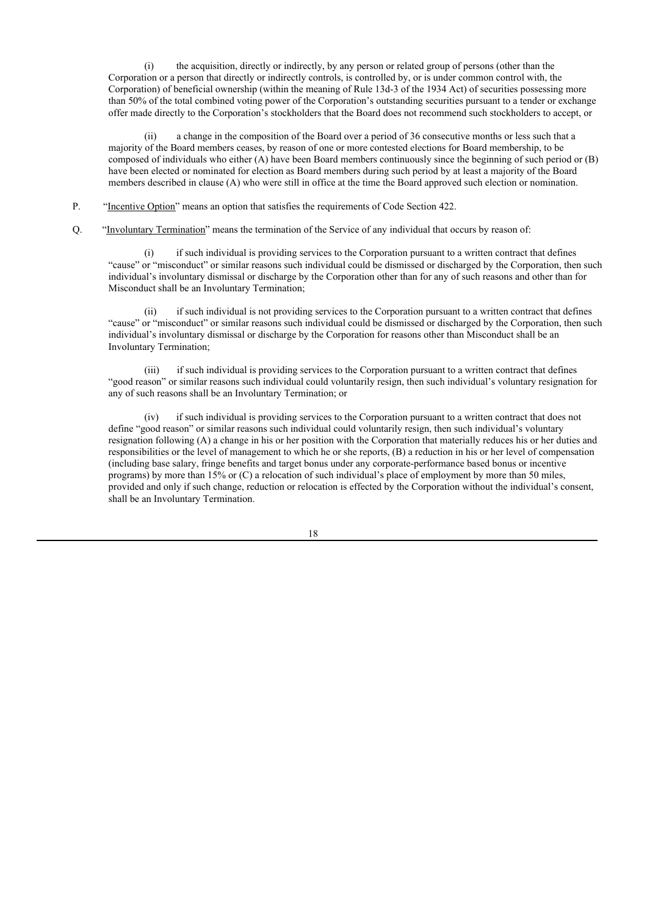(i) the acquisition, directly or indirectly, by any person or related group of persons (other than the Corporation or a person that directly or indirectly controls, is controlled by, or is under common control with, the Corporation) of beneficial ownership (within the meaning of Rule 13d-3 of the 1934 Act) of securities possessing more than 50% of the total combined voting power of the Corporation's outstanding securities pursuant to a tender or exchange offer made directly to the Corporation's stockholders that the Board does not recommend such stockholders to accept, or

(ii) a change in the composition of the Board over a period of 36 consecutive months or less such that a majority of the Board members ceases, by reason of one or more contested elections for Board membership, to be composed of individuals who either (A) have been Board members continuously since the beginning of such period or (B) have been elected or nominated for election as Board members during such period by at least a majority of the Board members described in clause (A) who were still in office at the time the Board approved such election or nomination.

P. "Incentive Option" means an option that satisfies the requirements of Code Section 422.

Q. "Involuntary Termination" means the termination of the Service of any individual that occurs by reason of:

(i) if such individual is providing services to the Corporation pursuant to a written contract that defines "cause" or "misconduct" or similar reasons such individual could be dismissed or discharged by the Corporation, then such individual's involuntary dismissal or discharge by the Corporation other than for any of such reasons and other than for Misconduct shall be an Involuntary Termination;

(ii) if such individual is not providing services to the Corporation pursuant to a written contract that defines "cause" or "misconduct" or similar reasons such individual could be dismissed or discharged by the Corporation, then such individual's involuntary dismissal or discharge by the Corporation for reasons other than Misconduct shall be an Involuntary Termination;

(iii) if such individual is providing services to the Corporation pursuant to a written contract that defines "good reason" or similar reasons such individual could voluntarily resign, then such individual's voluntary resignation for any of such reasons shall be an Involuntary Termination; or

(iv) if such individual is providing services to the Corporation pursuant to a written contract that does not define "good reason" or similar reasons such individual could voluntarily resign, then such individual's voluntary resignation following (A) a change in his or her position with the Corporation that materially reduces his or her duties and responsibilities or the level of management to which he or she reports, (B) a reduction in his or her level of compensation (including base salary, fringe benefits and target bonus under any corporate-performance based bonus or incentive programs) by more than 15% or (C) a relocation of such individual's place of employment by more than 50 miles, provided and only if such change, reduction or relocation is effected by the Corporation without the individual's consent, shall be an Involuntary Termination.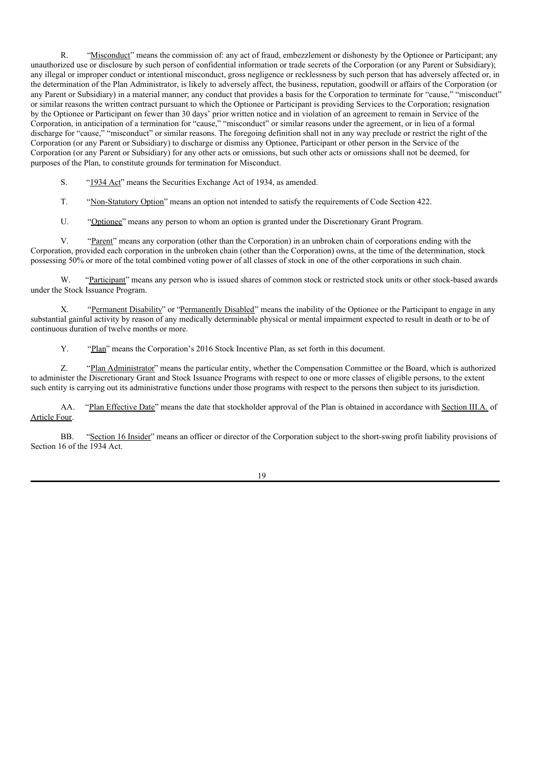R. "Misconduct" means the commission of: any act of fraud, embezzlement or dishonesty by the Optionee or Participant; any unauthorized use or disclosure by such person of confidential information or trade secrets of the Corporation (or any Parent or Subsidiary); any illegal or improper conduct or intentional misconduct, gross negligence or recklessness by such person that has adversely affected or, in the determination of the Plan Administrator, is likely to adversely affect, the business, reputation, goodwill or affairs of the Corporation (or any Parent or Subsidiary) in a material manner; any conduct that provides a basis for the Corporation to terminate for "cause," "misconduct" or similar reasons the written contract pursuant to which the Optionee or Participant is providing Services to the Corporation; resignation by the Optionee or Participant on fewer than 30 days' prior written notice and in violation of an agreement to remain in Service of the Corporation, in anticipation of a termination for "cause," "misconduct" or similar reasons under the agreement, or in lieu of a formal discharge for "cause," "misconduct" or similar reasons. The foregoing definition shall not in any way preclude or restrict the right of the Corporation (or any Parent or Subsidiary) to discharge or dismiss any Optionee, Participant or other person in the Service of the Corporation (or any Parent or Subsidiary) for any other acts or omissions, but such other acts or omissions shall not be deemed, for purposes of the Plan, to constitute grounds for termination for Misconduct.

S. "1934 Act" means the Securities Exchange Act of 1934, as amended.

T. "Non-Statutory Option" means an option not intended to satisfy the requirements of Code Section 422.

U. "Optionee" means any person to whom an option is granted under the Discretionary Grant Program.

V. "Parent" means any corporation (other than the Corporation) in an unbroken chain of corporations ending with the Corporation, provided each corporation in the unbroken chain (other than the Corporation) owns, at the time of the determination, stock possessing 50% or more of the total combined voting power of all classes of stock in one of the other corporations in such chain.

W. "Participant" means any person who is issued shares of common stock or restricted stock units or other stock-based awards under the Stock Issuance Program.

X. "Permanent Disability" or "Permanently Disabled" means the inability of the Optionee or the Participant to engage in any substantial gainful activity by reason of any medically determinable physical or mental impairment expected to result in death or to be of continuous duration of twelve months or more.

Y. "Plan" means the Corporation's 2016 Stock Incentive Plan, as set forth in this document.

Z. "Plan Administrator" means the particular entity, whether the Compensation Committee or the Board, which is authorized to administer the Discretionary Grant and Stock Issuance Programs with respect to one or more classes of eligible persons, to the extent such entity is carrying out its administrative functions under those programs with respect to the persons then subject to its jurisdiction.

AA. "Plan Effective Date" means the date that stockholder approval of the Plan is obtained in accordance with Section III.A. of Article Four.

BB. "Section 16 Insider" means an officer or director of the Corporation subject to the short-swing profit liability provisions of Section 16 of the 1934 Act.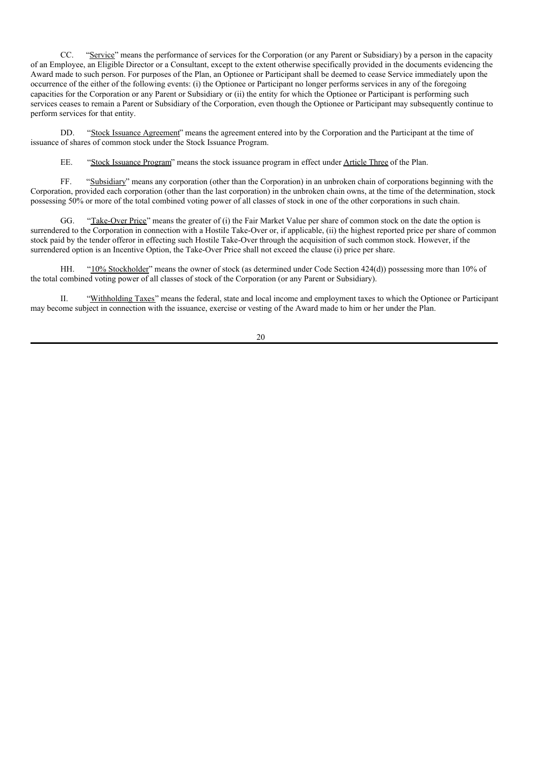CC. "Service" means the performance of services for the Corporation (or any Parent or Subsidiary) by a person in the capacity of an Employee, an Eligible Director or a Consultant, except to the extent otherwise specifically provided in the documents evidencing the Award made to such person. For purposes of the Plan, an Optionee or Participant shall be deemed to cease Service immediately upon the occurrence of the either of the following events: (i) the Optionee or Participant no longer performs services in any of the foregoing capacities for the Corporation or any Parent or Subsidiary or (ii) the entity for which the Optionee or Participant is performing such services ceases to remain a Parent or Subsidiary of the Corporation, even though the Optionee or Participant may subsequently continue to perform services for that entity.

DD. "Stock Issuance Agreement" means the agreement entered into by the Corporation and the Participant at the time of issuance of shares of common stock under the Stock Issuance Program.

EE. "Stock Issuance Program" means the stock issuance program in effect under Article Three of the Plan.

FF. "Subsidiary" means any corporation (other than the Corporation) in an unbroken chain of corporations beginning with the Corporation, provided each corporation (other than the last corporation) in the unbroken chain owns, at the time of the determination, stock possessing 50% or more of the total combined voting power of all classes of stock in one of the other corporations in such chain.

GG. "Take-Over Price" means the greater of (i) the Fair Market Value per share of common stock on the date the option is surrendered to the Corporation in connection with a Hostile Take-Over or, if applicable, (ii) the highest reported price per share of common stock paid by the tender offeror in effecting such Hostile Take-Over through the acquisition of such common stock. However, if the surrendered option is an Incentive Option, the Take-Over Price shall not exceed the clause (i) price per share.

HH. "10% Stockholder" means the owner of stock (as determined under Code Section 424(d)) possessing more than 10% of the total combined voting power of all classes of stock of the Corporation (or any Parent or Subsidiary).

II. "Withholding Taxes" means the federal, state and local income and employment taxes to which the Optionee or Participant may become subject in connection with the issuance, exercise or vesting of the Award made to him or her under the Plan.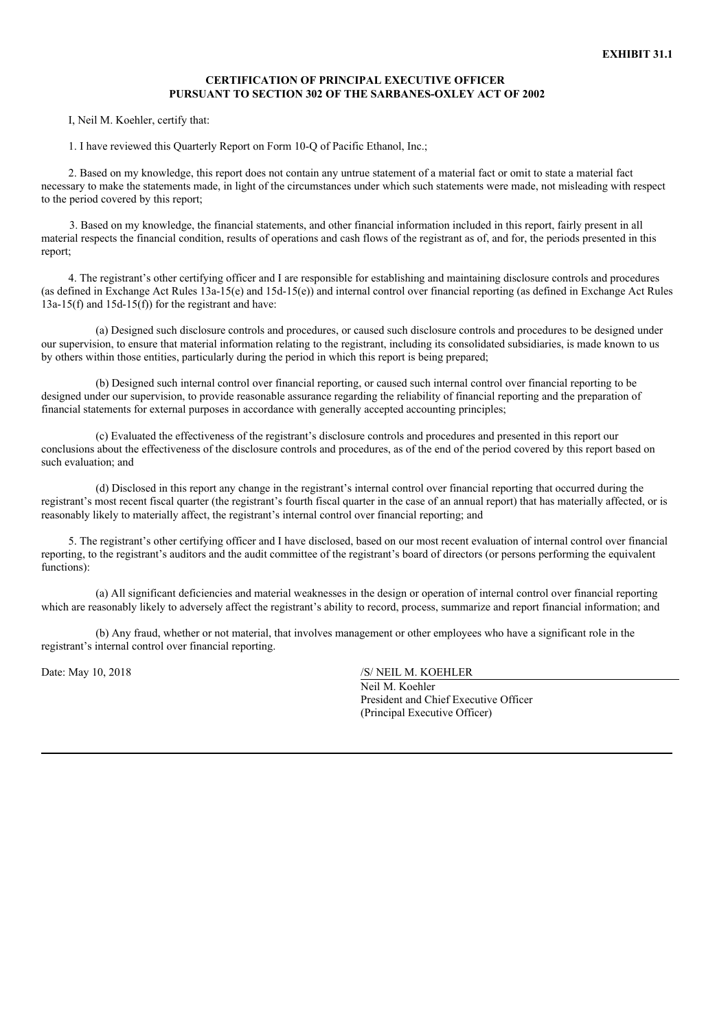**EXHIBIT 31.1**

**CERTIFICATION OF PRINCIPAL EXECUTIVE OFFICER
PURSUANT TO SECTION 302 OF THE SARBANES-OXLEY ACT OF 2002**

I, Neil M. Koehler, certify that:

1. I have reviewed this Quarterly Report on Form 10-Q of Pacific Ethanol, Inc.;

2. Based on my knowledge, this report does not contain any untrue statement of a material fact or omit to state a material fact necessary to make the statements made, in light of the circumstances under which such statements were made, not misleading with respect to the period covered by this report;

3. Based on my knowledge, the financial statements, and other financial information included in this report, fairly present in all material respects the financial condition, results of operations and cash flows of the registrant as of, and for, the periods presented in this report;

4. The registrant's other certifying officer and I are responsible for establishing and maintaining disclosure controls and procedures (as defined in Exchange Act Rules 13a-15(e) and 15d-15(e)) and internal control over financial reporting (as defined in Exchange Act Rules 13a-15(f) and 15d-15(f)) for the registrant and have:

(a) Designed such disclosure controls and procedures, or caused such disclosure controls and procedures to be designed under our supervision, to ensure that material information relating to the registrant, including its consolidated subsidiaries, is made known to us by others within those entities, particularly during the period in which this report is being prepared;

(b) Designed such internal control over financial reporting, or caused such internal control over financial reporting to be designed under our supervision, to provide reasonable assurance regarding the reliability of financial reporting and the preparation of financial statements for external purposes in accordance with generally accepted accounting principles;

(c) Evaluated the effectiveness of the registrant's disclosure controls and procedures and presented in this report our conclusions about the effectiveness of the disclosure controls and procedures, as of the end of the period covered by this report based on such evaluation; and

(d) Disclosed in this report any change in the registrant's internal control over financial reporting that occurred during the registrant's most recent fiscal quarter (the registrant's fourth fiscal quarter in the case of an annual report) that has materially affected, or is reasonably likely to materially affect, the registrant's internal control over financial reporting; and

5. The registrant's other certifying officer and I have disclosed, based on our most recent evaluation of internal control over financial reporting, to the registrant's auditors and the audit committee of the registrant's board of directors (or persons performing the equivalent functions):

(a) All significant deficiencies and material weaknesses in the design or operation of internal control over financial reporting which are reasonably likely to adversely affect the registrant's ability to record, process, summarize and report financial information; and

(b) Any fraud, whether or not material, that involves management or other employees who have a significant role in the registrant's internal control over financial reporting.

Date: May 10, 2018

/S/ NEIL M. KOEHLER
Neil M. Koehler
President and Chief Executive Officer
(Principal Executive Officer)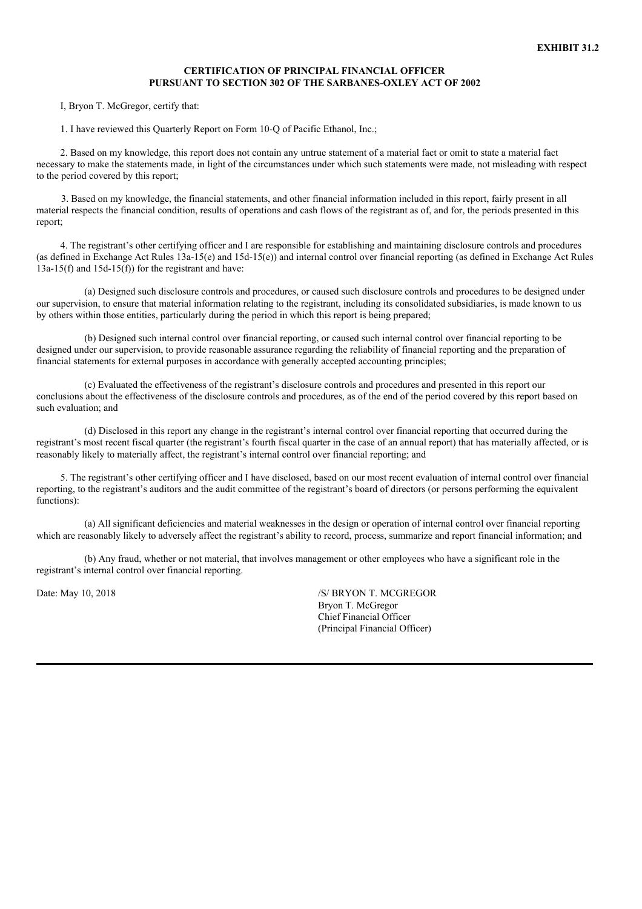**EXHIBIT 31.2**

**CERTIFICATION OF PRINCIPAL FINANCIAL OFFICER**
**PURSUANT TO SECTION 302 OF THE SARBANES-OXLEY ACT OF 2002**

I, Bryon T. McGregor, certify that:

1. I have reviewed this Quarterly Report on Form 10-Q of Pacific Ethanol, Inc.;

2. Based on my knowledge, this report does not contain any untrue statement of a material fact or omit to state a material fact necessary to make the statements made, in light of the circumstances under which such statements were made, not misleading with respect to the period covered by this report;

3. Based on my knowledge, the financial statements, and other financial information included in this report, fairly present in all material respects the financial condition, results of operations and cash flows of the registrant as of, and for, the periods presented in this report;

4. The registrant's other certifying officer and I are responsible for establishing and maintaining disclosure controls and procedures (as defined in Exchange Act Rules 13a-15(e) and 15d-15(e)) and internal control over financial reporting (as defined in Exchange Act Rules 13a-15(f) and 15d-15(f)) for the registrant and have:

(a) Designed such disclosure controls and procedures, or caused such disclosure controls and procedures to be designed under our supervision, to ensure that material information relating to the registrant, including its consolidated subsidiaries, is made known to us by others within those entities, particularly during the period in which this report is being prepared;

(b) Designed such internal control over financial reporting, or caused such internal control over financial reporting to be designed under our supervision, to provide reasonable assurance regarding the reliability of financial reporting and the preparation of financial statements for external purposes in accordance with generally accepted accounting principles;

(c) Evaluated the effectiveness of the registrant's disclosure controls and procedures and presented in this report our conclusions about the effectiveness of the disclosure controls and procedures, as of the end of the period covered by this report based on such evaluation; and

(d) Disclosed in this report any change in the registrant's internal control over financial reporting that occurred during the registrant's most recent fiscal quarter (the registrant's fourth fiscal quarter in the case of an annual report) that has materially affected, or is reasonably likely to materially affect, the registrant's internal control over financial reporting; and

5. The registrant's other certifying officer and I have disclosed, based on our most recent evaluation of internal control over financial reporting, to the registrant's auditors and the audit committee of the registrant's board of directors (or persons performing the equivalent functions):

(a) All significant deficiencies and material weaknesses in the design or operation of internal control over financial reporting which are reasonably likely to adversely affect the registrant's ability to record, process, summarize and report financial information; and

(b) Any fraud, whether or not material, that involves management or other employees who have a significant role in the registrant's internal control over financial reporting.

Date: May 10, 2018

/S/ BRYON T. MCGREGOR
Bryon T. McGregor
Chief Financial Officer
(Principal Financial Officer)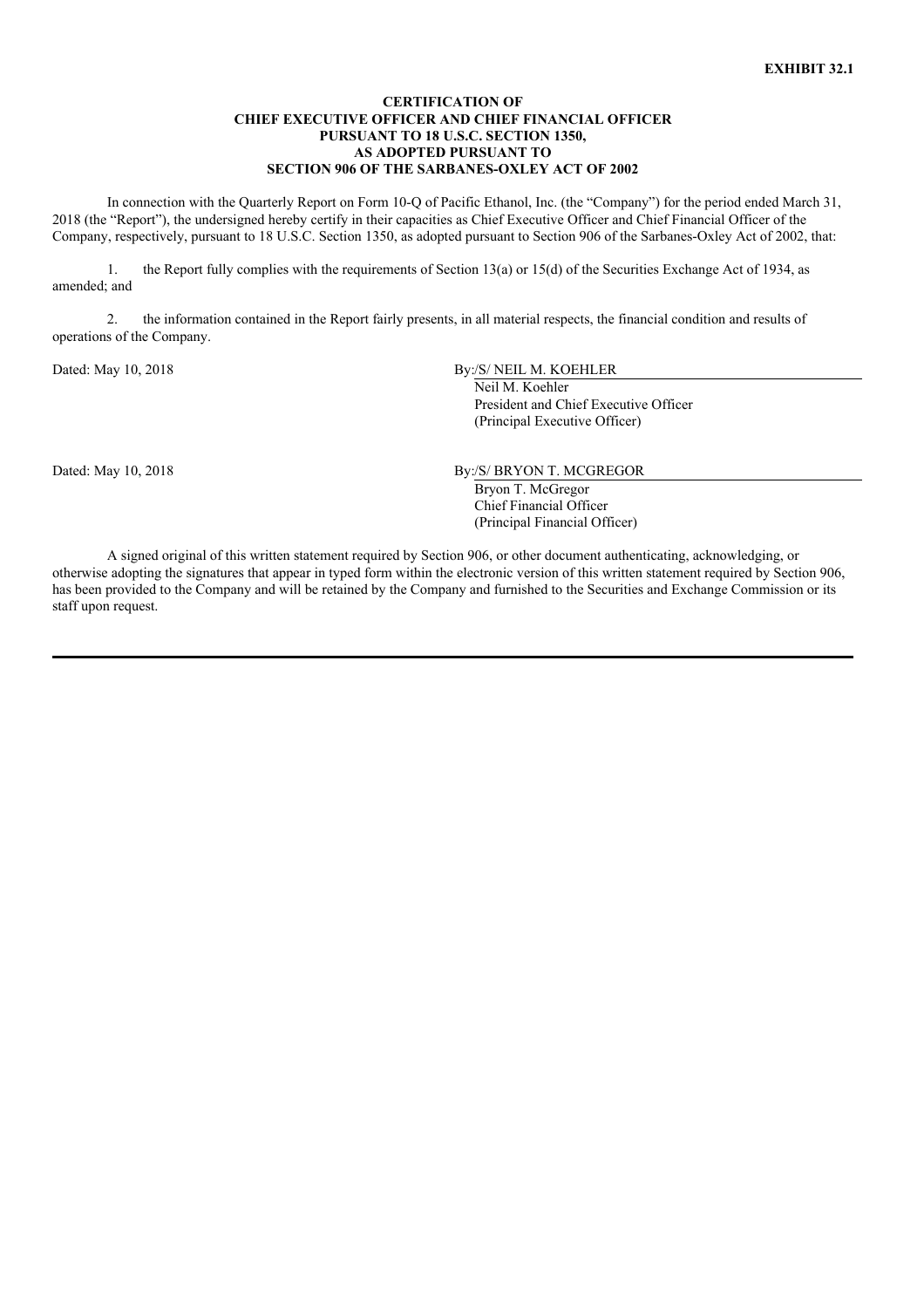**EXHIBIT 32.1**

**CERTIFICATION OF**
**CHIEF EXECUTIVE OFFICER AND CHIEF FINANCIAL OFFICER**
**PURSUANT TO 18 U.S.C. SECTION 1350,**
**AS ADOPTED PURSUANT TO**
**SECTION 906 OF THE SARBANES-OXLEY ACT OF 2002**

In connection with the Quarterly Report on Form 10-Q of Pacific Ethanol, Inc. (the "Company") for the period ended March 31, 2018 (the "Report"), the undersigned hereby certify in their capacities as Chief Executive Officer and Chief Financial Officer of the Company, respectively, pursuant to 18 U.S.C. Section 1350, as adopted pursuant to Section 906 of the Sarbanes-Oxley Act of 2002, that:

1. the Report fully complies with the requirements of Section 13(a) or 15(d) of the Securities Exchange Act of 1934, as amended; and

2. the information contained in the Report fairly presents, in all material respects, the financial condition and results of operations of the Company.

Dated: May 10, 2018

By:/S/ NEIL M. KOEHLER
Neil M. Koehler
President and Chief Executive Officer
(Principal Executive Officer)

Dated: May 10, 2018

By:/S/ BRYON T. MCGREGOR
Bryon T. McGregor
Chief Financial Officer
(Principal Financial Officer)

A signed original of this written statement required by Section 906, or other document authenticating, acknowledging, or otherwise adopting the signatures that appear in typed form within the electronic version of this written statement required by Section 906, has been provided to the Company and will be retained by the Company and furnished to the Securities and Exchange Commission or its staff upon request.